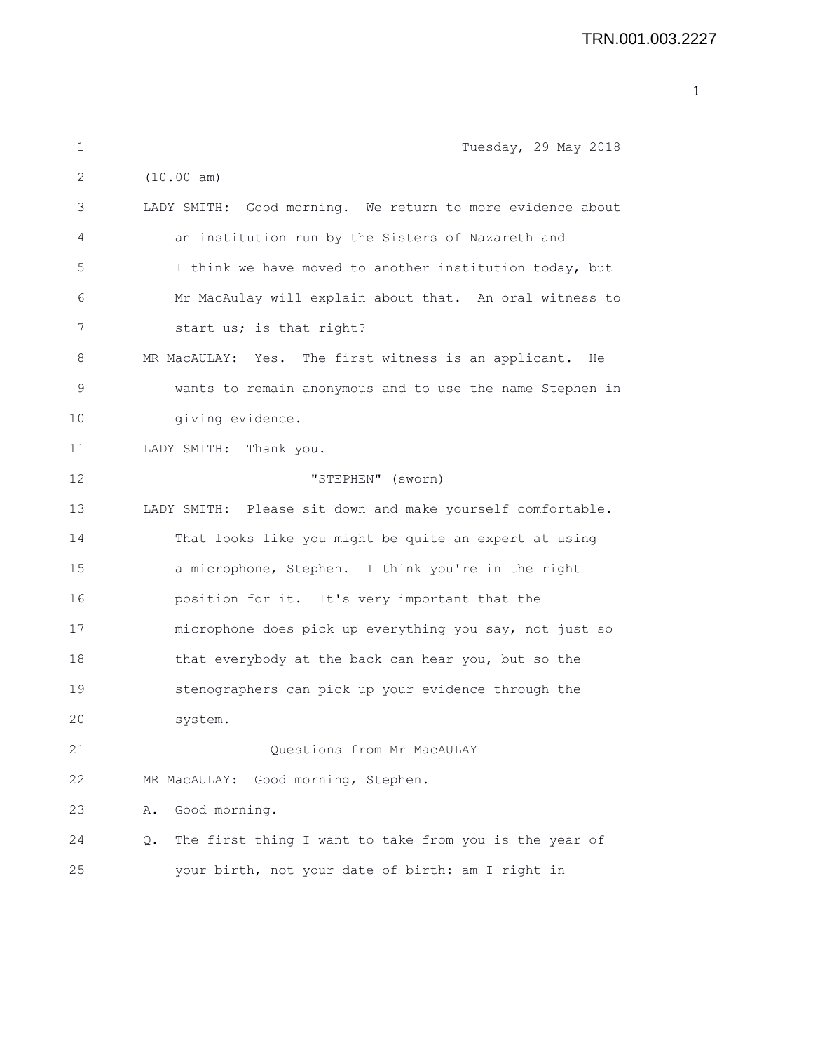Tuesday, 29 May 2018

(10.00 am)

LADY SMITH: Good morning. We return to more evidence about an institution run by the Sisters of Nazareth and I think we have moved to another institution today, but Mr MacAulay will explain about that. An oral witness to start us; is that right?

MR MacAULAY: Yes. The first witness is an applicant. He wants to remain anonymous and to use the name Stephen in giving evidence.

LADY SMITH: Thank you.

"STEPHEN" (sworn)

LADY SMITH: Please sit down and make yourself comfortable. That looks like you might be quite an expert at using a microphone, Stephen. I think you're in the right position for it. It's very important that the microphone does pick up everything you say, not just so that everybody at the back can hear you, but so the stenographers can pick up your evidence through the system.

Questions from Mr MacAULAY

MR MacAULAY: Good morning, Stephen.

A. Good morning.

Q. The first thing I want to take from you is the year of your birth, not your date of birth: am I right in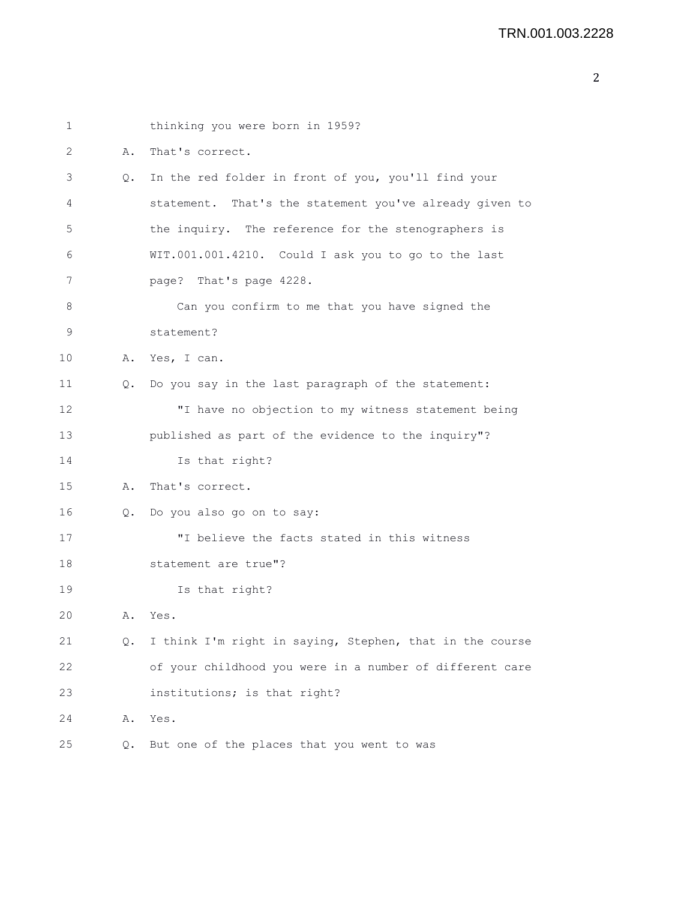thinking you were born in 1959?

A. That's correct.

Q. In the red folder in front of you, you'll find your statement. That's the statement you've already given to the inquiry. The reference for the stenographers is WIT.001.001.4210. Could I ask you to go to the last page? That's page 4228.

Can you confirm to me that you have signed the statement?

A. Yes, I can.

Q. Do you say in the last paragraph of the statement:

"I have no objection to my witness statement being published as part of the evidence to the inquiry"?

Is that right?

A. That's correct.

Q. Do you also go on to say:

"I believe the facts stated in this witness statement are true"?

Is that right?

A. Yes.

Q. I think I'm right in saying, Stephen, that in the course of your childhood you were in a number of different care institutions; is that right?

A. Yes.

Q. But one of the places that you went to was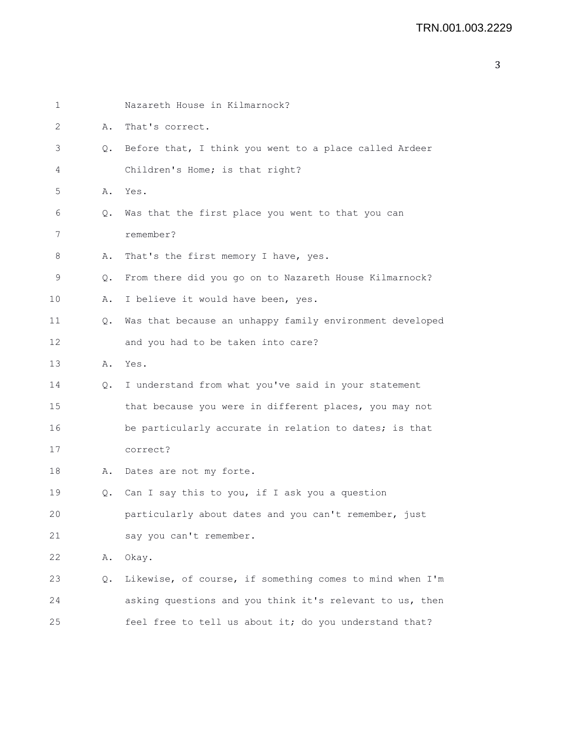Nazareth House in Kilmarnock?

A. That's correct.

Q. Before that, I think you went to a place called Ardeer Children's Home; is that right?

A. Yes.

Q. Was that the first place you went to that you can remember?

A. That's the first memory I have, yes.

Q. From there did you go on to Nazareth House Kilmarnock?

A. I believe it would have been, yes.

Q. Was that because an unhappy family environment developed and you had to be taken into care?

A. Yes.

Q. I understand from what you've said in your statement that because you were in different places, you may not be particularly accurate in relation to dates; is that correct?

A. Dates are not my forte.

Q. Can I say this to you, if I ask you a question particularly about dates and you can't remember, just say you can't remember.

A. Okay.

Q. Likewise, of course, if something comes to mind when I'm asking questions and you think it's relevant to us, then feel free to tell us about it; do you understand that?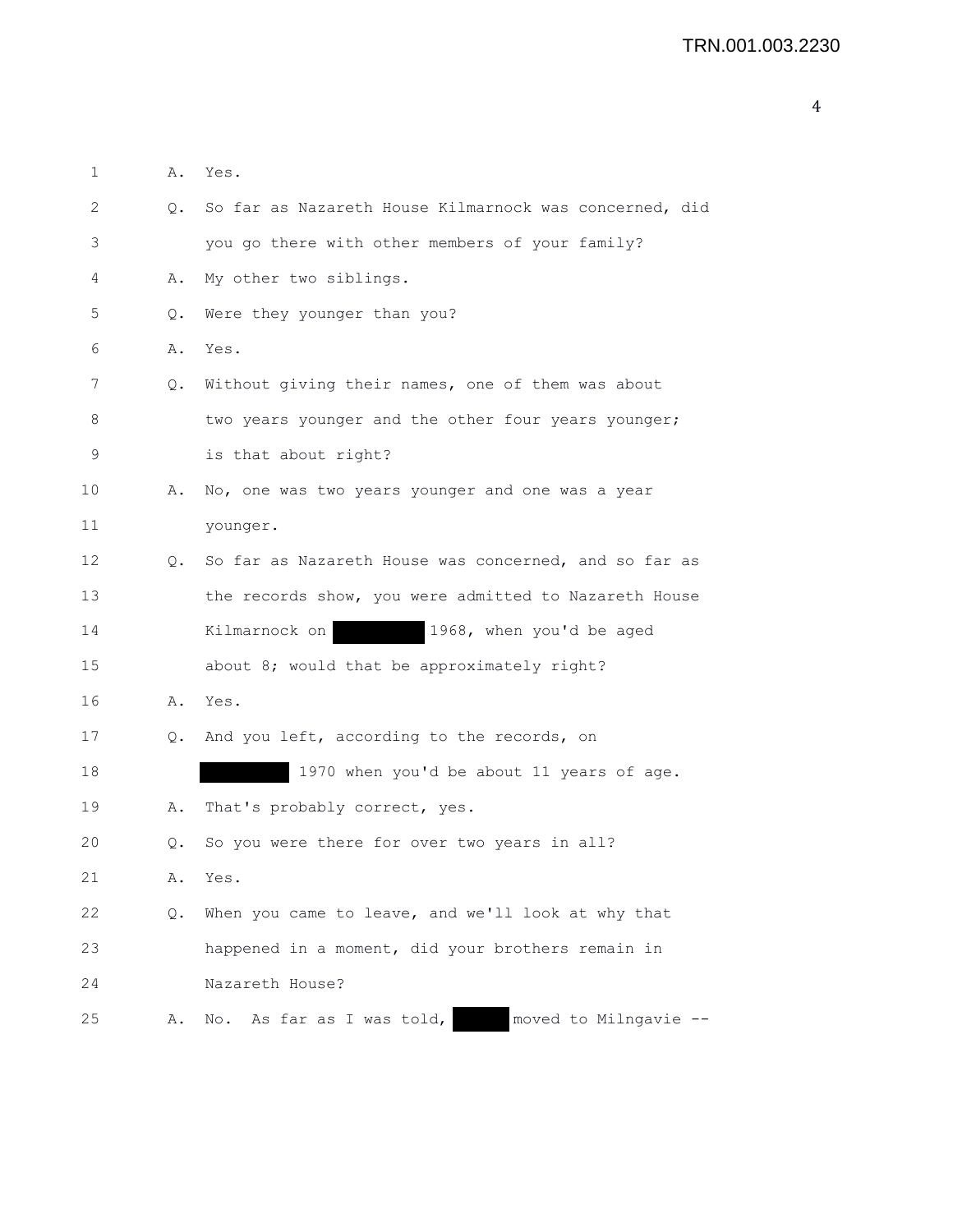A. Yes.

Q. So far as Nazareth House Kilmarnock was concerned, did you go there with other members of your family?

A. My other two siblings.

Q. Were they younger than you?

A. Yes.

Q. Without giving their names, one of them was about two years younger and the other four years younger; is that about right?

A. No, one was two years younger and one was a year younger.

Q. So far as Nazareth House was concerned, and so far as the records show, you were admitted to Nazareth House Kilmarnock on [REDACTED] 1968, when you'd be aged about 8; would that be approximately right?

A. Yes.

Q. And you left, according to the records, on [REDACTED] 1970 when you'd be about 11 years of age.

A. That's probably correct, yes.

Q. So you were there for over two years in all?

A. Yes.

Q. When you came to leave, and we'll look at why that happened in a moment, did your brothers remain in Nazareth House?

A. No. As far as I was told, [REDACTED] moved to Milngavie --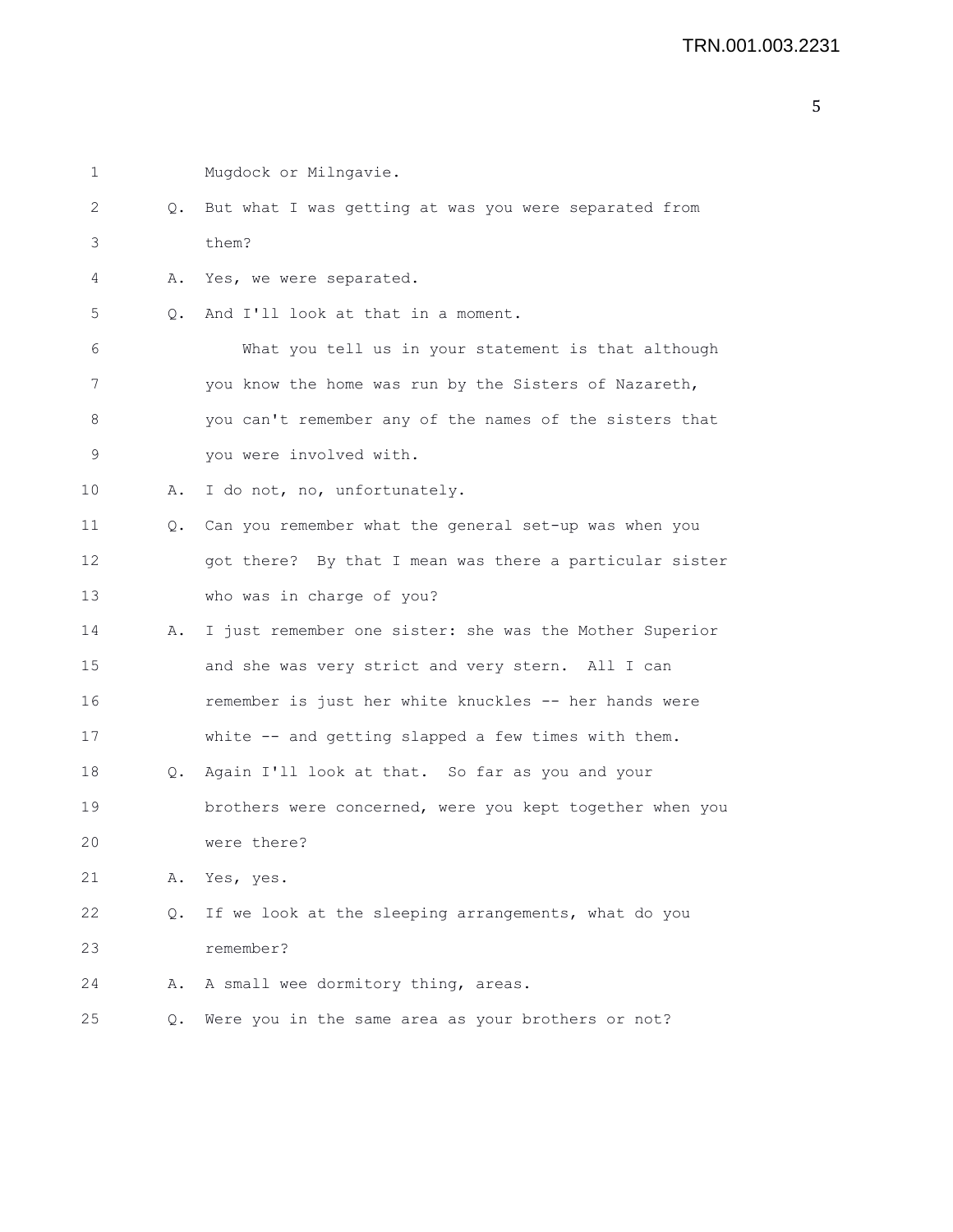Mugdock or Milngavie.

Q. But what I was getting at was you were separated from them?

A. Yes, we were separated.

Q. And I'll look at that in a moment.

What you tell us in your statement is that although you know the home was run by the Sisters of Nazareth, you can't remember any of the names of the sisters that you were involved with.

A. I do not, no, unfortunately.

Q. Can you remember what the general set-up was when you got there? By that I mean was there a particular sister who was in charge of you?

A. I just remember one sister: she was the Mother Superior and she was very strict and very stern. All I can remember is just her white knuckles -- her hands were white -- and getting slapped a few times with them.

Q. Again I'll look at that. So far as you and your brothers were concerned, were you kept together when you were there?

A. Yes, yes.

Q. If we look at the sleeping arrangements, what do you remember?

A. A small wee dormitory thing, areas.

Q. Were you in the same area as your brothers or not?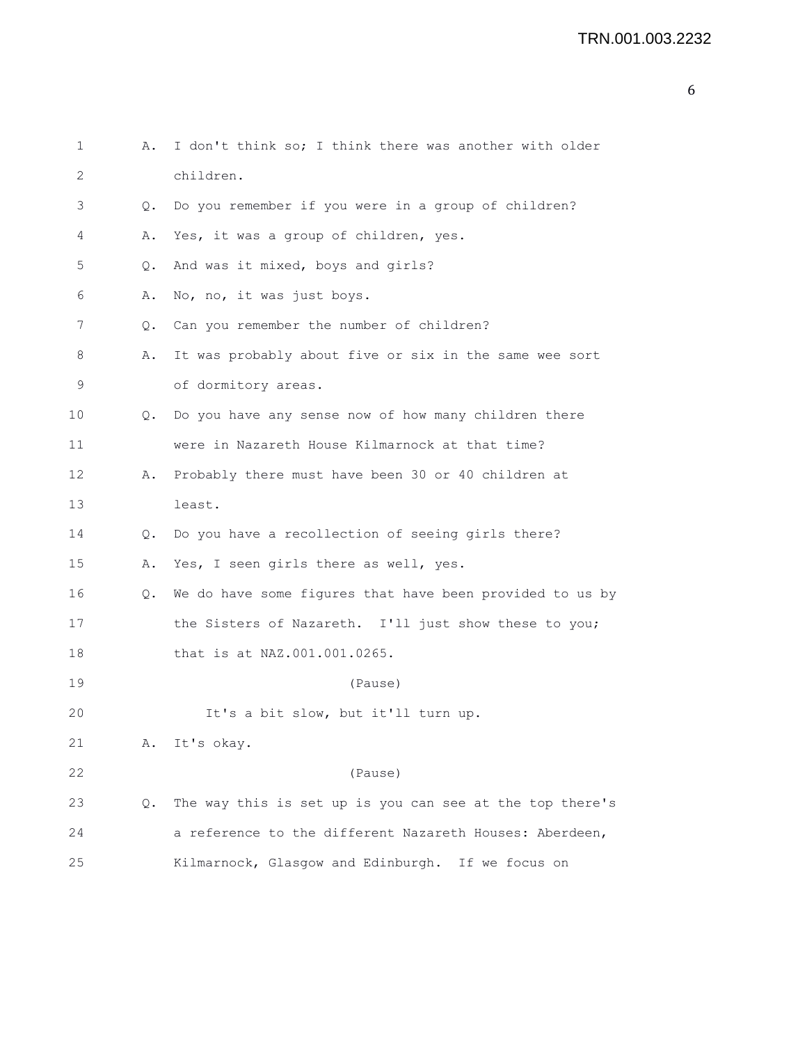1 A. I don't think so; I think there was another with older
2 children.
3 Q. Do you remember if you were in a group of children?
4 A. Yes, it was a group of children, yes.
5 Q. And was it mixed, boys and girls?
6 A. No, no, it was just boys.
7 Q. Can you remember the number of children?
8 A. It was probably about five or six in the same wee sort
9 of dormitory areas.
10 Q. Do you have any sense now of how many children there
11 were in Nazareth House Kilmarnock at that time?
12 A. Probably there must have been 30 or 40 children at
13 least.
14 Q. Do you have a recollection of seeing girls there?
15 A. Yes, I seen girls there as well, yes.
16 Q. We do have some figures that have been provided to us by
17 the Sisters of Nazareth. I'll just show these to you;
18 that is at NAZ.001.001.0265.
19 (Pause)
20 It's a bit slow, but it'll turn up.
21 A. It's okay.
22 (Pause)
23 Q. The way this is set up is you can see at the top there's
24 a reference to the different Nazareth Houses: Aberdeen,
25 Kilmarnock, Glasgow and Edinburgh. If we focus on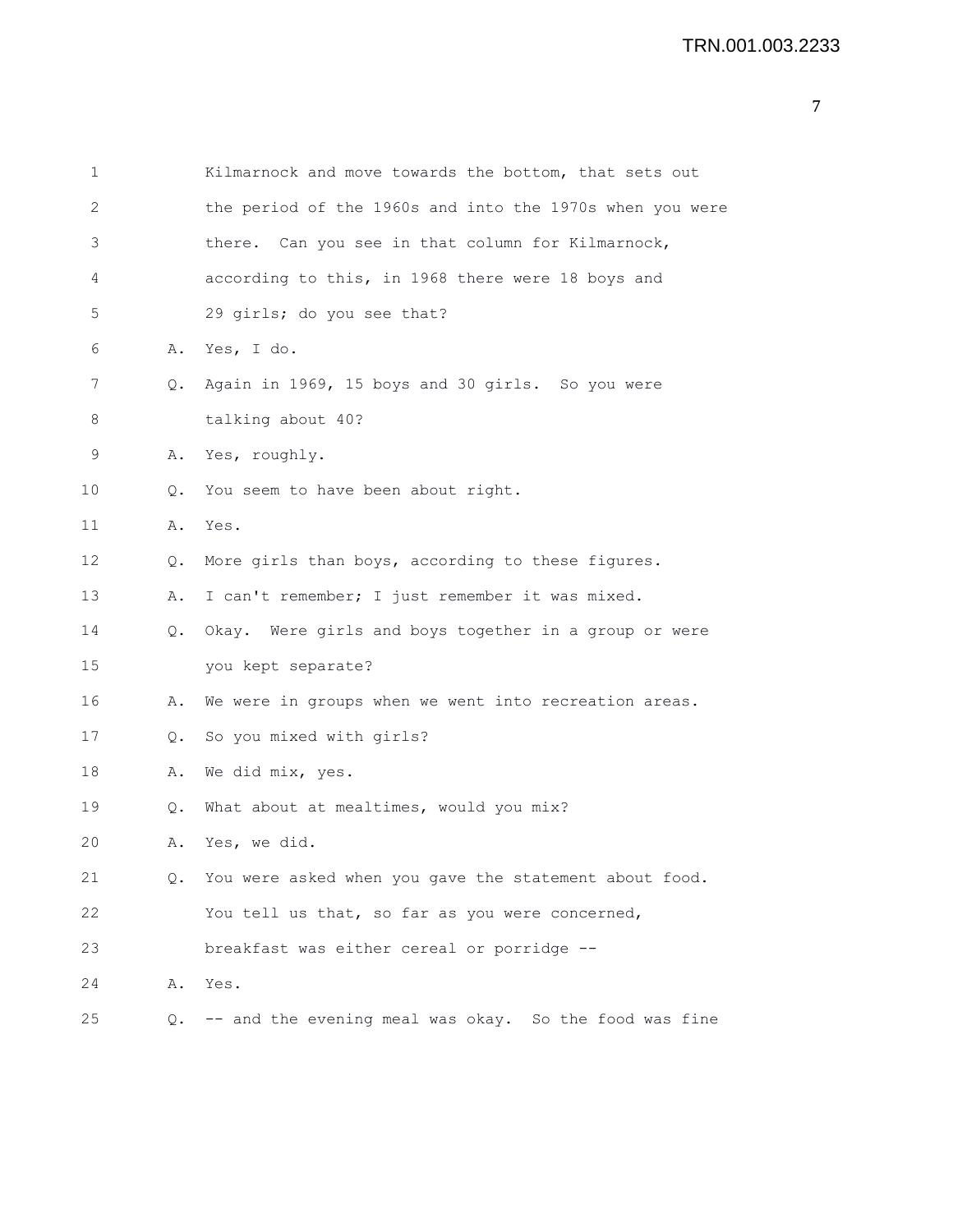Kilmarnock and move towards the bottom, that sets out the period of the 1960s and into the 1970s when you were there. Can you see in that column for Kilmarnock, according to this, in 1968 there were 18 boys and 29 girls; do you see that?

A. Yes, I do.

Q. Again in 1969, 15 boys and 30 girls. So you were talking about 40?

A. Yes, roughly.

Q. You seem to have been about right.

A. Yes.

Q. More girls than boys, according to these figures.

A. I can't remember; I just remember it was mixed.

Q. Okay. Were girls and boys together in a group or were you kept separate?

A. We were in groups when we went into recreation areas.

Q. So you mixed with girls?

A. We did mix, yes.

Q. What about at mealtimes, would you mix?

A. Yes, we did.

Q. You were asked when you gave the statement about food. You tell us that, so far as you were concerned, breakfast was either cereal or porridge --

A. Yes.

Q. -- and the evening meal was okay. So the food was fine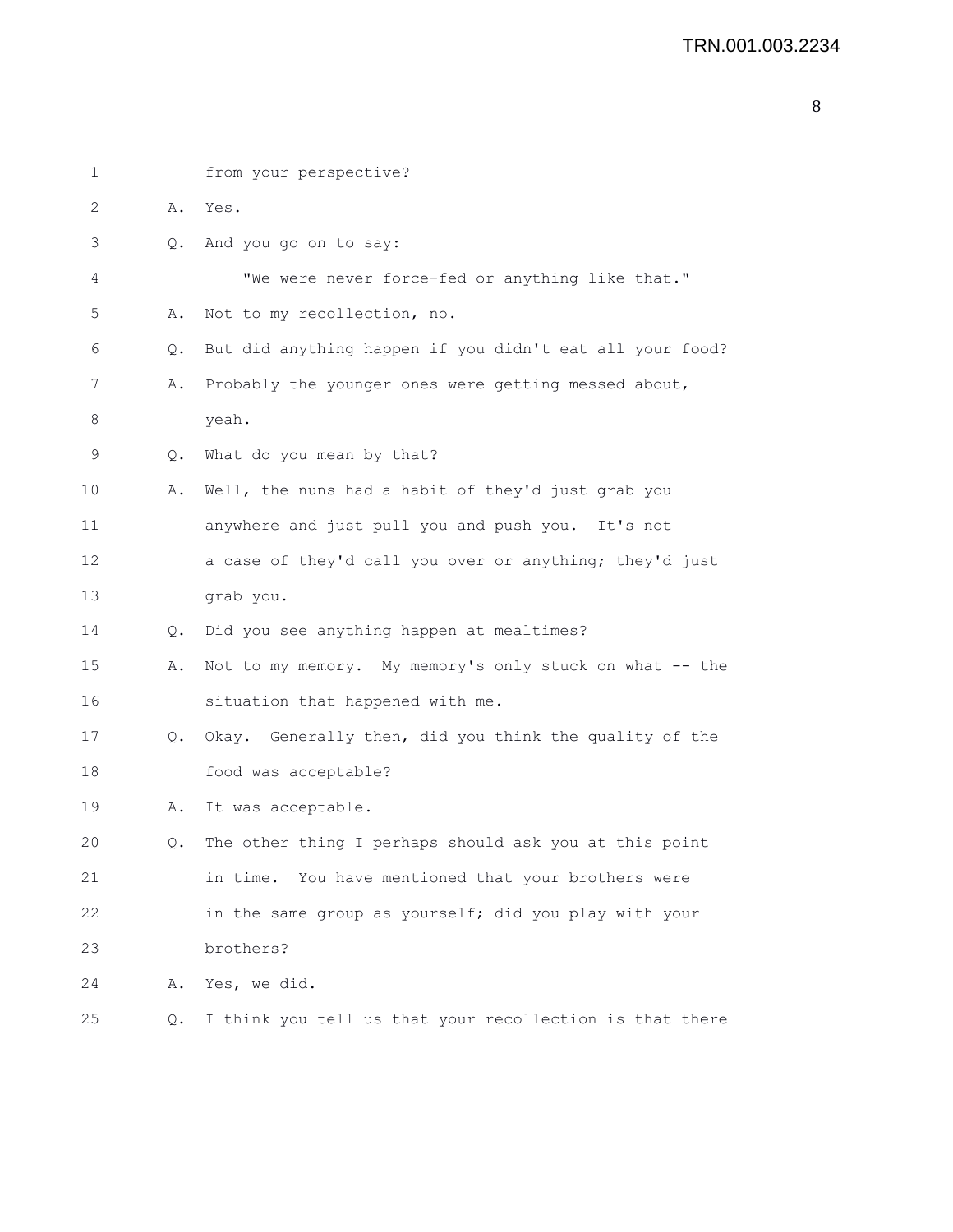from your perspective?

A. Yes.

Q. And you go on to say:

"We were never force-fed or anything like that."

A. Not to my recollection, no.

Q. But did anything happen if you didn't eat all your food?

A. Probably the younger ones were getting messed about, yeah.

Q. What do you mean by that?

A. Well, the nuns had a habit of they'd just grab you anywhere and just pull you and push you. It's not a case of they'd call you over or anything; they'd just grab you.

Q. Did you see anything happen at mealtimes?

A. Not to my memory. My memory's only stuck on what -- the situation that happened with me.

Q. Okay. Generally then, did you think the quality of the food was acceptable?

A. It was acceptable.

Q. The other thing I perhaps should ask you at this point in time. You have mentioned that your brothers were in the same group as yourself; did you play with your brothers?

A. Yes, we did.

Q. I think you tell us that your recollection is that there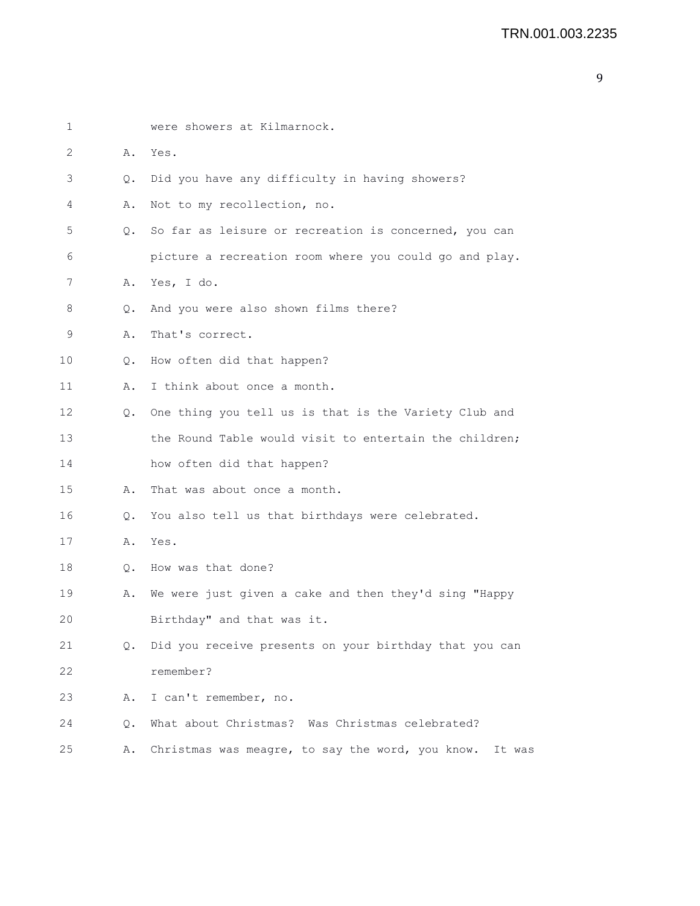1 were showers at Kilmarnock.

2 A. Yes.

3 Q. Did you have any difficulty in having showers?

4 A. Not to my recollection, no.

5 Q. So far as leisure or recreation is concerned, you can

6 picture a recreation room where you could go and play.

7 A. Yes, I do.

8 Q. And you were also shown films there?

9 A. That's correct.

10 Q. How often did that happen?

11 A. I think about once a month.

12 Q. One thing you tell us is that is the Variety Club and

13 the Round Table would visit to entertain the children;

14 how often did that happen?

15 A. That was about once a month.

16 Q. You also tell us that birthdays were celebrated.

17 A. Yes.

18 Q. How was that done?

19 A. We were just given a cake and then they'd sing "Happy

20 Birthday" and that was it.

21 Q. Did you receive presents on your birthday that you can

22 remember?

23 A. I can't remember, no.

24 Q. What about Christmas? Was Christmas celebrated?

25 A. Christmas was meagre, to say the word, you know. It was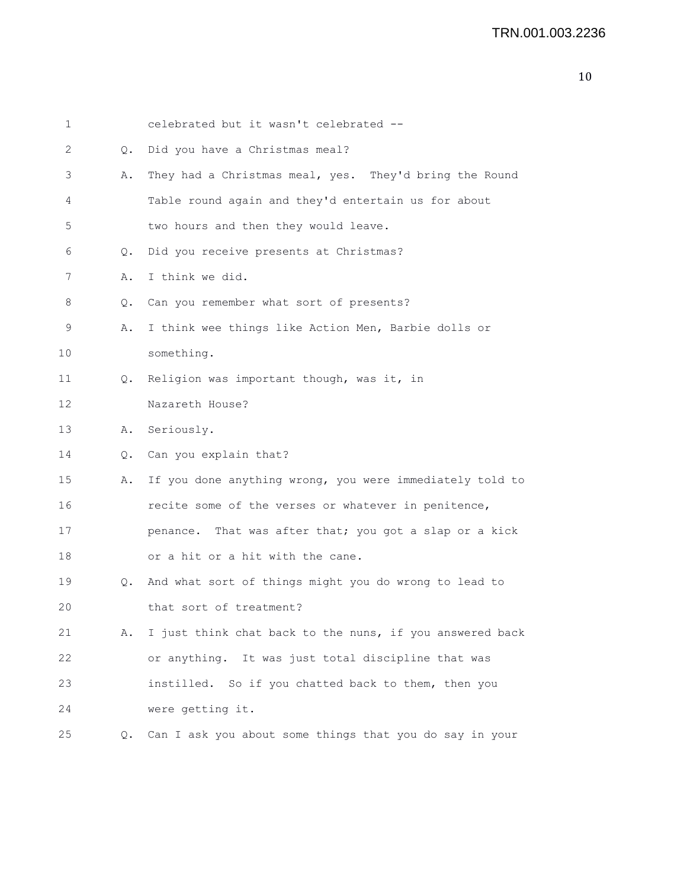celebrated but it wasn't celebrated --

Q. Did you have a Christmas meal?

A. They had a Christmas meal, yes. They'd bring the Round Table round again and they'd entertain us for about two hours and then they would leave.

Q. Did you receive presents at Christmas?

A. I think we did.

Q. Can you remember what sort of presents?

A. I think wee things like Action Men, Barbie dolls or something.

Q. Religion was important though, was it, in Nazareth House?

A. Seriously.

Q. Can you explain that?

A. If you done anything wrong, you were immediately told to recite some of the verses or whatever in penitence, penance. That was after that; you got a slap or a kick or a hit or a hit with the cane.

Q. And what sort of things might you do wrong to lead to that sort of treatment?

A. I just think chat back to the nuns, if you answered back or anything. It was just total discipline that was instilled. So if you chatted back to them, then you were getting it.

Q. Can I ask you about some things that you do say in your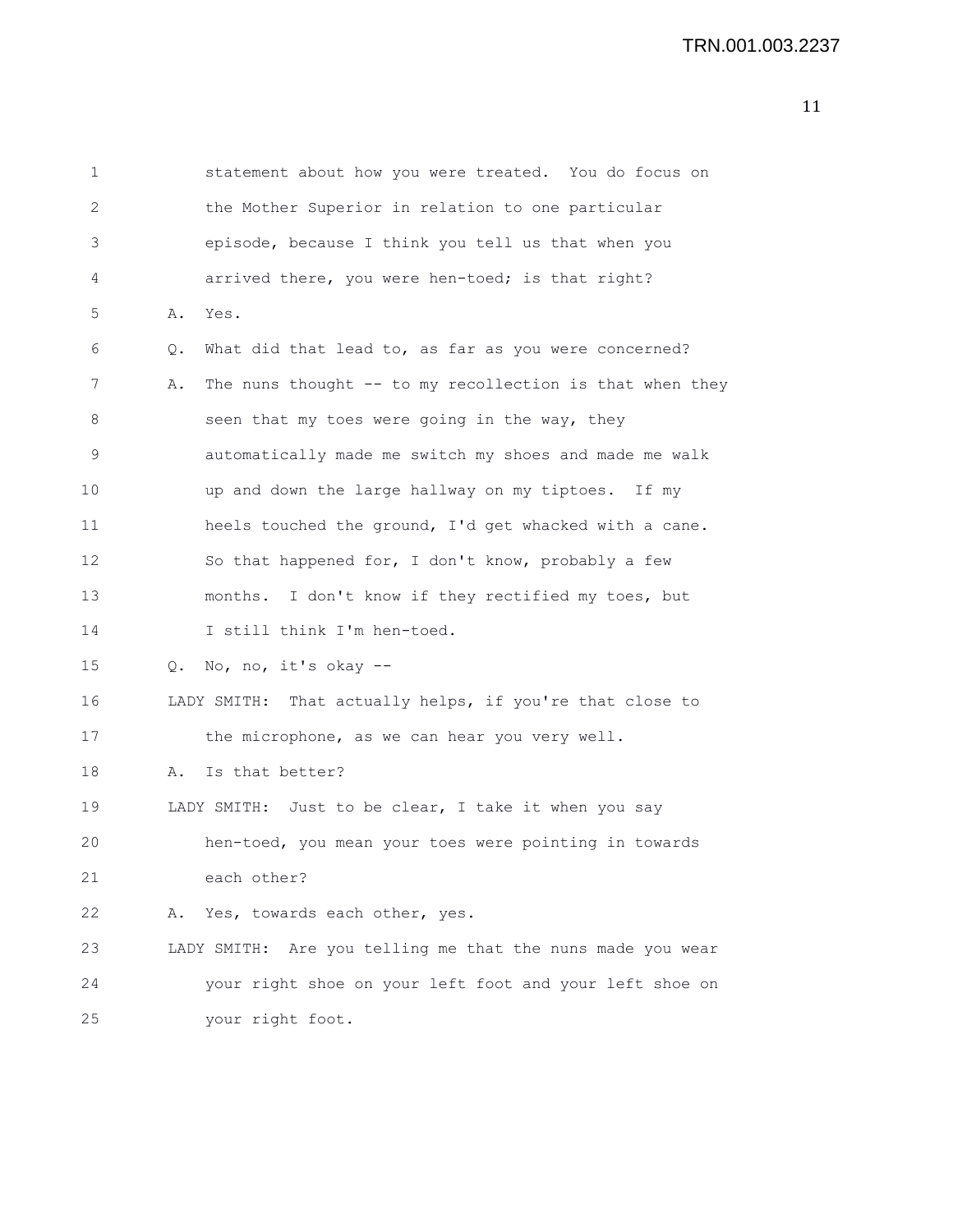1 statement about how you were treated. You do focus on
2 the Mother Superior in relation to one particular
3 episode, because I think you tell us that when you
4 arrived there, you were hen-toed; is that right?
5 A. Yes.
6 Q. What did that lead to, as far as you were concerned?
7 A. The nuns thought -- to my recollection is that when they
8 seen that my toes were going in the way, they
9 automatically made me switch my shoes and made me walk
10 up and down the large hallway on my tiptoes. If my
11 heels touched the ground, I'd get whacked with a cane.
12 So that happened for, I don't know, probably a few
13 months. I don't know if they rectified my toes, but
14 I still think I'm hen-toed.
15 Q. No, no, it's okay --
16 LADY SMITH: That actually helps, if you're that close to
17 the microphone, as we can hear you very well.
18 A. Is that better?
19 LADY SMITH: Just to be clear, I take it when you say
20 hen-toed, you mean your toes were pointing in towards
21 each other?
22 A. Yes, towards each other, yes.
23 LADY SMITH: Are you telling me that the nuns made you wear
24 your right shoe on your left foot and your left shoe on
25 your right foot.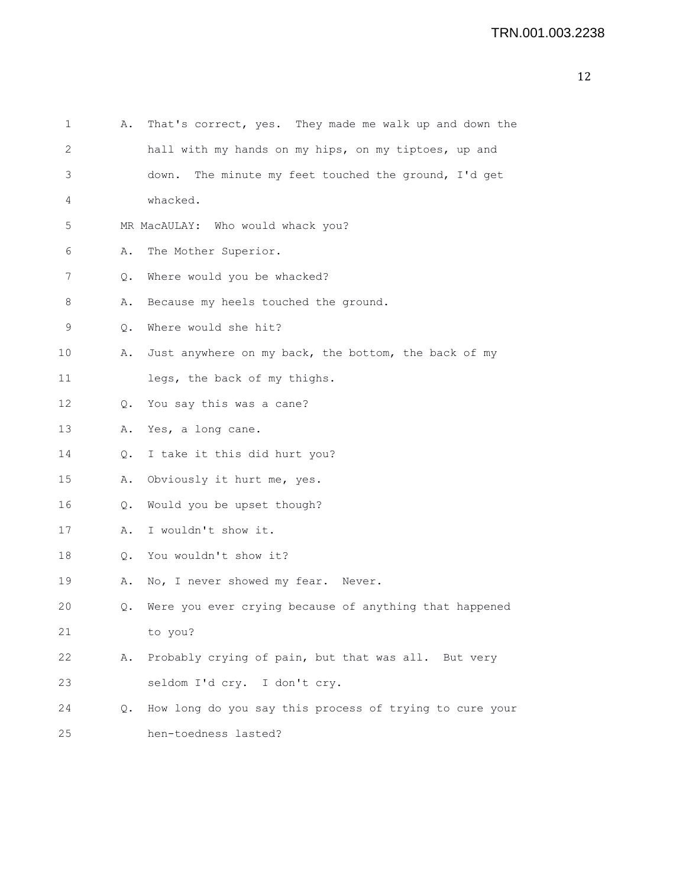A. That's correct, yes. They made me walk up and down the hall with my hands on my hips, on my tiptoes, up and down. The minute my feet touched the ground, I'd get whacked.

MR MacAULAY: Who would whack you?

A. The Mother Superior.

Q. Where would you be whacked?

A. Because my heels touched the ground.

Q. Where would she hit?

A. Just anywhere on my back, the bottom, the back of my legs, the back of my thighs.

Q. You say this was a cane?

A. Yes, a long cane.

Q. I take it this did hurt you?

A. Obviously it hurt me, yes.

Q. Would you be upset though?

A. I wouldn't show it.

Q. You wouldn't show it?

A. No, I never showed my fear. Never.

Q. Were you ever crying because of anything that happened to you?

A. Probably crying of pain, but that was all. But very seldom I'd cry. I don't cry.

Q. How long do you say this process of trying to cure your hen-toedness lasted?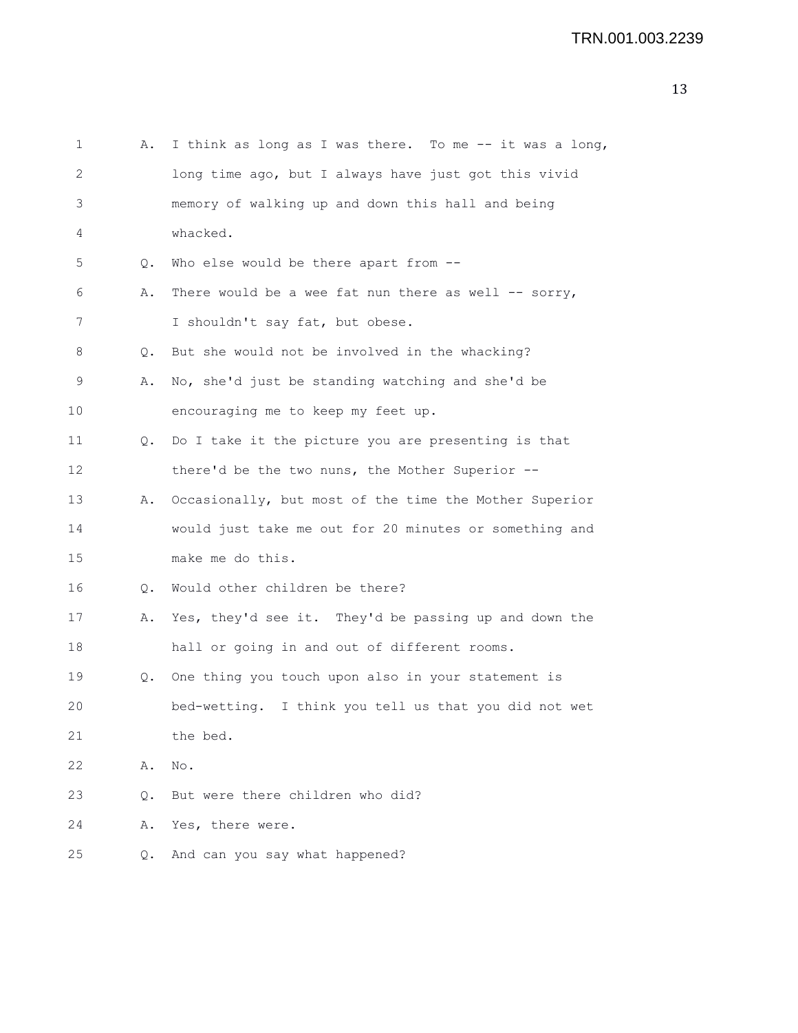A. I think as long as I was there. To me -- it was a long, long time ago, but I always have just got this vivid memory of walking up and down this hall and being whacked.

Q. Who else would be there apart from --

A. There would be a wee fat nun there as well -- sorry, I shouldn't say fat, but obese.

Q. But she would not be involved in the whacking?

A. No, she'd just be standing watching and she'd be encouraging me to keep my feet up.

Q. Do I take it the picture you are presenting is that there'd be the two nuns, the Mother Superior --

A. Occasionally, but most of the time the Mother Superior would just take me out for 20 minutes or something and make me do this.

Q. Would other children be there?

A. Yes, they'd see it. They'd be passing up and down the hall or going in and out of different rooms.

Q. One thing you touch upon also in your statement is bed-wetting. I think you tell us that you did not wet the bed.

A. No.

Q. But were there children who did?

A. Yes, there were.

Q. And can you say what happened?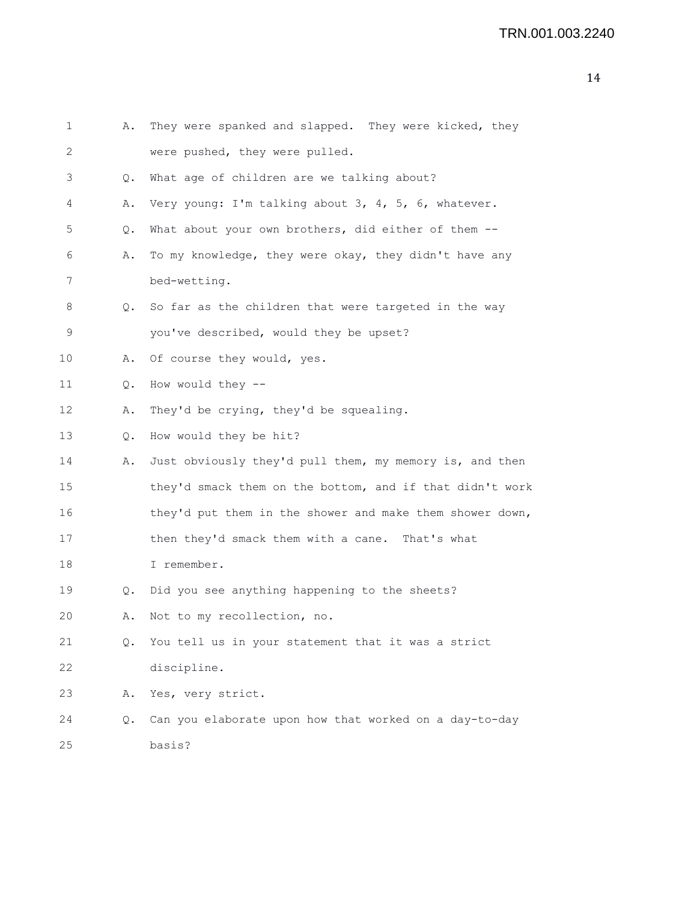A. They were spanked and slapped. They were kicked, they were pushed, they were pulled.

Q. What age of children are we talking about?

A. Very young: I'm talking about 3, 4, 5, 6, whatever.

Q. What about your own brothers, did either of them --

A. To my knowledge, they were okay, they didn't have any bed-wetting.

Q. So far as the children that were targeted in the way you've described, would they be upset?

A. Of course they would, yes.

Q. How would they --

A. They'd be crying, they'd be squealing.

Q. How would they be hit?

A. Just obviously they'd pull them, my memory is, and then they'd smack them on the bottom, and if that didn't work they'd put them in the shower and make them shower down, then they'd smack them with a cane. That's what I remember.

Q. Did you see anything happening to the sheets?

A. Not to my recollection, no.

Q. You tell us in your statement that it was a strict discipline.

A. Yes, very strict.

Q. Can you elaborate upon how that worked on a day-to-day basis?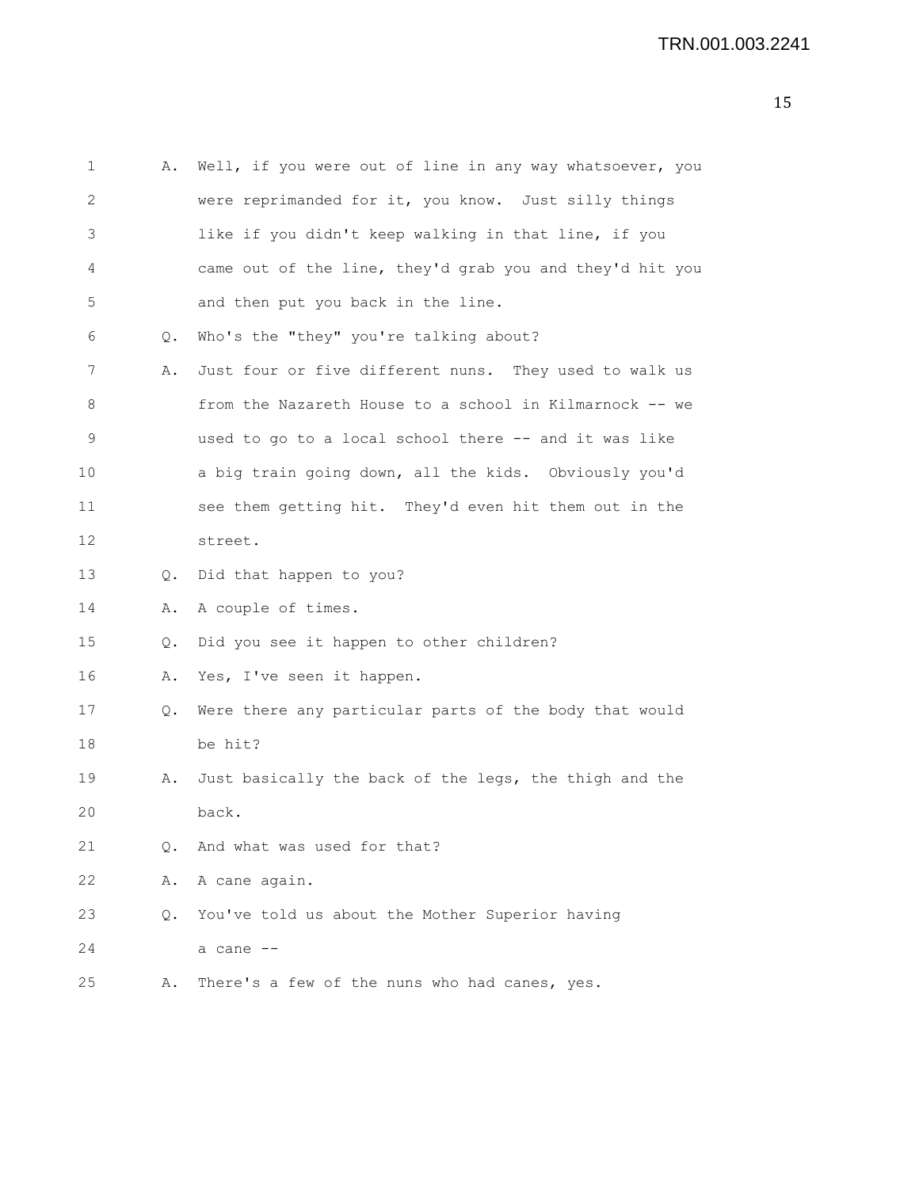A. Well, if you were out of line in any way whatsoever, you were reprimanded for it, you know. Just silly things like if you didn't keep walking in that line, if you came out of the line, they'd grab you and they'd hit you and then put you back in the line.

Q. Who's the "they" you're talking about?

A. Just four or five different nuns. They used to walk us from the Nazareth House to a school in Kilmarnock -- we used to go to a local school there -- and it was like a big train going down, all the kids. Obviously you'd see them getting hit. They'd even hit them out in the street.

Q. Did that happen to you?

A. A couple of times.

Q. Did you see it happen to other children?

A. Yes, I've seen it happen.

Q. Were there any particular parts of the body that would be hit?

A. Just basically the back of the legs, the thigh and the back.

Q. And what was used for that?

A. A cane again.

Q. You've told us about the Mother Superior having a cane --

A. There's a few of the nuns who had canes, yes.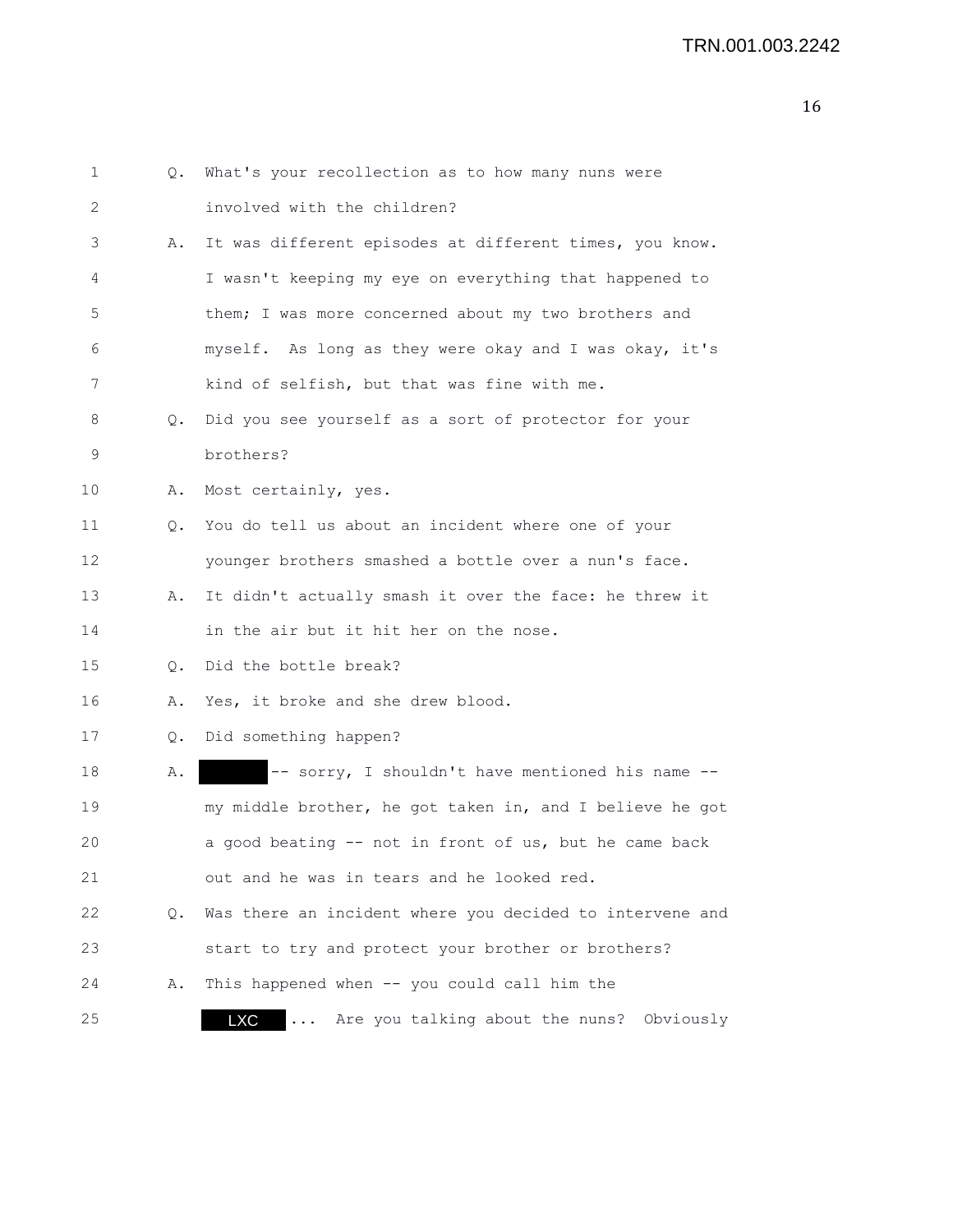1 Q. What's your recollection as to how many nuns were
2 involved with the children?
3 A. It was different episodes at different times, you know.
4 I wasn't keeping my eye on everything that happened to
5 them; I was more concerned about my two brothers and
6 myself. As long as they were okay and I was okay, it's
7 kind of selfish, but that was fine with me.
8 Q. Did you see yourself as a sort of protector for your
9 brothers?
10 A. Most certainly, yes.
11 Q. You do tell us about an incident where one of your
12 younger brothers smashed a bottle over a nun's face.
13 A. It didn't actually smash it over the face: he threw it
14 in the air but it hit her on the nose.
15 Q. Did the bottle break?
16 A. Yes, it broke and she drew blood.
17 Q. Did something happen?
18 A. ██████ -- sorry, I shouldn't have mentioned his name --
19 my middle brother, he got taken in, and I believe he got
20 a good beating -- not in front of us, but he came back
21 out and he was in tears and he looked red.
22 Q. Was there an incident where you decided to intervene and
23 start to try and protect your brother or brothers?
24 A. This happened when -- you could call him the
25 LXC ... Are you talking about the nuns? Obviously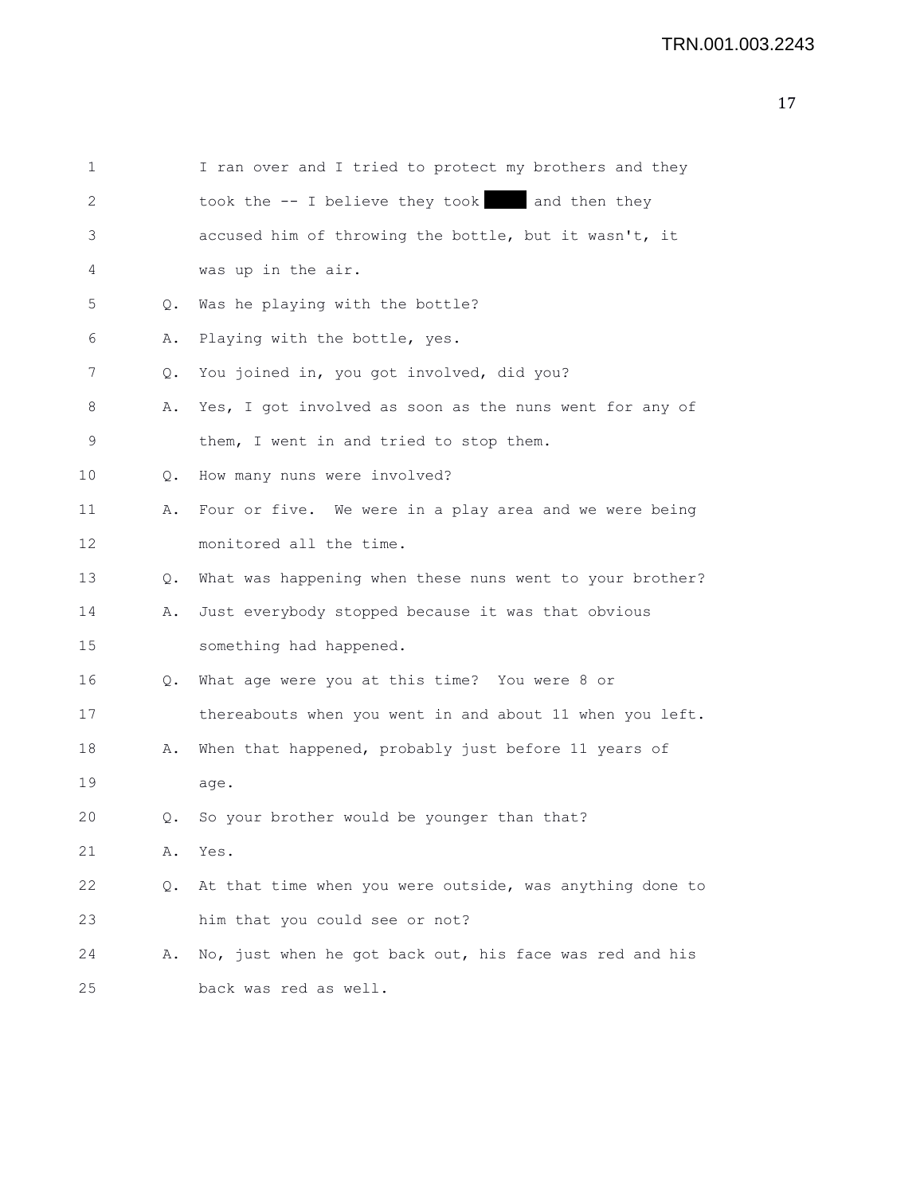1 I ran over and I tried to protect my brothers and they

2 took the -- I believe they took ████ and then they

3 accused him of throwing the bottle, but it wasn't, it

4 was up in the air.

5 Q. Was he playing with the bottle?

6 A. Playing with the bottle, yes.

7 Q. You joined in, you got involved, did you?

8 A. Yes, I got involved as soon as the nuns went for any of

9 them, I went in and tried to stop them.

10 Q. How many nuns were involved?

11 A. Four or five. We were in a play area and we were being

12 monitored all the time.

13 Q. What was happening when these nuns went to your brother?

14 A. Just everybody stopped because it was that obvious

15 something had happened.

16 Q. What age were you at this time? You were 8 or

17 thereabouts when you went in and about 11 when you left.

18 A. When that happened, probably just before 11 years of

19 age.

20 Q. So your brother would be younger than that?

21 A. Yes.

22 Q. At that time when you were outside, was anything done to

23 him that you could see or not?

24 A. No, just when he got back out, his face was red and his

25 back was red as well.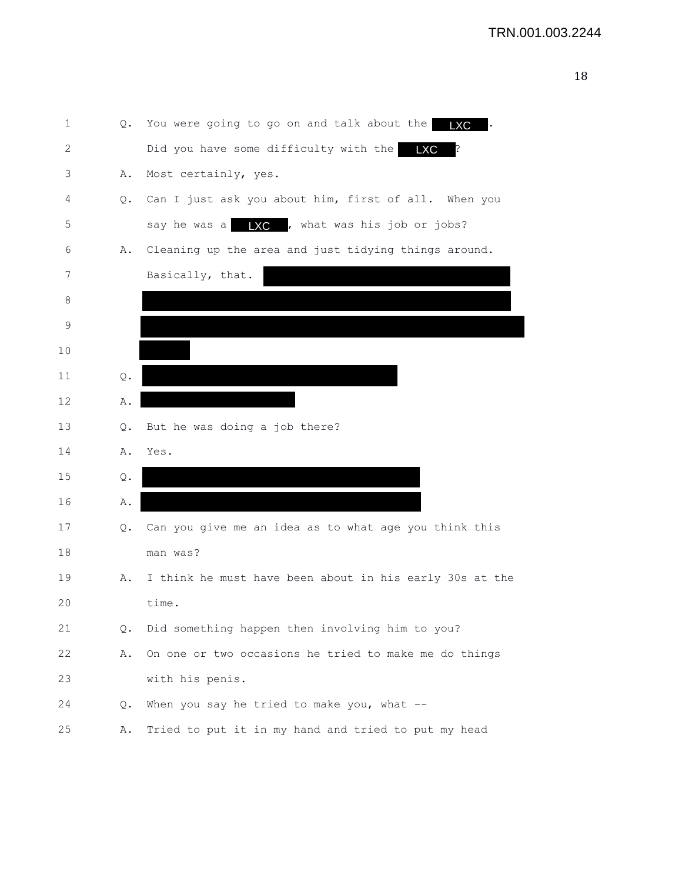1 Q. You were going to go on and talk about the LXC.

2 Did you have some difficulty with the LXC?

3 A. Most certainly, yes.

4 Q. Can I just ask you about him, first of all. When you

5 say he was a LXC, what was his job or jobs?

6 A. Cleaning up the area and just tidying things around.

7 Basically, that. [REDACTED]

8 [REDACTED]

9 [REDACTED]

10 [REDACTED]

11 Q. [REDACTED]

12 A. [REDACTED]

13 Q. But he was doing a job there?

14 A. Yes.

15 Q. [REDACTED]

16 A. [REDACTED]

17 Q. Can you give me an idea as to what age you think this

18 man was?

19 A. I think he must have been about in his early 30s at the

20 time.

21 Q. Did something happen then involving him to you?

22 A. On one or two occasions he tried to make me do things

23 with his penis.

24 Q. When you say he tried to make you, what --

25 A. Tried to put it in my hand and tried to put my head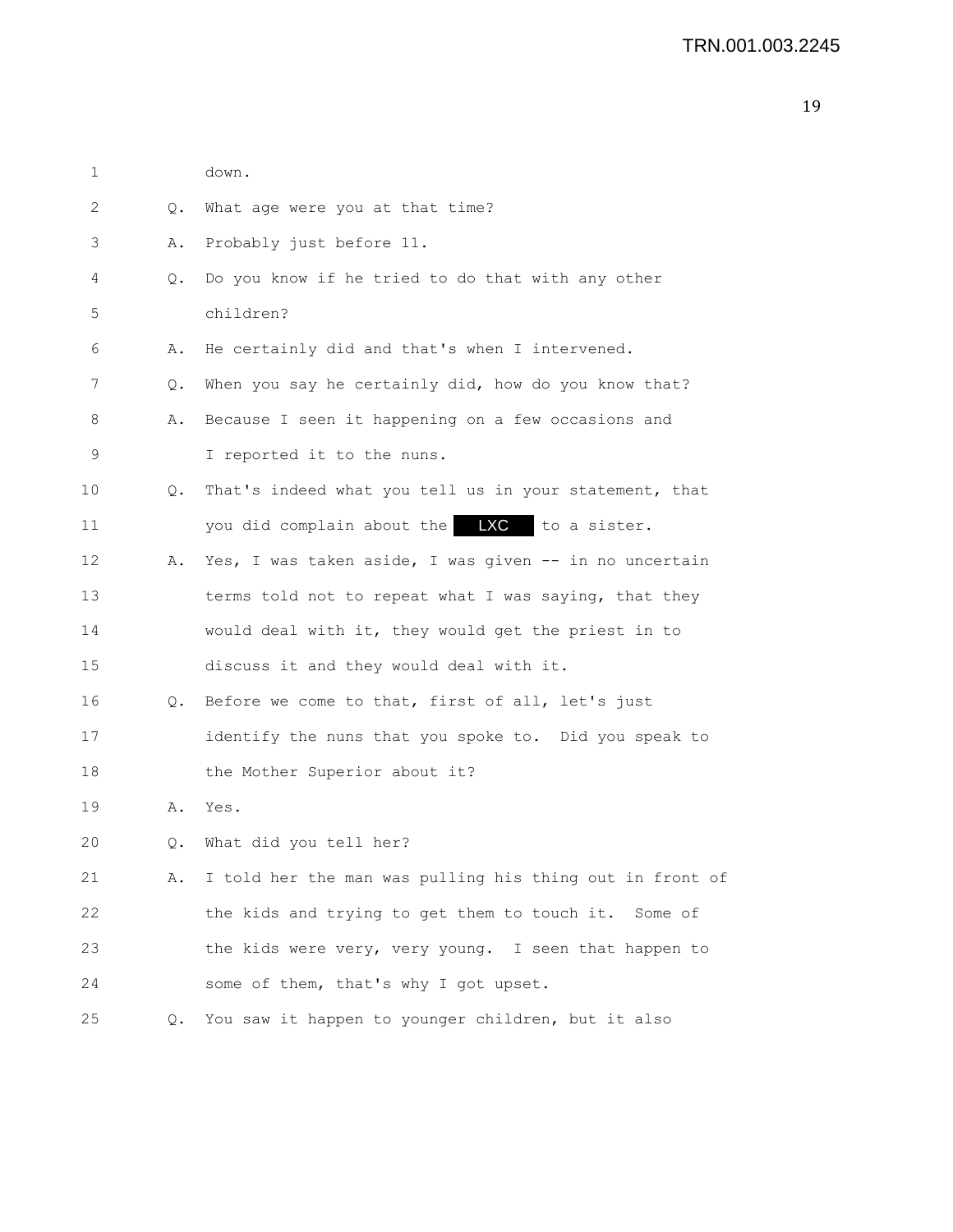1 down.

2 Q. What age were you at that time?

3 A. Probably just before 11.

4 Q. Do you know if he tried to do that with any other

5 children?

6 A. He certainly did and that's when I intervened.

7 Q. When you say he certainly did, how do you know that?

8 A. Because I seen it happening on a few occasions and

9 I reported it to the nuns.

10 Q. That's indeed what you tell us in your statement, that

11 you did complain about the LXC to a sister.

12 A. Yes, I was taken aside, I was given -- in no uncertain

13 terms told not to repeat what I was saying, that they

14 would deal with it, they would get the priest in to

15 discuss it and they would deal with it.

16 Q. Before we come to that, first of all, let's just

17 identify the nuns that you spoke to. Did you speak to

18 the Mother Superior about it?

19 A. Yes.

20 Q. What did you tell her?

21 A. I told her the man was pulling his thing out in front of

22 the kids and trying to get them to touch it. Some of

23 the kids were very, very young. I seen that happen to

24 some of them, that's why I got upset.

25 Q. You saw it happen to younger children, but it also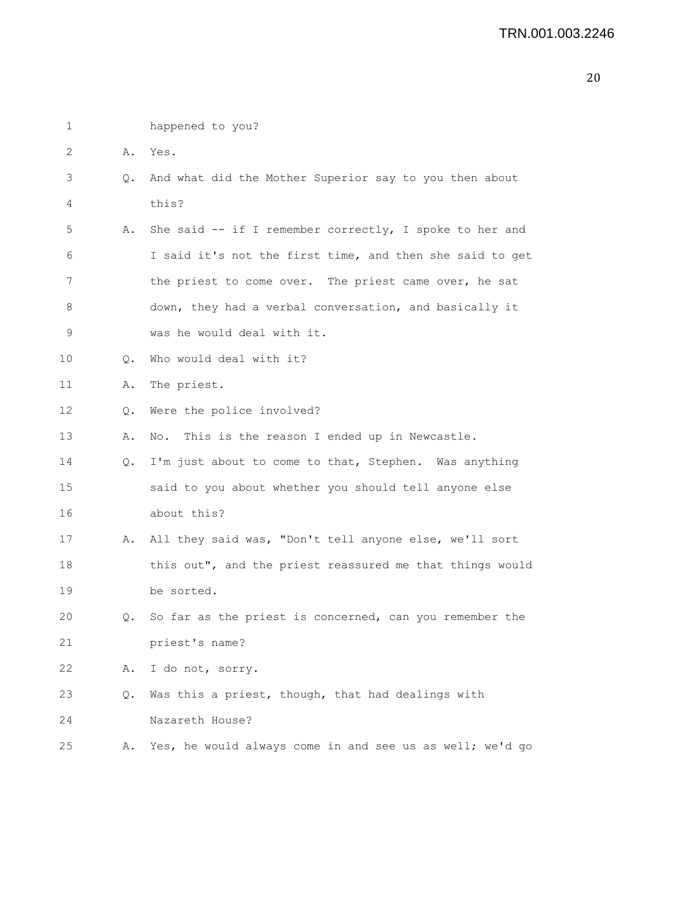1 happened to you?

2 A. Yes.

3 Q. And what did the Mother Superior say to you then about

4 this?

5 A. She said -- if I remember correctly, I spoke to her and

6 I said it's not the first time, and then she said to get

7 the priest to come over. The priest came over, he sat

8 down, they had a verbal conversation, and basically it

9 was he would deal with it.

10 Q. Who would deal with it?

11 A. The priest.

12 Q. Were the police involved?

13 A. No. This is the reason I ended up in Newcastle.

14 Q. I'm just about to come to that, Stephen. Was anything

15 said to you about whether you should tell anyone else

16 about this?

17 A. All they said was, "Don't tell anyone else, we'll sort

18 this out", and the priest reassured me that things would

19 be sorted.

20 Q. So far as the priest is concerned, can you remember the

21 priest's name?

22 A. I do not, sorry.

23 Q. Was this a priest, though, that had dealings with

24 Nazareth House?

25 A. Yes, he would always come in and see us as well; we'd go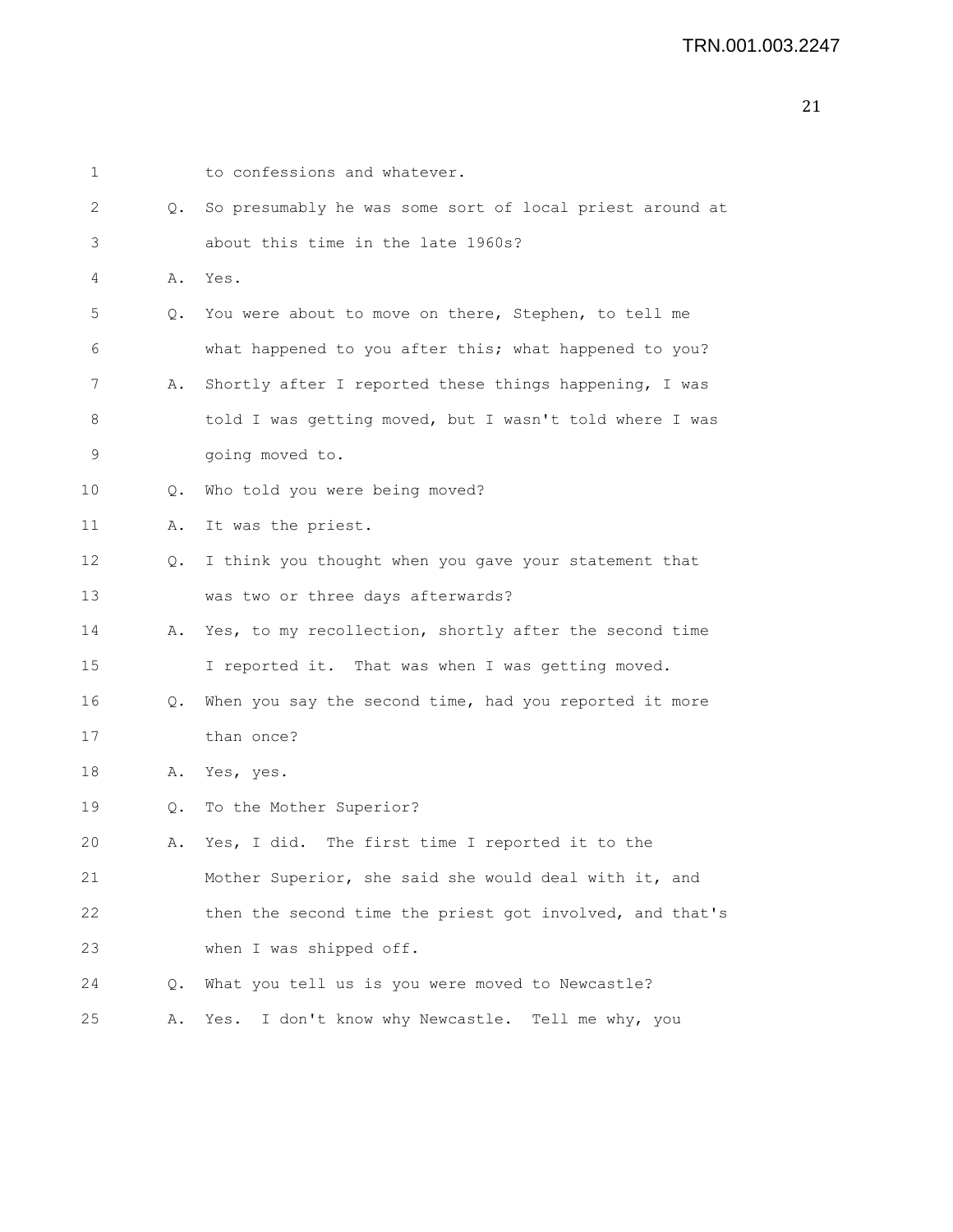1 to confessions and whatever.

2 Q. So presumably he was some sort of local priest around at

3 about this time in the late 1960s?

4 A. Yes.

5 Q. You were about to move on there, Stephen, to tell me

6 what happened to you after this; what happened to you?

7 A. Shortly after I reported these things happening, I was

8 told I was getting moved, but I wasn't told where I was

9 going moved to.

10 Q. Who told you were being moved?

11 A. It was the priest.

12 Q. I think you thought when you gave your statement that

13 was two or three days afterwards?

14 A. Yes, to my recollection, shortly after the second time

15 I reported it. That was when I was getting moved.

16 Q. When you say the second time, had you reported it more

17 than once?

18 A. Yes, yes.

19 Q. To the Mother Superior?

20 A. Yes, I did. The first time I reported it to the

21 Mother Superior, she said she would deal with it, and

22 then the second time the priest got involved, and that's

23 when I was shipped off.

24 Q. What you tell us is you were moved to Newcastle?

25 A. Yes. I don't know why Newcastle. Tell me why, you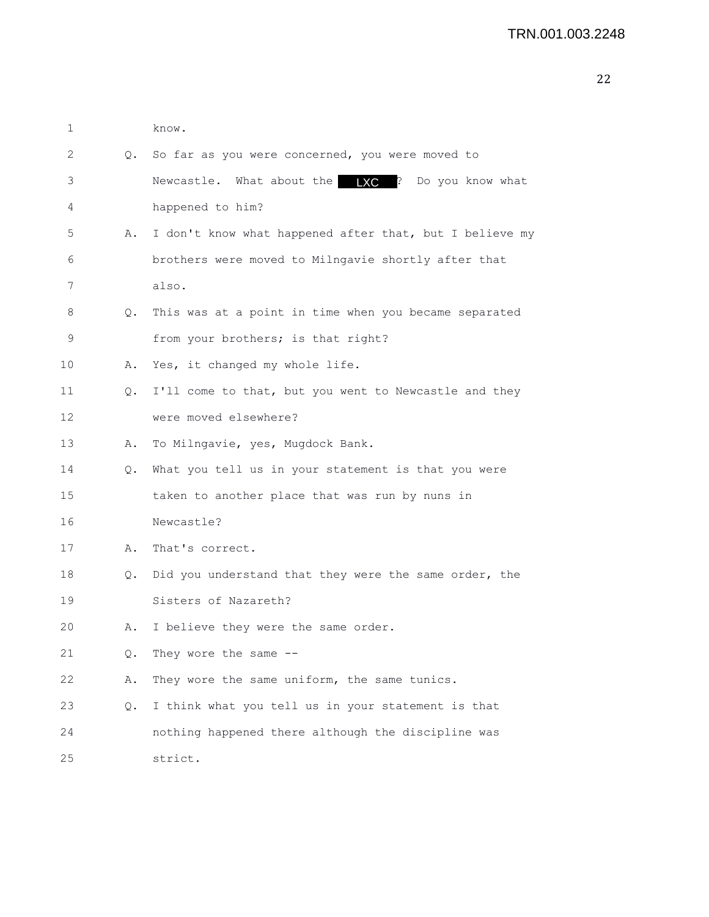1 know.

2 Q. So far as you were concerned, you were moved to

3 Newcastle. What about the LXC ? Do you know what

4 happened to him?

5 A. I don't know what happened after that, but I believe my

6 brothers were moved to Milngavie shortly after that

7 also.

8 Q. This was at a point in time when you became separated

9 from your brothers; is that right?

10 A. Yes, it changed my whole life.

11 Q. I'll come to that, but you went to Newcastle and they

12 were moved elsewhere?

13 A. To Milngavie, yes, Mugdock Bank.

14 Q. What you tell us in your statement is that you were

15 taken to another place that was run by nuns in

16 Newcastle?

17 A. That's correct.

18 Q. Did you understand that they were the same order, the

19 Sisters of Nazareth?

20 A. I believe they were the same order.

21 Q. They wore the same --

22 A. They wore the same uniform, the same tunics.

23 Q. I think what you tell us in your statement is that

24 nothing happened there although the discipline was

25 strict.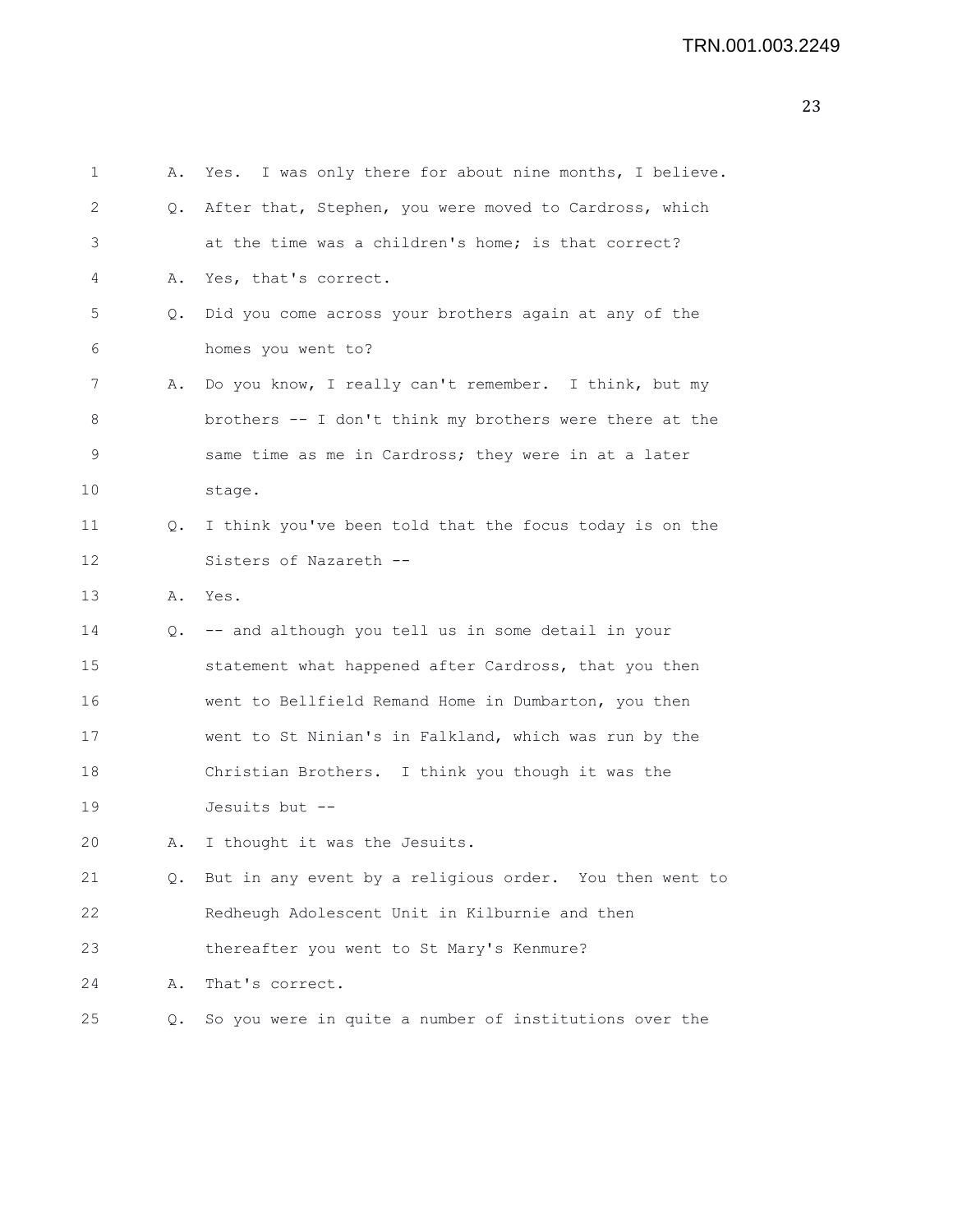1 A. Yes. I was only there for about nine months, I believe.

2 Q. After that, Stephen, you were moved to Cardross, which

3 at the time was a children's home; is that correct?

4 A. Yes, that's correct.

5 Q. Did you come across your brothers again at any of the

6 homes you went to?

7 A. Do you know, I really can't remember. I think, but my

8 brothers -- I don't think my brothers were there at the

9 same time as me in Cardross; they were in at a later

10 stage.

11 Q. I think you've been told that the focus today is on the

12 Sisters of Nazareth --

13 A. Yes.

14 Q. -- and although you tell us in some detail in your

15 statement what happened after Cardross, that you then

16 went to Bellfield Remand Home in Dumbarton, you then

17 went to St Ninian's in Falkland, which was run by the

18 Christian Brothers. I think you though it was the

19 Jesuits but --

20 A. I thought it was the Jesuits.

21 Q. But in any event by a religious order. You then went to

22 Redheugh Adolescent Unit in Kilburnie and then

23 thereafter you went to St Mary's Kenmure?

24 A. That's correct.

25 Q. So you were in quite a number of institutions over the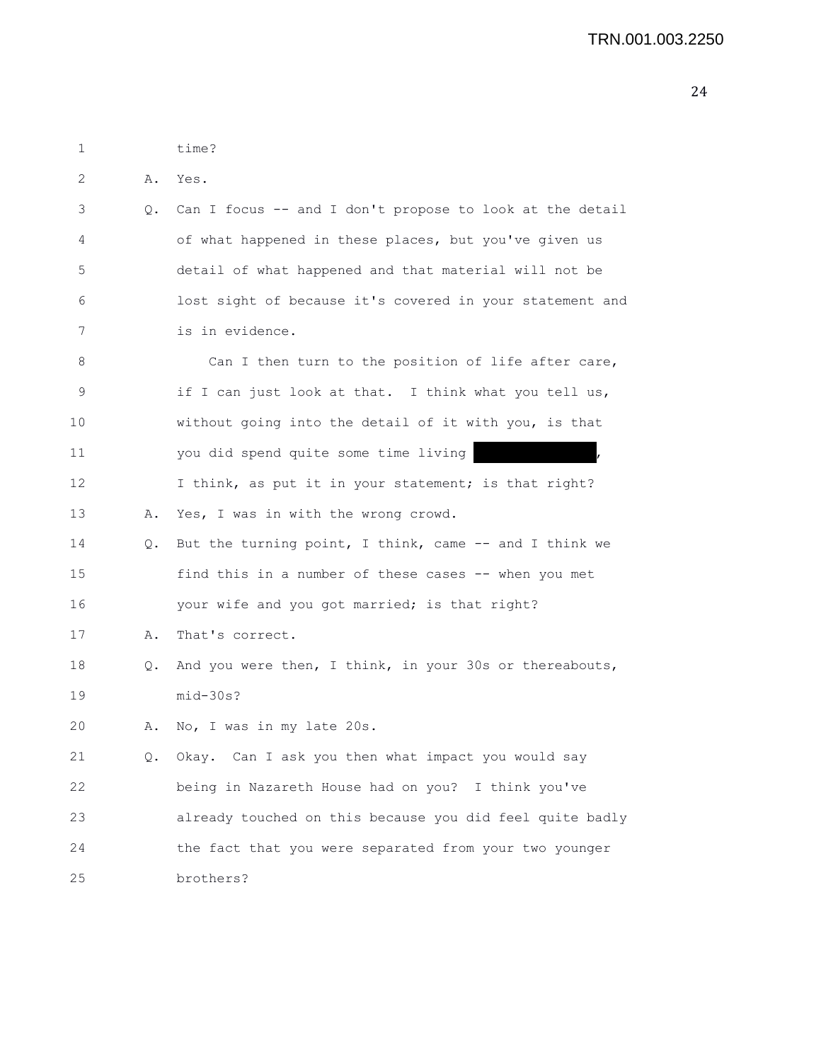1 time?

2 A. Yes.

3 Q. Can I focus -- and I don't propose to look at the detail

4 of what happened in these places, but you've given us

5 detail of what happened and that material will not be

6 lost sight of because it's covered in your statement and

7 is in evidence.

8 Can I then turn to the position of life after care,

9 if I can just look at that. I think what you tell us,

10 without going into the detail of it with you, is that

11 you did spend quite some time living [REDACTED],

12 I think, as put it in your statement; is that right?

13 A. Yes, I was in with the wrong crowd.

14 Q. But the turning point, I think, came -- and I think we

15 find this in a number of these cases -- when you met

16 your wife and you got married; is that right?

17 A. That's correct.

18 Q. And you were then, I think, in your 30s or thereabouts,

19 mid-30s?

20 A. No, I was in my late 20s.

21 Q. Okay. Can I ask you then what impact you would say

22 being in Nazareth House had on you? I think you've

23 already touched on this because you did feel quite badly

24 the fact that you were separated from your two younger

25 brothers?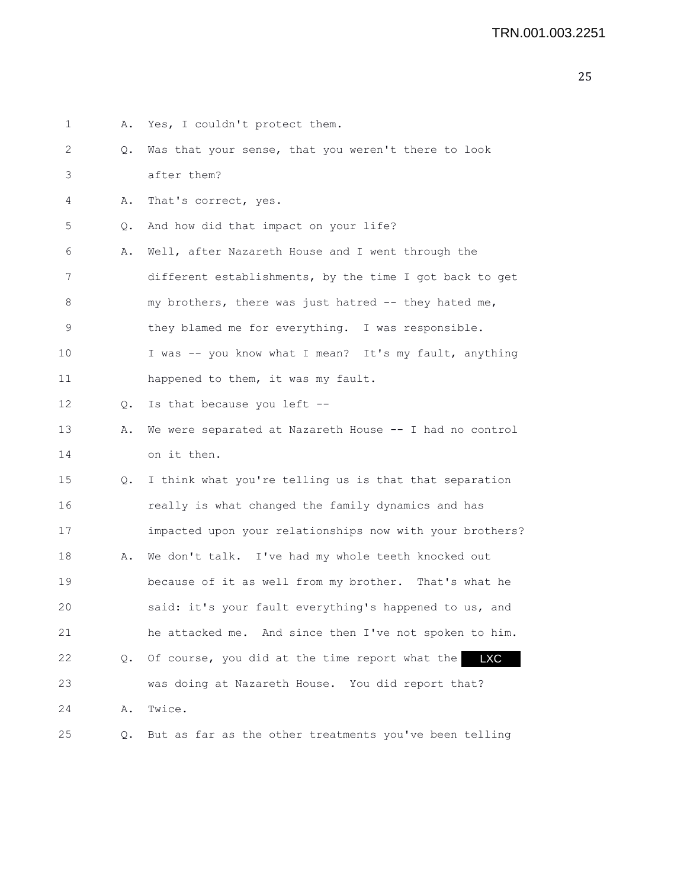1 A. Yes, I couldn't protect them.

2 Q. Was that your sense, that you weren't there to look

3 after them?

4 A. That's correct, yes.

5 Q. And how did that impact on your life?

6 A. Well, after Nazareth House and I went through the

7 different establishments, by the time I got back to get

8 my brothers, there was just hatred -- they hated me,

9 they blamed me for everything. I was responsible.

10 I was -- you know what I mean? It's my fault, anything

11 happened to them, it was my fault.

12 Q. Is that because you left --

13 A. We were separated at Nazareth House -- I had no control

14 on it then.

15 Q. I think what you're telling us is that that separation

16 really is what changed the family dynamics and has

17 impacted upon your relationships now with your brothers?

18 A. We don't talk. I've had my whole teeth knocked out

19 because of it as well from my brother. That's what he

20 said: it's your fault everything's happened to us, and

21 he attacked me. And since then I've not spoken to him.

22 Q. Of course, you did at the time report what the LXC

23 was doing at Nazareth House. You did report that?

24 A. Twice.

25 Q. But as far as the other treatments you've been telling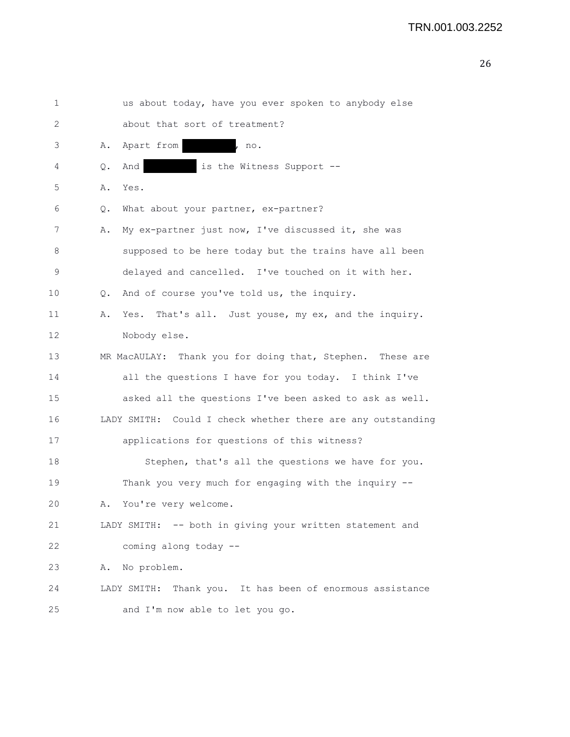us about today, have you ever spoken to anybody else about that sort of treatment?

A. Apart from [redacted], no.

Q. And [redacted] is the Witness Support --

A. Yes.

Q. What about your partner, ex-partner?

A. My ex-partner just now, I've discussed it, she was supposed to be here today but the trains have all been delayed and cancelled. I've touched on it with her.

Q. And of course you've told us, the inquiry.

A. Yes. That's all. Just youse, my ex, and the inquiry. Nobody else.

MR MacAULAY: Thank you for doing that, Stephen. These are all the questions I have for you today. I think I've asked all the questions I've been asked to ask as well.

LADY SMITH: Could I check whether there are any outstanding applications for questions of this witness?

Stephen, that's all the questions we have for you. Thank you very much for engaging with the inquiry --

A. You're very welcome.

LADY SMITH: -- both in giving your written statement and coming along today --

A. No problem.

LADY SMITH: Thank you. It has been of enormous assistance and I'm now able to let you go.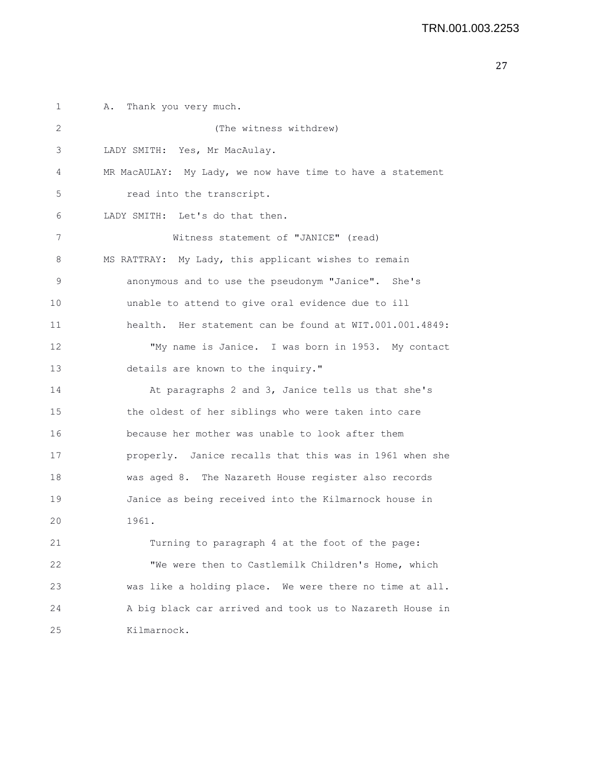A. Thank you very much.

(The witness withdrew)

LADY SMITH: Yes, Mr MacAulay.

MR MacAULAY: My Lady, we now have time to have a statement read into the transcript.

LADY SMITH: Let's do that then.

Witness statement of "JANICE" (read)

MS RATTRAY: My Lady, this applicant wishes to remain anonymous and to use the pseudonym "Janice". She's unable to attend to give oral evidence due to ill health. Her statement can be found at WIT.001.001.4849:

"My name is Janice. I was born in 1953. My contact details are known to the inquiry."

At paragraphs 2 and 3, Janice tells us that she's the oldest of her siblings who were taken into care because her mother was unable to look after them properly. Janice recalls that this was in 1961 when she was aged 8. The Nazareth House register also records Janice as being received into the Kilmarnock house in 1961.

Turning to paragraph 4 at the foot of the page:

"We were then to Castlemilk Children's Home, which was like a holding place. We were there no time at all. A big black car arrived and took us to Nazareth House in Kilmarnock.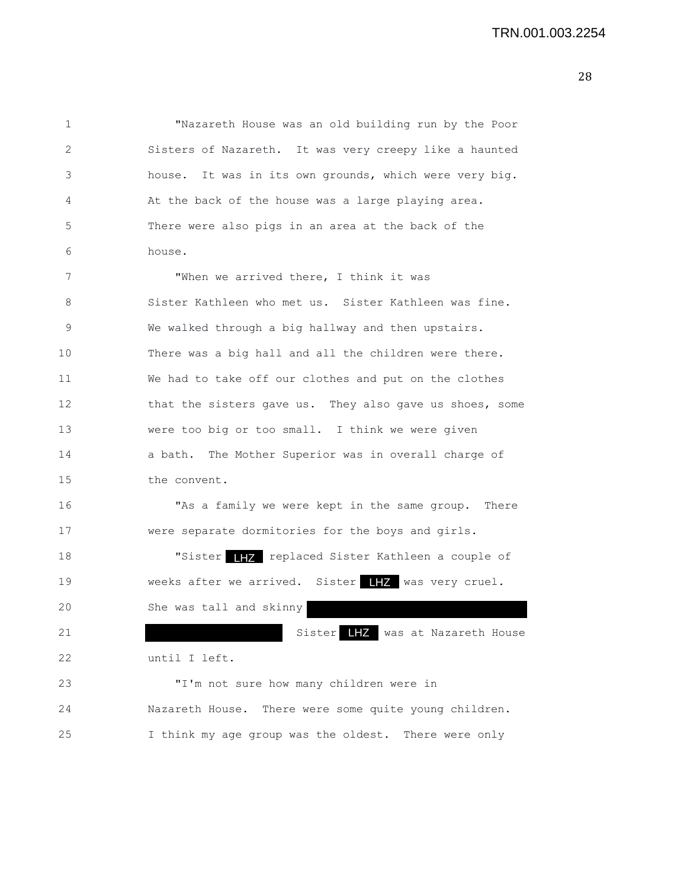"Nazareth House was an old building run by the Poor Sisters of Nazareth. It was very creepy like a haunted house. It was in its own grounds, which were very big. At the back of the house was a large playing area. There were also pigs in an area at the back of the house.

"When we arrived there, I think it was Sister Kathleen who met us. Sister Kathleen was fine. We walked through a big hallway and then upstairs. There was a big hall and all the children were there. We had to take off our clothes and put on the clothes that the sisters gave us. They also gave us shoes, some were too big or too small. I think we were given a bath. The Mother Superior was in overall charge of the convent.

"As a family we were kept in the same group. There were separate dormitories for the boys and girls.

"Sister LHZ replaced Sister Kathleen a couple of weeks after we arrived. Sister LHZ was very cruel. She was tall and skinny [REDACTED] Sister LHZ was at Nazareth House until I left.

"I'm not sure how many children were in Nazareth House. There were some quite young children. I think my age group was the oldest. There were only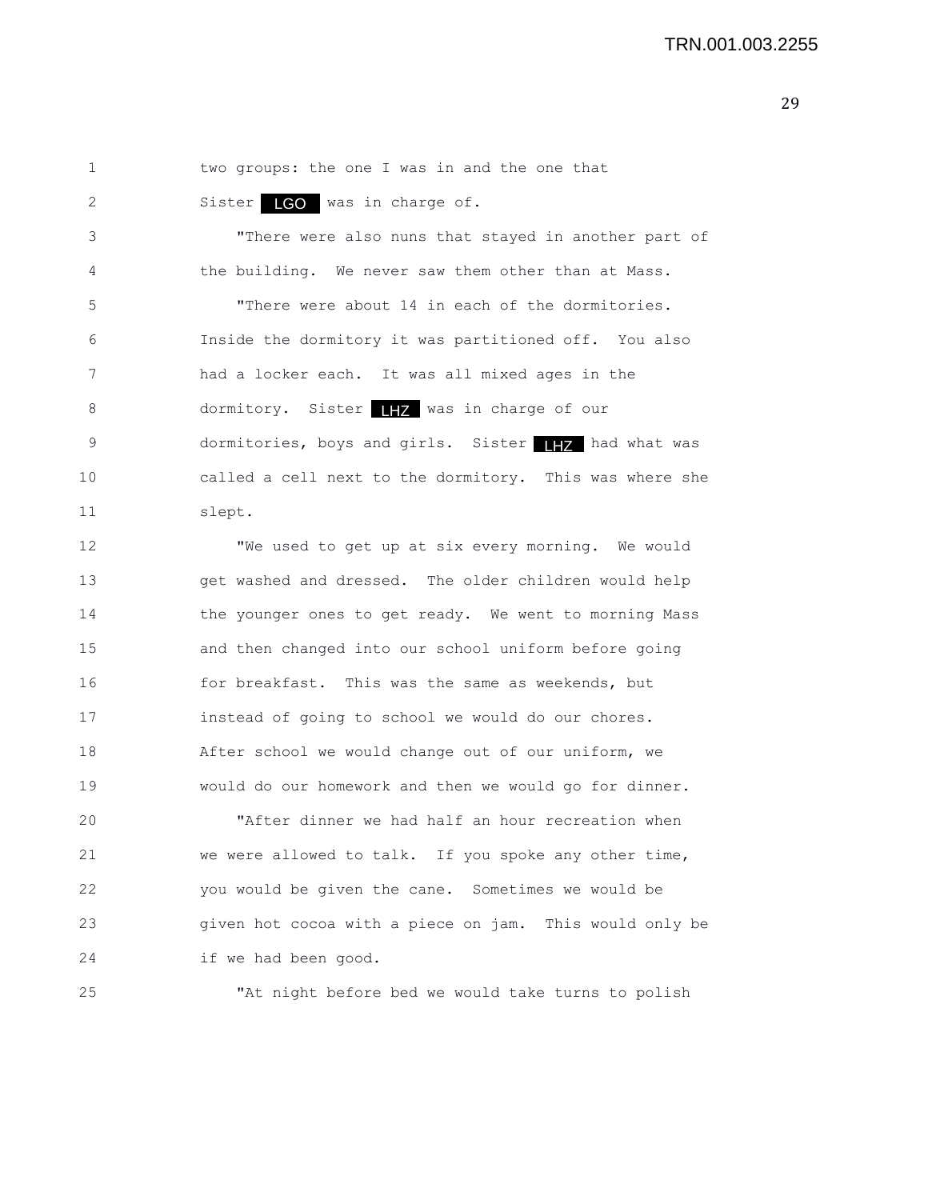two groups: the one I was in and the one that Sister LGO was in charge of.

"There were also nuns that stayed in another part of the building. We never saw them other than at Mass.

"There were about 14 in each of the dormitories. Inside the dormitory it was partitioned off. You also had a locker each. It was all mixed ages in the dormitory. Sister LHZ was in charge of our dormitories, boys and girls. Sister LHZ had what was called a cell next to the dormitory. This was where she slept.

"We used to get up at six every morning. We would get washed and dressed. The older children would help the younger ones to get ready. We went to morning Mass and then changed into our school uniform before going for breakfast. This was the same as weekends, but instead of going to school we would do our chores. After school we would change out of our uniform, we would do our homework and then we would go for dinner.

"After dinner we had half an hour recreation when we were allowed to talk. If you spoke any other time, you would be given the cane. Sometimes we would be given hot cocoa with a piece on jam. This would only be if we had been good.

"At night before bed we would take turns to polish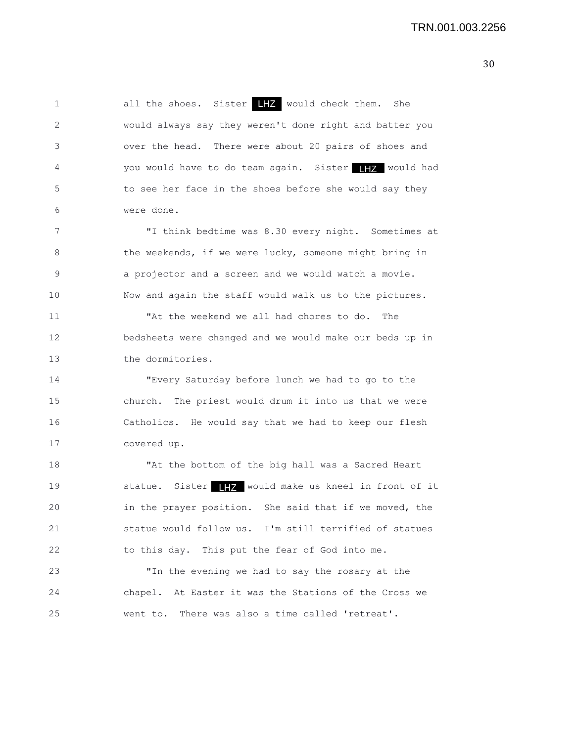all the shoes. Sister LHZ would check them. She would always say they weren't done right and batter you over the head. There were about 20 pairs of shoes and you would have to do team again. Sister LHZ would had to see her face in the shoes before she would say they were done.

"I think bedtime was 8.30 every night. Sometimes at the weekends, if we were lucky, someone might bring in a projector and a screen and we would watch a movie. Now and again the staff would walk us to the pictures.

"At the weekend we all had chores to do. The bedsheets were changed and we would make our beds up in the dormitories.

"Every Saturday before lunch we had to go to the church. The priest would drum it into us that we were Catholics. He would say that we had to keep our flesh covered up.

"At the bottom of the big hall was a Sacred Heart statue. Sister LHZ would make us kneel in front of it in the prayer position. She said that if we moved, the statue would follow us. I'm still terrified of statues to this day. This put the fear of God into me.

"In the evening we had to say the rosary at the chapel. At Easter it was the Stations of the Cross we went to. There was also a time called 'retreat'.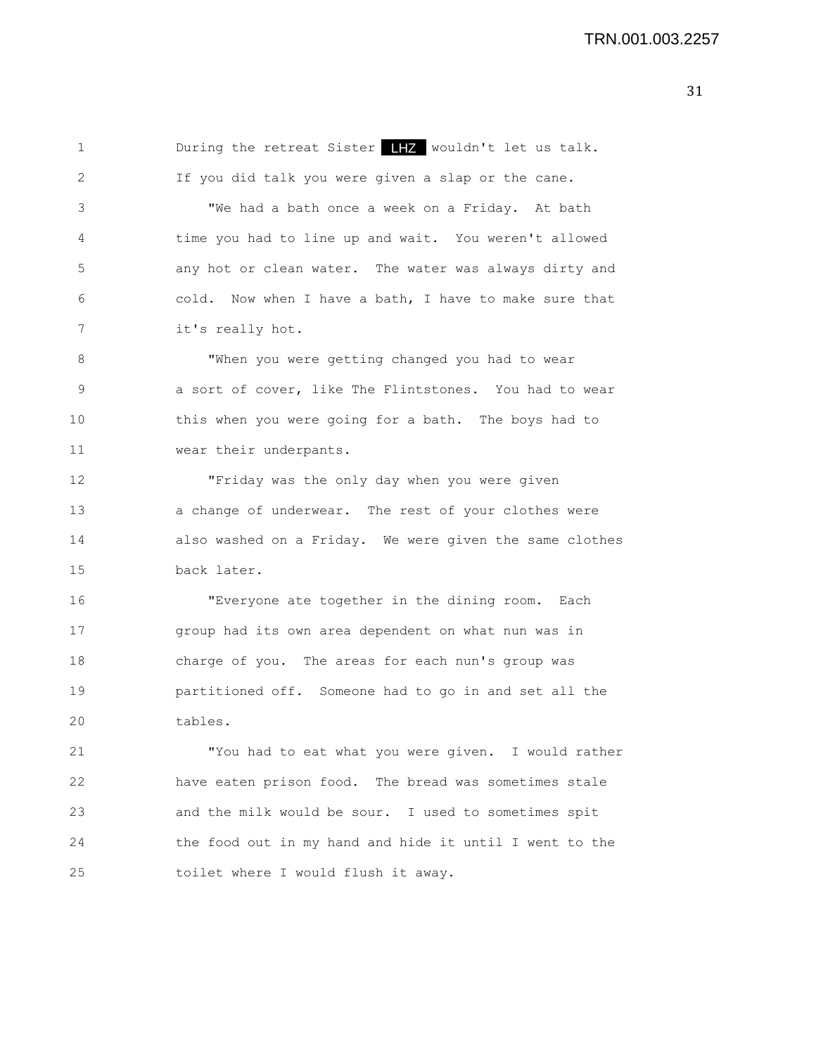During the retreat Sister LHZ wouldn't let us talk. If you did talk you were given a slap or the cane.

"We had a bath once a week on a Friday. At bath time you had to line up and wait. You weren't allowed any hot or clean water. The water was always dirty and cold. Now when I have a bath, I have to make sure that it's really hot.

"When you were getting changed you had to wear a sort of cover, like The Flintstones. You had to wear this when you were going for a bath. The boys had to wear their underpants.

"Friday was the only day when you were given a change of underwear. The rest of your clothes were also washed on a Friday. We were given the same clothes back later.

"Everyone ate together in the dining room. Each group had its own area dependent on what nun was in charge of you. The areas for each nun's group was partitioned off. Someone had to go in and set all the tables.

"You had to eat what you were given. I would rather have eaten prison food. The bread was sometimes stale and the milk would be sour. I used to sometimes spit the food out in my hand and hide it until I went to the toilet where I would flush it away.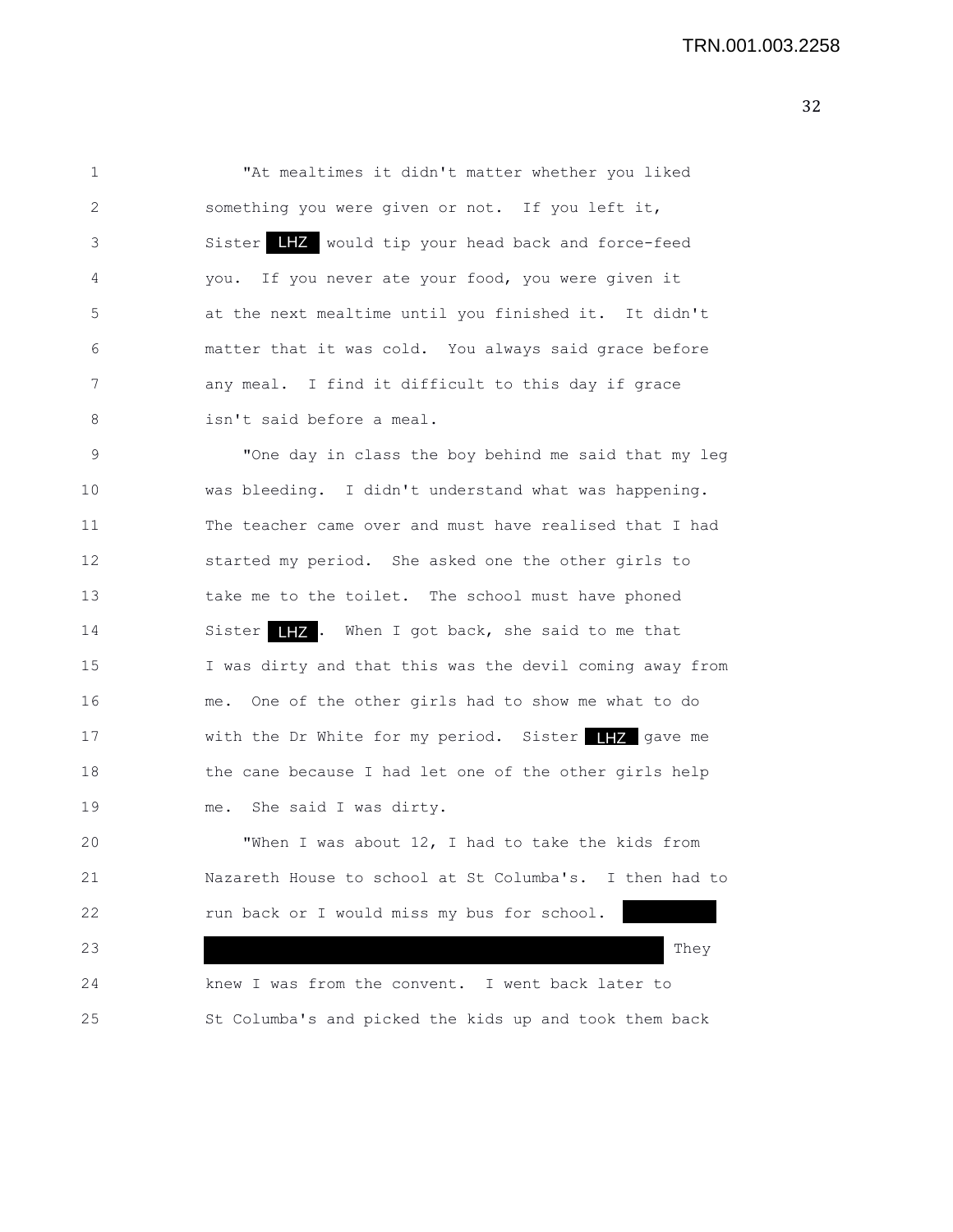"At mealtimes it didn't matter whether you liked something you were given or not. If you left it, Sister LHZ would tip your head back and force-feed you. If you never ate your food, you were given it at the next mealtime until you finished it. It didn't matter that it was cold. You always said grace before any meal. I find it difficult to this day if grace isn't said before a meal.

"One day in class the boy behind me said that my leg was bleeding. I didn't understand what was happening. The teacher came over and must have realised that I had started my period. She asked one the other girls to take me to the toilet. The school must have phoned Sister LHZ. When I got back, she said to me that I was dirty and that this was the devil coming away from me. One of the other girls had to show me what to do with the Dr White for my period. Sister LHZ gave me the cane because I had let one of the other girls help me. She said I was dirty.

"When I was about 12, I had to take the kids from Nazareth House to school at St Columba's. I then had to run back or I would miss my bus for school. [REDACTED] They knew I was from the convent. I went back later to St Columba's and picked the kids up and took them back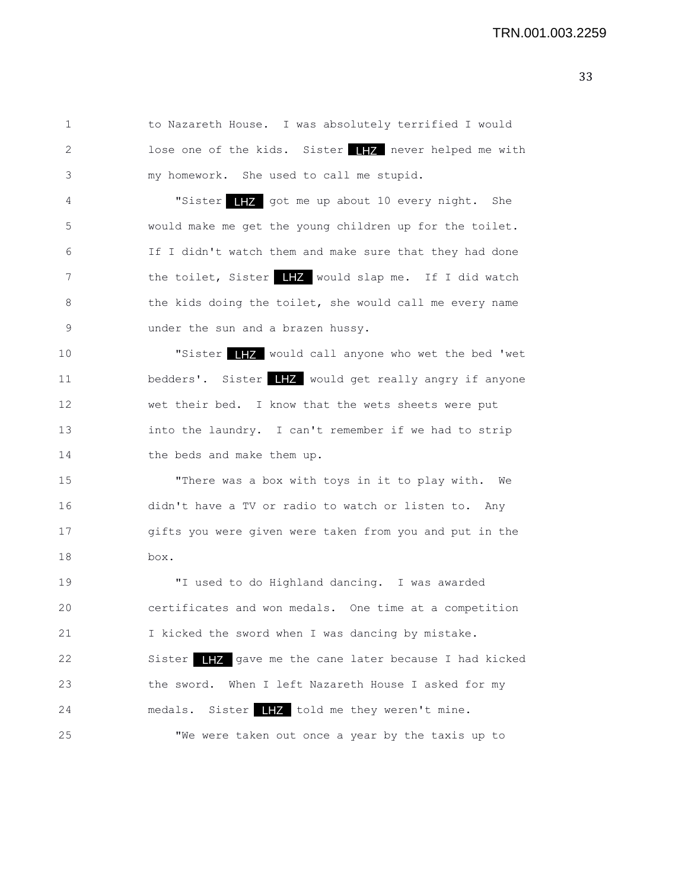to Nazareth House. I was absolutely terrified I would lose one of the kids. Sister LHZ never helped me with my homework. She used to call me stupid.

"Sister LHZ got me up about 10 every night. She would make me get the young children up for the toilet. If I didn't watch them and make sure that they had done the toilet, Sister LHZ would slap me. If I did watch the kids doing the toilet, she would call me every name under the sun and a brazen hussy.

"Sister LHZ would call anyone who wet the bed 'wet bedders'. Sister LHZ would get really angry if anyone wet their bed. I know that the wets sheets were put into the laundry. I can't remember if we had to strip the beds and make them up.

"There was a box with toys in it to play with. We didn't have a TV or radio to watch or listen to. Any gifts you were given were taken from you and put in the box.

"I used to do Highland dancing. I was awarded certificates and won medals. One time at a competition I kicked the sword when I was dancing by mistake. Sister LHZ gave me the cane later because I had kicked the sword. When I left Nazareth House I asked for my medals. Sister LHZ told me they weren't mine.

"We were taken out once a year by the taxis up to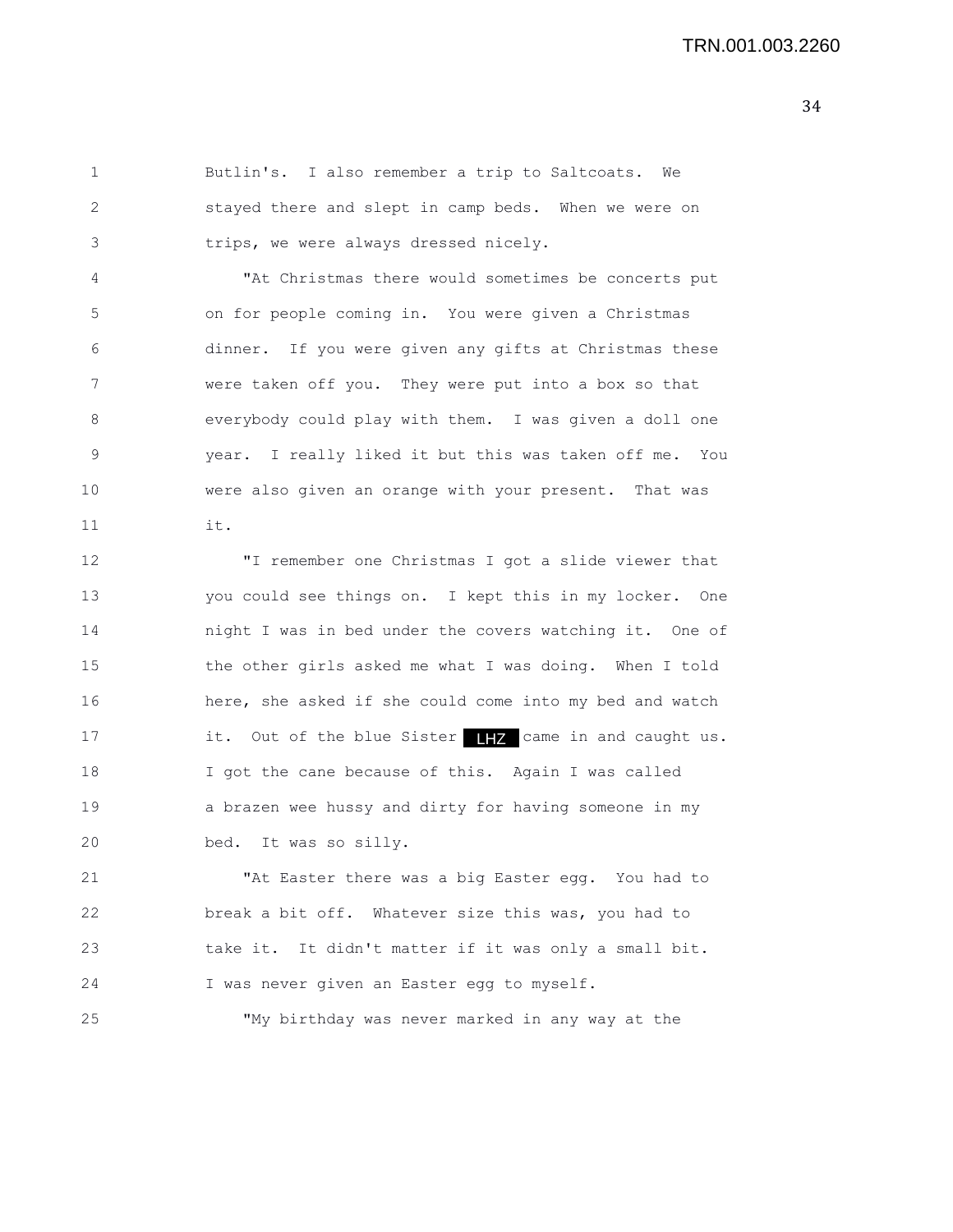Butlin's. I also remember a trip to Saltcoats. We stayed there and slept in camp beds. When we were on trips, we were always dressed nicely.

"At Christmas there would sometimes be concerts put on for people coming in. You were given a Christmas dinner. If you were given any gifts at Christmas these were taken off you. They were put into a box so that everybody could play with them. I was given a doll one year. I really liked it but this was taken off me. You were also given an orange with your present. That was it.

"I remember one Christmas I got a slide viewer that you could see things on. I kept this in my locker. One night I was in bed under the covers watching it. One of the other girls asked me what I was doing. When I told here, she asked if she could come into my bed and watch it. Out of the blue Sister LHZ came in and caught us. I got the cane because of this. Again I was called a brazen wee hussy and dirty for having someone in my bed. It was so silly.

"At Easter there was a big Easter egg. You had to break a bit off. Whatever size this was, you had to take it. It didn't matter if it was only a small bit. I was never given an Easter egg to myself.

"My birthday was never marked in any way at the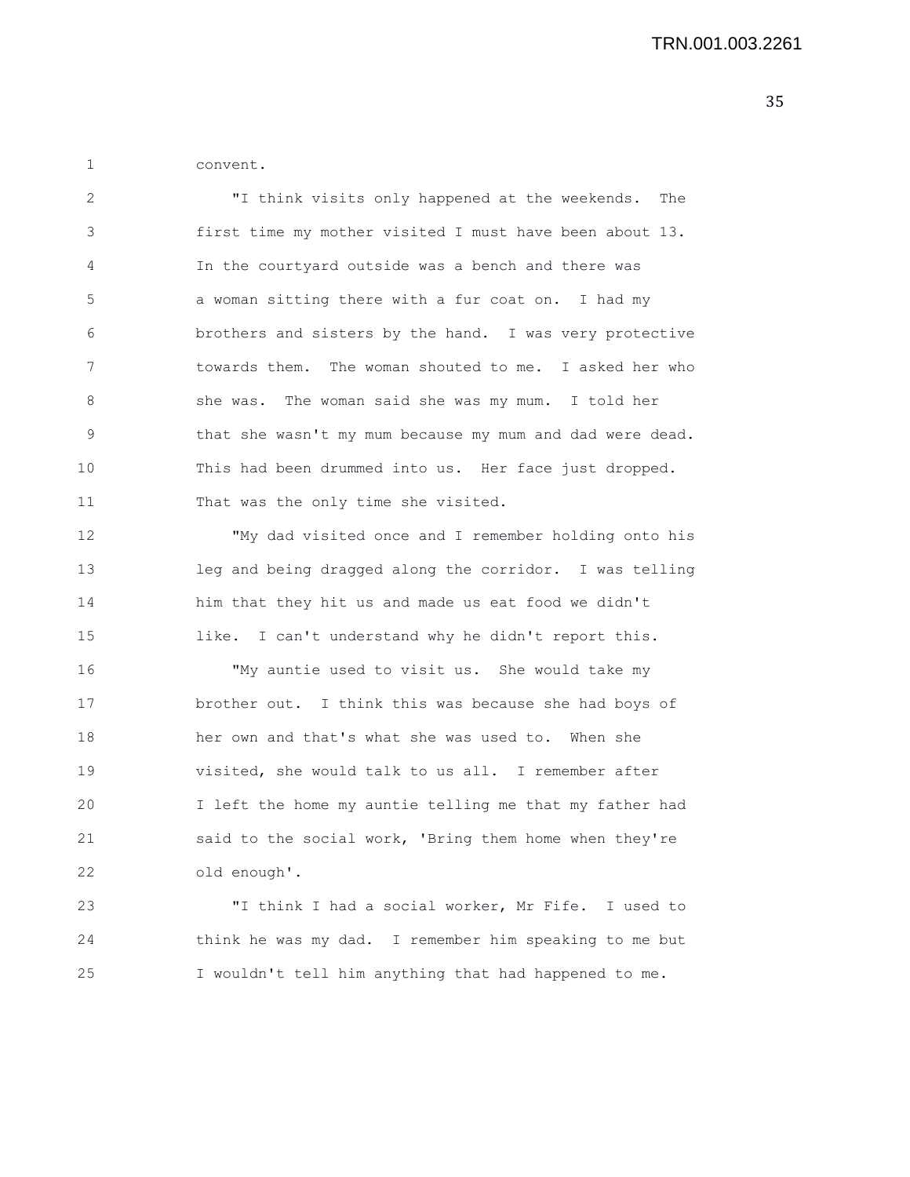convent.

"I think visits only happened at the weekends. The first time my mother visited I must have been about 13. In the courtyard outside was a bench and there was a woman sitting there with a fur coat on. I had my brothers and sisters by the hand. I was very protective towards them. The woman shouted to me. I asked her who she was. The woman said she was my mum. I told her that she wasn't my mum because my mum and dad were dead. This had been drummed into us. Her face just dropped. That was the only time she visited.

"My dad visited once and I remember holding onto his leg and being dragged along the corridor. I was telling him that they hit us and made us eat food we didn't like. I can't understand why he didn't report this.

"My auntie used to visit us. She would take my brother out. I think this was because she had boys of her own and that's what she was used to. When she visited, she would talk to us all. I remember after I left the home my auntie telling me that my father had said to the social work, 'Bring them home when they're old enough'.

"I think I had a social worker, Mr Fife. I used to think he was my dad. I remember him speaking to me but I wouldn't tell him anything that had happened to me.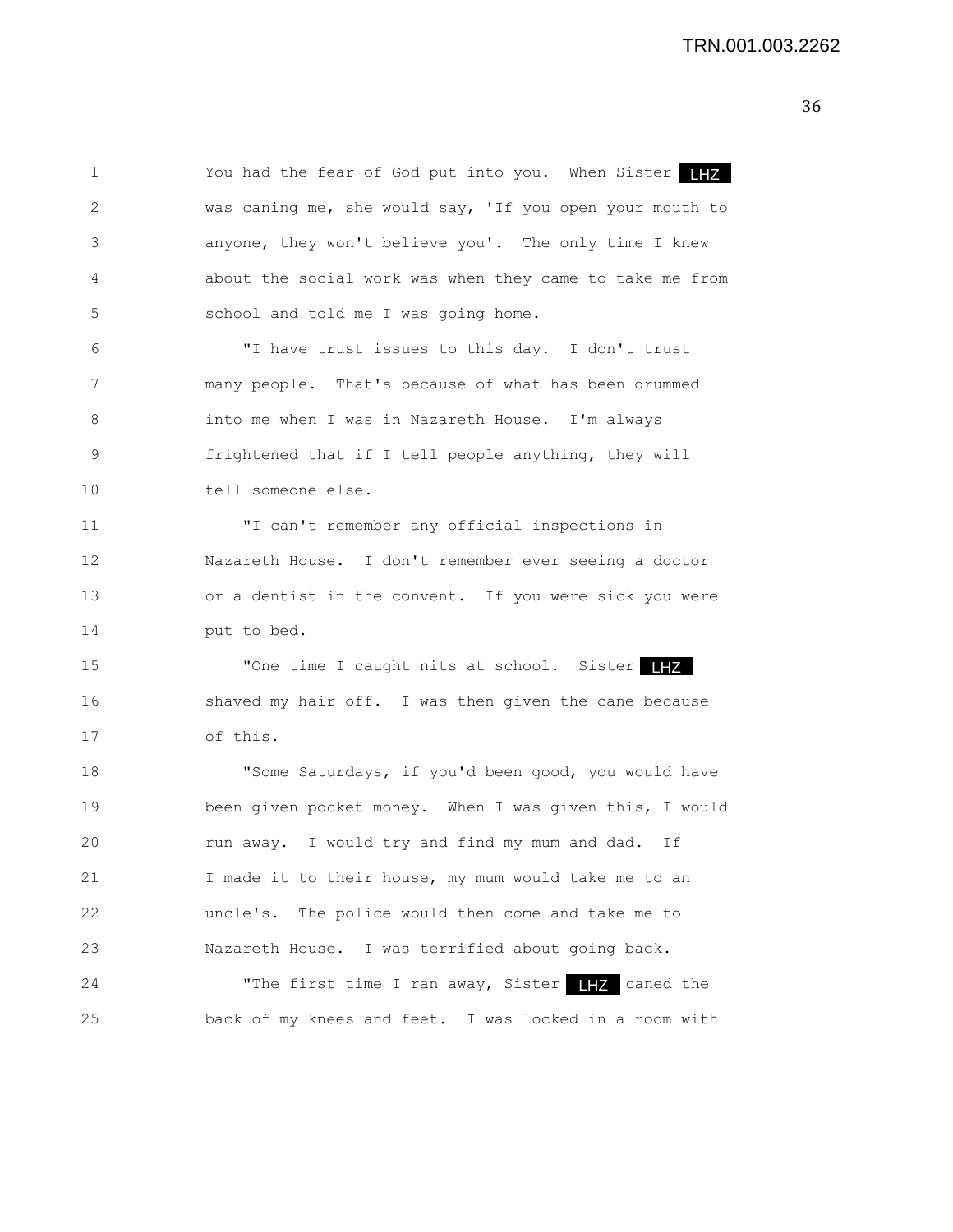You had the fear of God put into you. When Sister LHZ was caning me, she would say, 'If you open your mouth to anyone, they won't believe you'. The only time I knew about the social work was when they came to take me from school and told me I was going home.

"I have trust issues to this day. I don't trust many people. That's because of what has been drummed into me when I was in Nazareth House. I'm always frightened that if I tell people anything, they will tell someone else.

"I can't remember any official inspections in Nazareth House. I don't remember ever seeing a doctor or a dentist in the convent. If you were sick you were put to bed.

"One time I caught nits at school. Sister LHZ shaved my hair off. I was then given the cane because of this.

"Some Saturdays, if you'd been good, you would have been given pocket money. When I was given this, I would run away. I would try and find my mum and dad. If I made it to their house, my mum would take me to an uncle's. The police would then come and take me to Nazareth House. I was terrified about going back.

"The first time I ran away, Sister LHZ caned the back of my knees and feet. I was locked in a room with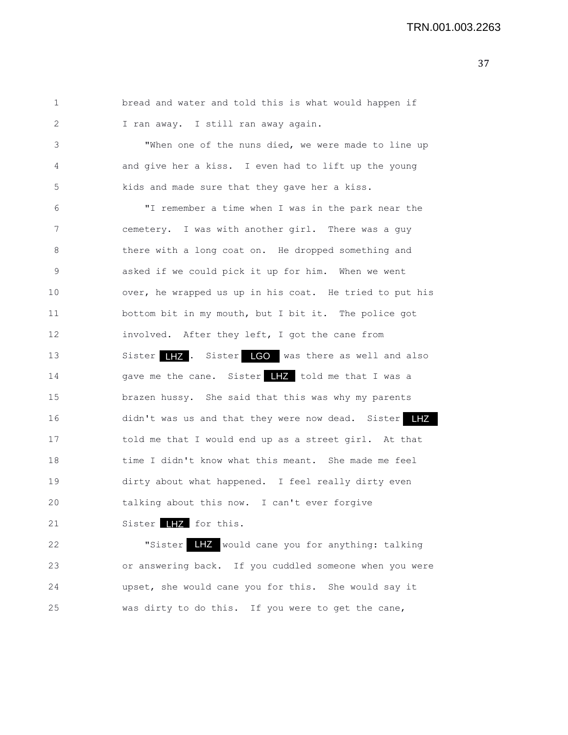bread and water and told this is what would happen if I ran away. I still ran away again.

"When one of the nuns died, we were made to line up and give her a kiss. I even had to lift up the young kids and made sure that they gave her a kiss.

"I remember a time when I was in the park near the cemetery. I was with another girl. There was a guy there with a long coat on. He dropped something and asked if we could pick it up for him. When we went over, he wrapped us up in his coat. He tried to put his bottom bit in my mouth, but I bit it. The police got involved. After they left, I got the cane from Sister LHZ. Sister LGO was there as well and also gave me the cane. Sister LHZ told me that I was a brazen hussy. She said that this was why my parents didn't was us and that they were now dead. Sister LHZ told me that I would end up as a street girl. At that time I didn't know what this meant. She made me feel dirty about what happened. I feel really dirty even talking about this now. I can't ever forgive Sister LHZ for this.

"Sister LHZ would cane you for anything: talking or answering back. If you cuddled someone when you were upset, she would cane you for this. She would say it was dirty to do this. If you were to get the cane,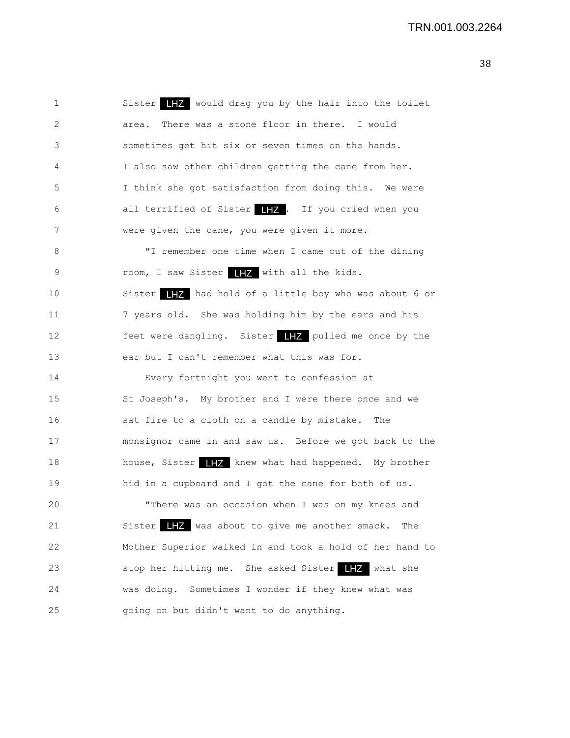Sister LHZ would drag you by the hair into the toilet area. There was a stone floor in there. I would sometimes get hit six or seven times on the hands. I also saw other children getting the cane from her. I think she got satisfaction from doing this. We were all terrified of Sister LHZ. If you cried when you were given the cane, you were given it more.

"I remember one time when I came out of the dining room, I saw Sister LHZ with all the kids. Sister LHZ had hold of a little boy who was about 6 or 7 years old. She was holding him by the ears and his feet were dangling. Sister LHZ pulled me once by the ear but I can't remember what this was for.

Every fortnight you went to confession at St Joseph's. My brother and I were there once and we sat fire to a cloth on a candle by mistake. The monsignor came in and saw us. Before we got back to the house, Sister LHZ knew what had happened. My brother hid in a cupboard and I got the cane for both of us.

"There was an occasion when I was on my knees and Sister LHZ was about to give me another smack. The Mother Superior walked in and took a hold of her hand to stop her hitting me. She asked Sister LHZ what she was doing. Sometimes I wonder if they knew what was going on but didn't want to do anything.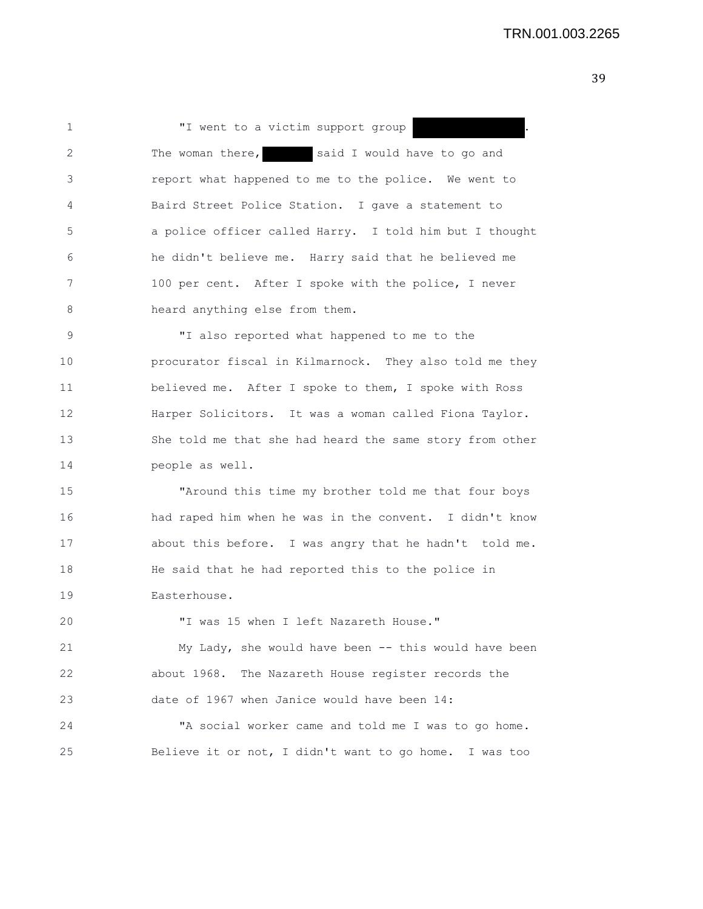"I went to a victim support group ████████. The woman there, ████ said I would have to go and report what happened to me to the police. We went to Baird Street Police Station. I gave a statement to a police officer called Harry. I told him but I thought he didn't believe me. Harry said that he believed me 100 per cent. After I spoke with the police, I never heard anything else from them.

"I also reported what happened to me to the procurator fiscal in Kilmarnock. They also told me they believed me. After I spoke to them, I spoke with Ross Harper Solicitors. It was a woman called Fiona Taylor. She told me that she had heard the same story from other people as well.

"Around this time my brother told me that four boys had raped him when he was in the convent. I didn't know about this before. I was angry that he hadn't told me. He said that he had reported this to the police in Easterhouse.

"I was 15 when I left Nazareth House."

My Lady, she would have been -- this would have been about 1968. The Nazareth House register records the date of 1967 when Janice would have been 14:

"A social worker came and told me I was to go home. Believe it or not, I didn't want to go home. I was too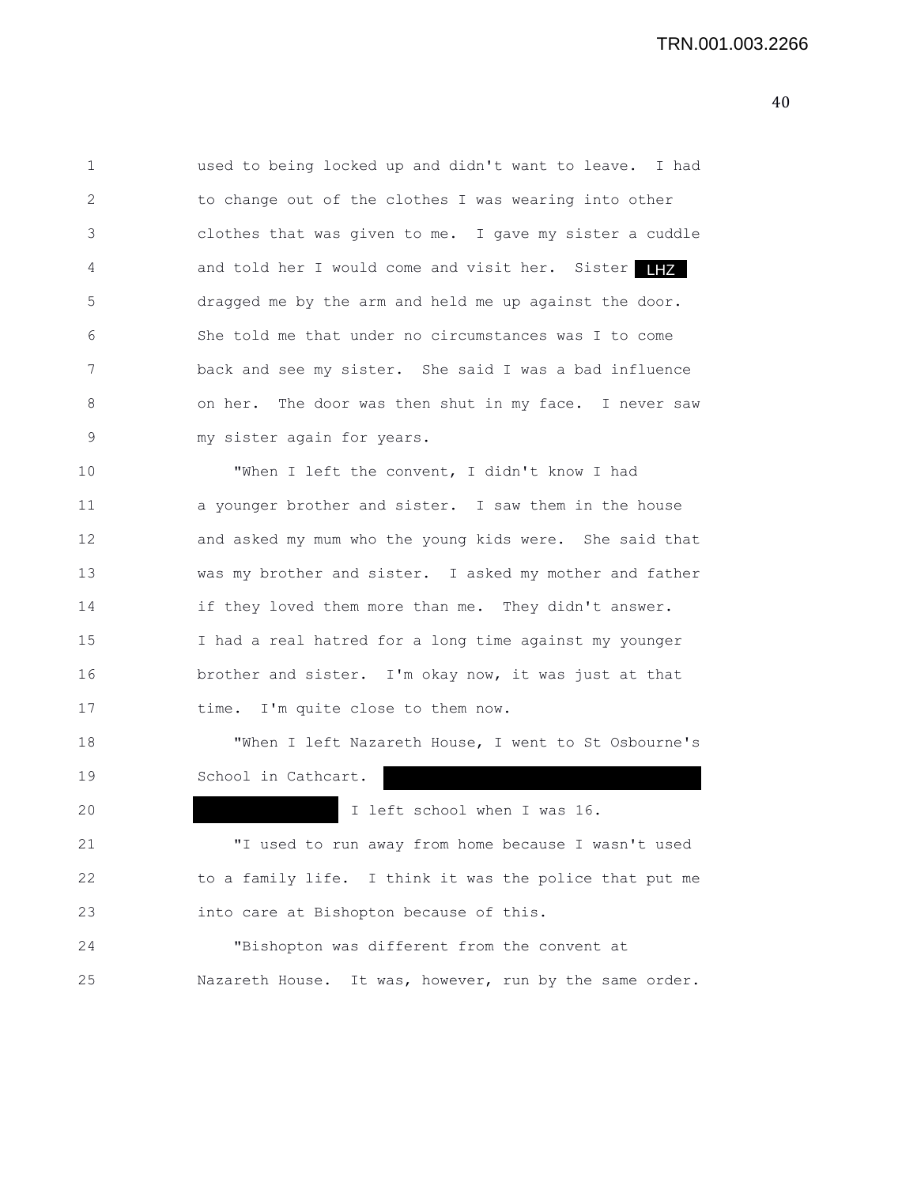used to being locked up and didn't want to leave. I had to change out of the clothes I was wearing into other clothes that was given to me. I gave my sister a cuddle and told her I would come and visit her. Sister LHZ dragged me by the arm and held me up against the door. She told me that under no circumstances was I to come back and see my sister. She said I was a bad influence on her. The door was then shut in my face. I never saw my sister again for years.

"When I left the convent, I didn't know I had a younger brother and sister. I saw them in the house and asked my mum who the young kids were. She said that was my brother and sister. I asked my mother and father if they loved them more than me. They didn't answer. I had a real hatred for a long time against my younger brother and sister. I'm okay now, it was just at that time. I'm quite close to them now.

"When I left Nazareth House, I went to St Osbourne's School in Cathcart. [redacted] [redacted] I left school when I was 16.

"I used to run away from home because I wasn't used to a family life. I think it was the police that put me into care at Bishopton because of this.

"Bishopton was different from the convent at Nazareth House. It was, however, run by the same order.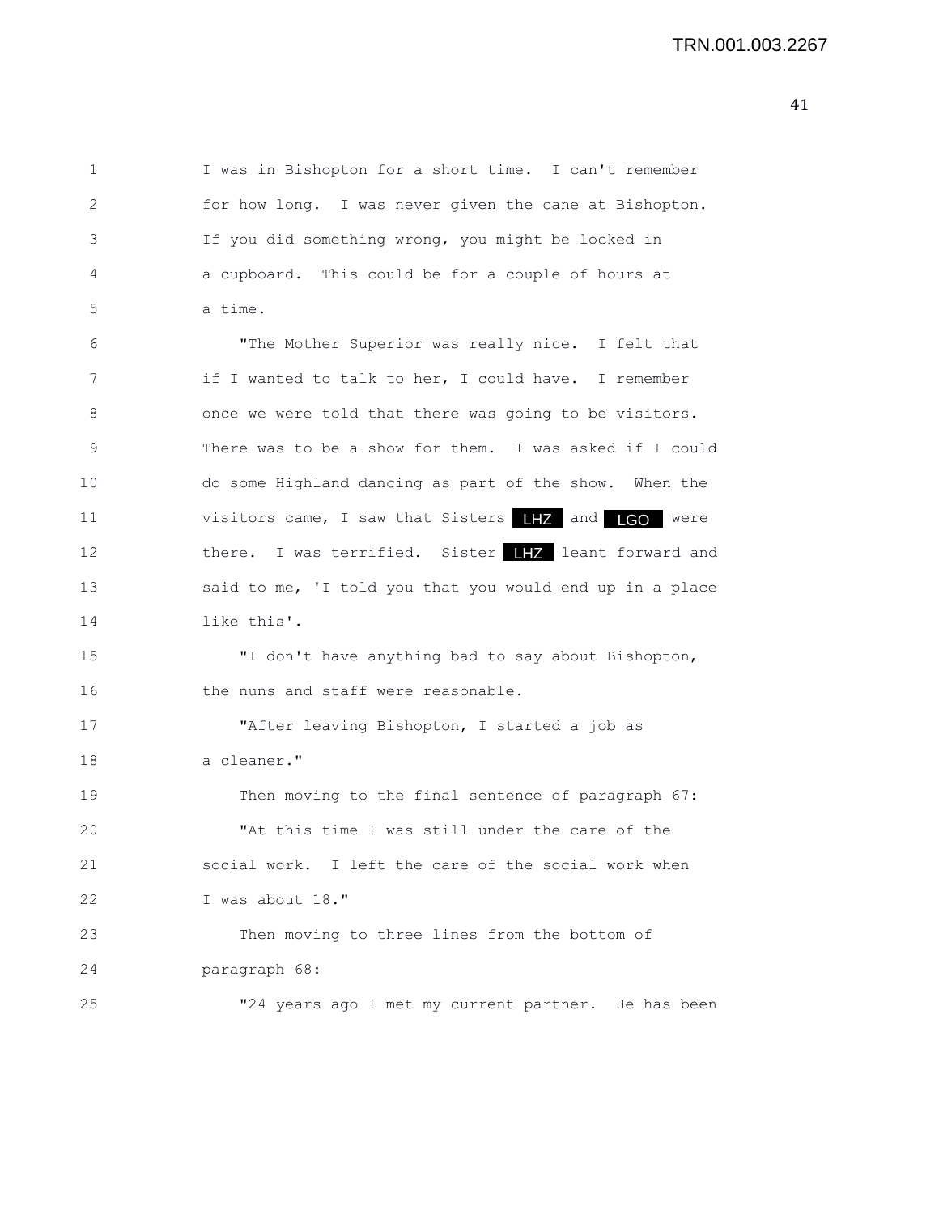I was in Bishopton for a short time. I can't remember for how long. I was never given the cane at Bishopton. If you did something wrong, you might be locked in a cupboard. This could be for a couple of hours at a time.

"The Mother Superior was really nice. I felt that if I wanted to talk to her, I could have. I remember once we were told that there was going to be visitors. There was to be a show for them. I was asked if I could do some Highland dancing as part of the show. When the visitors came, I saw that Sisters LHZ and LGO were there. I was terrified. Sister LHZ leant forward and said to me, 'I told you that you would end up in a place like this'.

"I don't have anything bad to say about Bishopton, the nuns and staff were reasonable.

"After leaving Bishopton, I started a job as a cleaner."

Then moving to the final sentence of paragraph 67:

"At this time I was still under the care of the social work. I left the care of the social work when I was about 18."

Then moving to three lines from the bottom of paragraph 68:

"24 years ago I met my current partner. He has been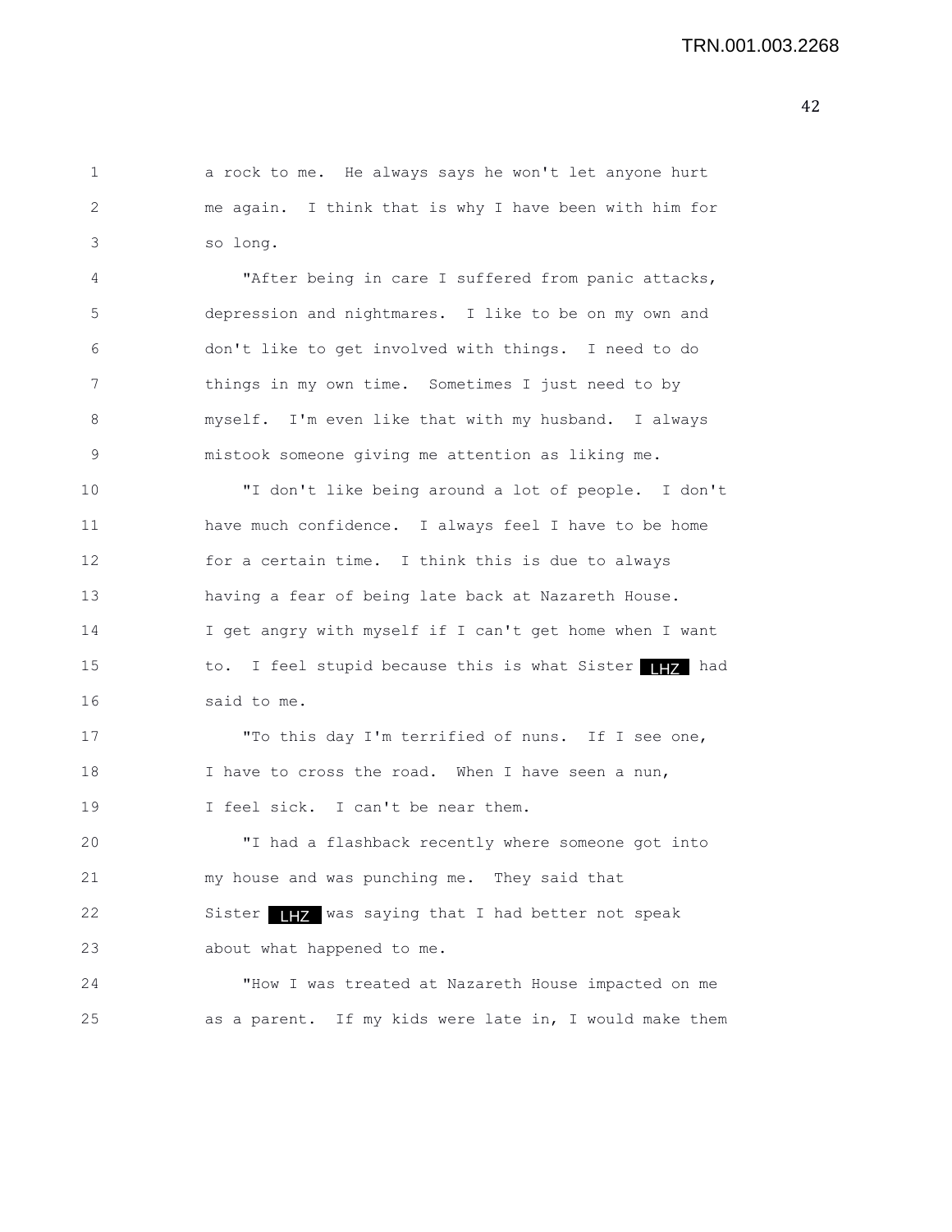a rock to me. He always says he won't let anyone hurt me again. I think that is why I have been with him for so long.

"After being in care I suffered from panic attacks, depression and nightmares. I like to be on my own and don't like to get involved with things. I need to do things in my own time. Sometimes I just need to by myself. I'm even like that with my husband. I always mistook someone giving me attention as liking me.

"I don't like being around a lot of people. I don't have much confidence. I always feel I have to be home for a certain time. I think this is due to always having a fear of being late back at Nazareth House. I get angry with myself if I can't get home when I want to. I feel stupid because this is what Sister LHZ had said to me.

"To this day I'm terrified of nuns. If I see one, I have to cross the road. When I have seen a nun, I feel sick. I can't be near them.

"I had a flashback recently where someone got into my house and was punching me. They said that Sister LHZ was saying that I had better not speak about what happened to me.

"How I was treated at Nazareth House impacted on me as a parent. If my kids were late in, I would make them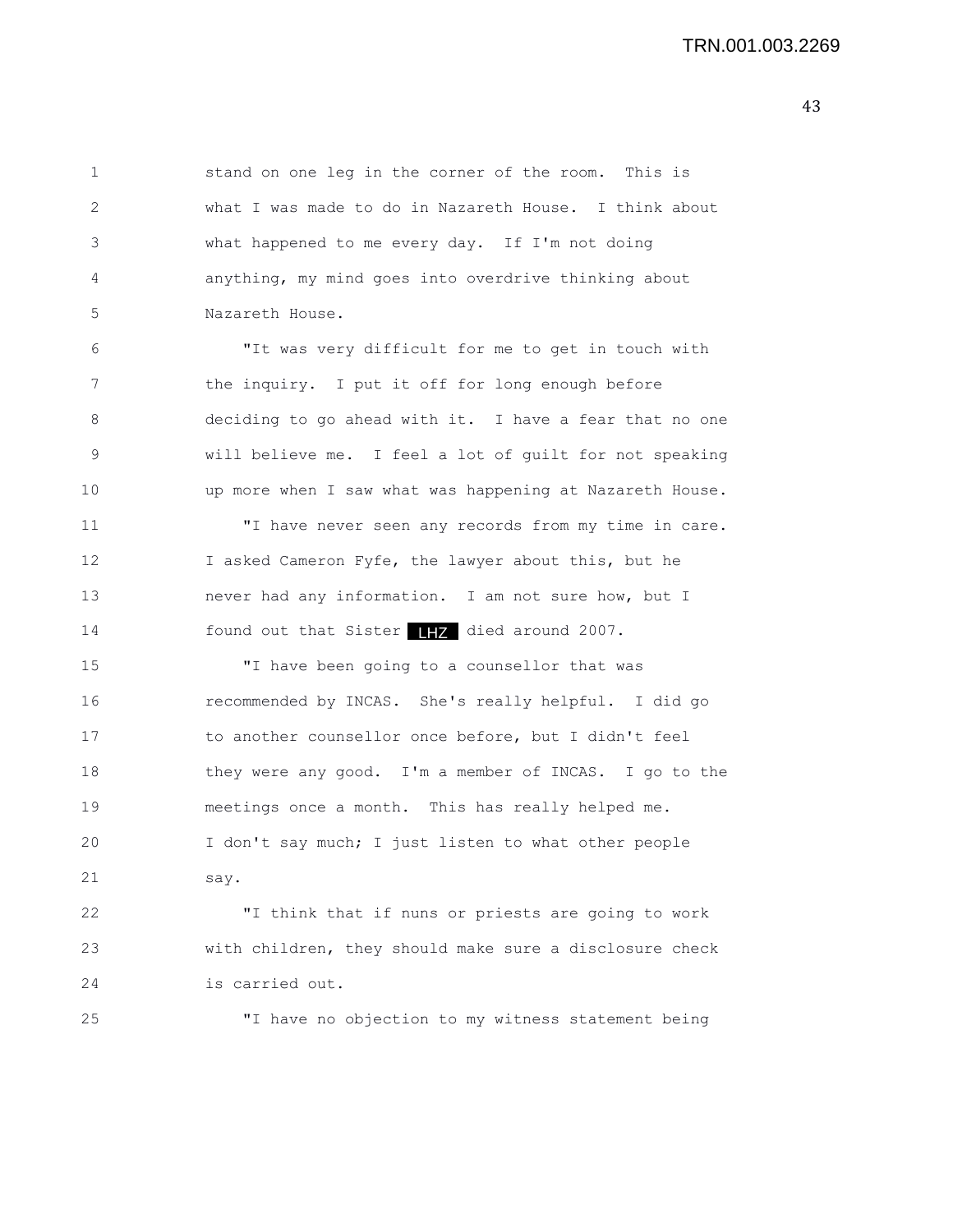stand on one leg in the corner of the room. This is what I was made to do in Nazareth House. I think about what happened to me every day. If I'm not doing anything, my mind goes into overdrive thinking about Nazareth House.

"It was very difficult for me to get in touch with the inquiry. I put it off for long enough before deciding to go ahead with it. I have a fear that no one will believe me. I feel a lot of guilt for not speaking up more when I saw what was happening at Nazareth House.

"I have never seen any records from my time in care. I asked Cameron Fyfe, the lawyer about this, but he never had any information. I am not sure how, but I found out that Sister LHZ died around 2007.

"I have been going to a counsellor that was recommended by INCAS. She's really helpful. I did go to another counsellor once before, but I didn't feel they were any good. I'm a member of INCAS. I go to the meetings once a month. This has really helped me. I don't say much; I just listen to what other people say.

"I think that if nuns or priests are going to work with children, they should make sure a disclosure check is carried out.

"I have no objection to my witness statement being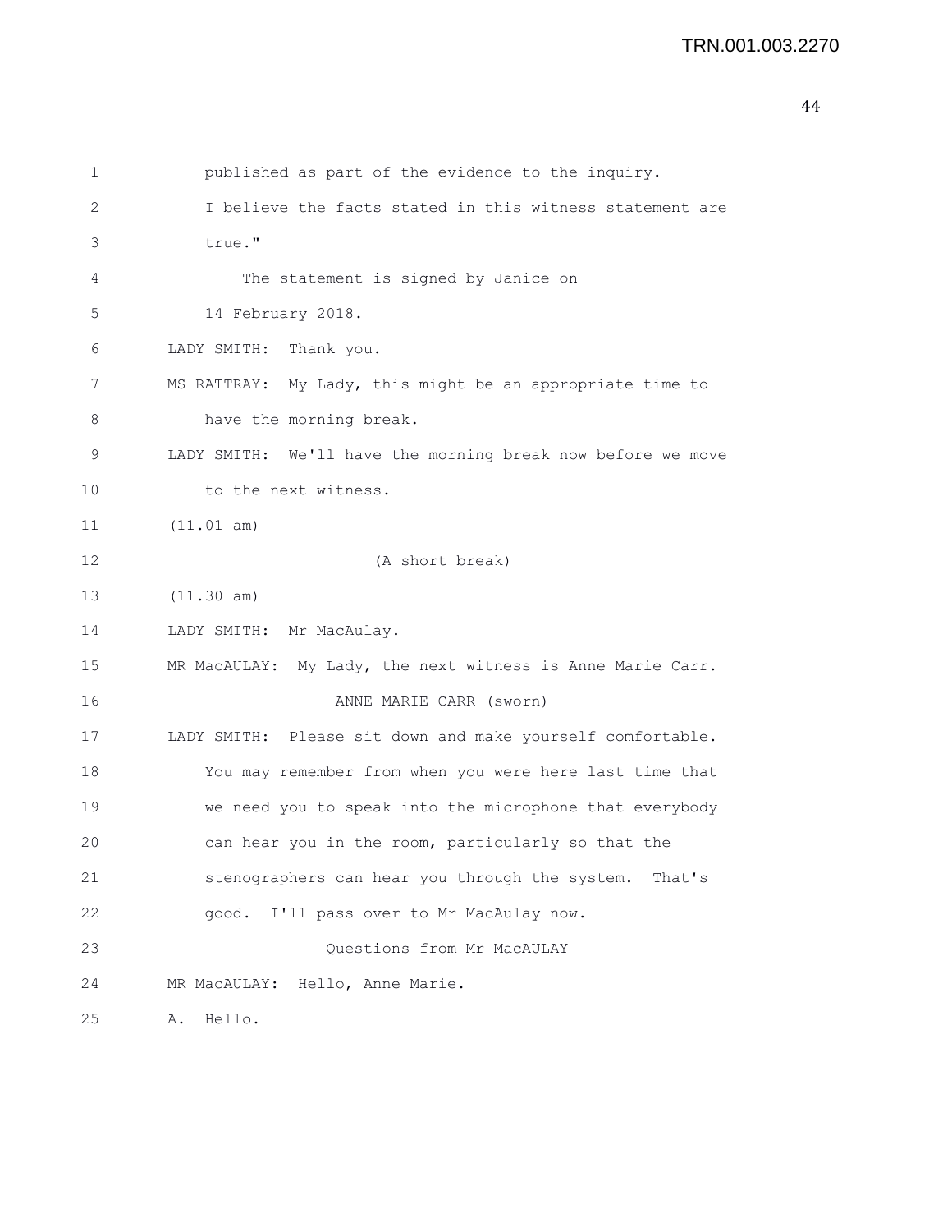published as part of the evidence to the inquiry.

I believe the facts stated in this witness statement are true."

The statement is signed by Janice on 14 February 2018.

LADY SMITH: Thank you.

MS RATTRAY: My Lady, this might be an appropriate time to have the morning break.

LADY SMITH: We'll have the morning break now before we move to the next witness.

(11.01 am)

(A short break)

(11.30 am)

LADY SMITH: Mr MacAulay.

MR MacAULAY: My Lady, the next witness is Anne Marie Carr.

ANNE MARIE CARR (sworn)

LADY SMITH: Please sit down and make yourself comfortable. You may remember from when you were here last time that we need you to speak into the microphone that everybody can hear you in the room, particularly so that the stenographers can hear you through the system. That's good. I'll pass over to Mr MacAulay now.

Questions from Mr MacAULAY

MR MacAULAY: Hello, Anne Marie.

A. Hello.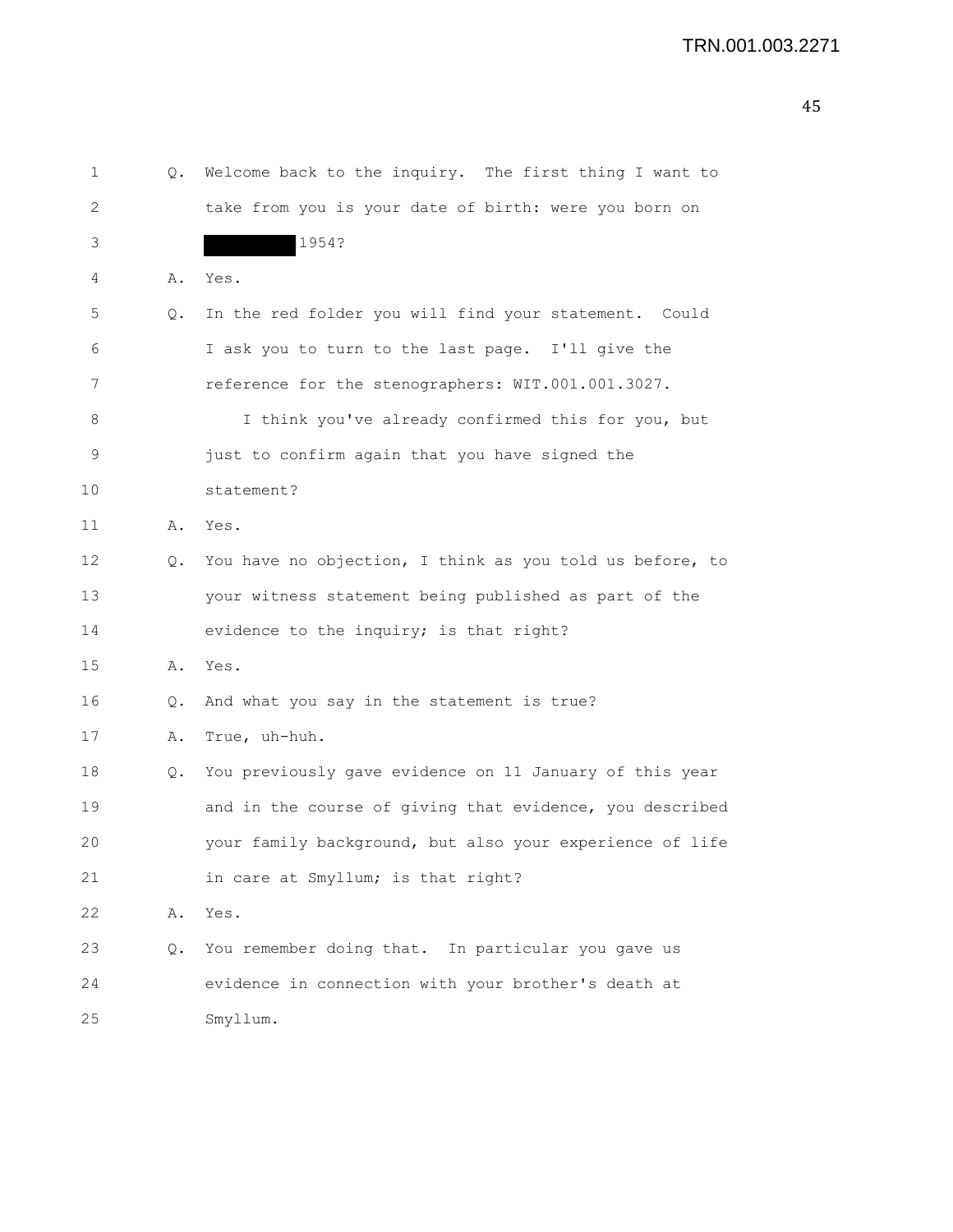1 Q. Welcome back to the inquiry. The first thing I want to
2 take from you is your date of birth: were you born on
3 ██████ 1954?
4 A. Yes.
5 Q. In the red folder you will find your statement. Could
6 I ask you to turn to the last page. I'll give the
7 reference for the stenographers: WIT.001.001.3027.
8 I think you've already confirmed this for you, but
9 just to confirm again that you have signed the
10 statement?
11 A. Yes.
12 Q. You have no objection, I think as you told us before, to
13 your witness statement being published as part of the
14 evidence to the inquiry; is that right?
15 A. Yes.
16 Q. And what you say in the statement is true?
17 A. True, uh-huh.
18 Q. You previously gave evidence on 11 January of this year
19 and in the course of giving that evidence, you described
20 your family background, but also your experience of life
21 in care at Smyllum; is that right?
22 A. Yes.
23 Q. You remember doing that. In particular you gave us
24 evidence in connection with your brother's death at
25 Smyllum.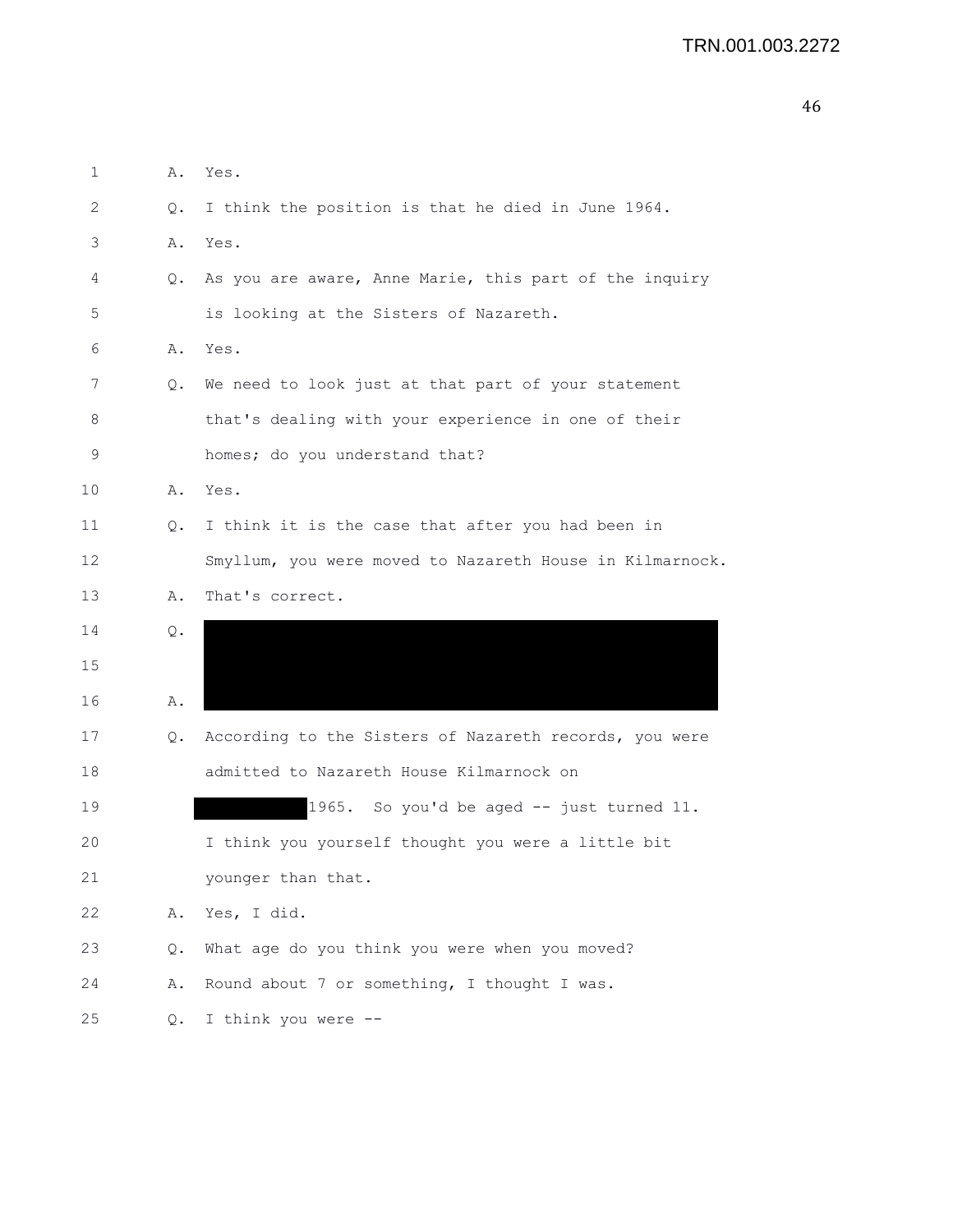1 A. Yes.

2 Q. I think the position is that he died in June 1964.

3 A. Yes.

4 Q. As you are aware, Anne Marie, this part of the inquiry

5 is looking at the Sisters of Nazareth.

6 A. Yes.

7 Q. We need to look just at that part of your statement

8 that's dealing with your experience in one of their

9 homes; do you understand that?

10 A. Yes.

11 Q. I think it is the case that after you had been in

12 Smyllum, you were moved to Nazareth House in Kilmarnock.

13 A. That's correct.

14 Q. [REDACTED]

15 [REDACTED]

16 A. [REDACTED]

17 Q. According to the Sisters of Nazareth records, you were

18 admitted to Nazareth House Kilmarnock on

19 [REDACTED] 1965. So you'd be aged -- just turned 11.

20 I think you yourself thought you were a little bit

21 younger than that.

22 A. Yes, I did.

23 Q. What age do you think you were when you moved?

24 A. Round about 7 or something, I thought I was.

25 Q. I think you were --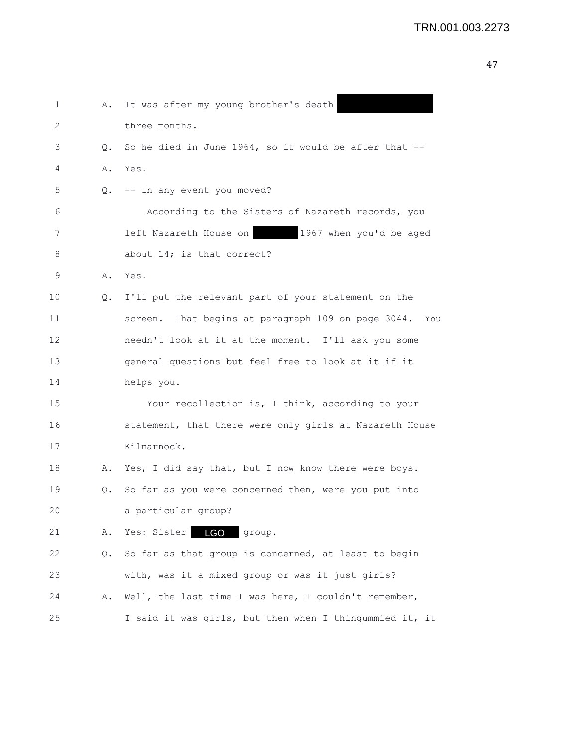1 A. It was after my young brother's death [REDACTED]

2 three months.

3 Q. So he died in June 1964, so it would be after that --

4 A. Yes.

5 Q. -- in any event you moved?

6 According to the Sisters of Nazareth records, you

7 left Nazareth House on [REDACTED] 1967 when you'd be aged

8 about 14; is that correct?

9 A. Yes.

10 Q. I'll put the relevant part of your statement on the

11 screen. That begins at paragraph 109 on page 3044. You

12 needn't look at it at the moment. I'll ask you some

13 general questions but feel free to look at it if it

14 helps you.

15 Your recollection is, I think, according to your

16 statement, that there were only girls at Nazareth House

17 Kilmarnock.

18 A. Yes, I did say that, but I now know there were boys.

19 Q. So far as you were concerned then, were you put into

20 a particular group?

21 A. Yes: Sister LGO group.

22 Q. So far as that group is concerned, at least to begin

23 with, was it a mixed group or was it just girls?

24 A. Well, the last time I was here, I couldn't remember,

25 I said it was girls, but then when I thingummied it, it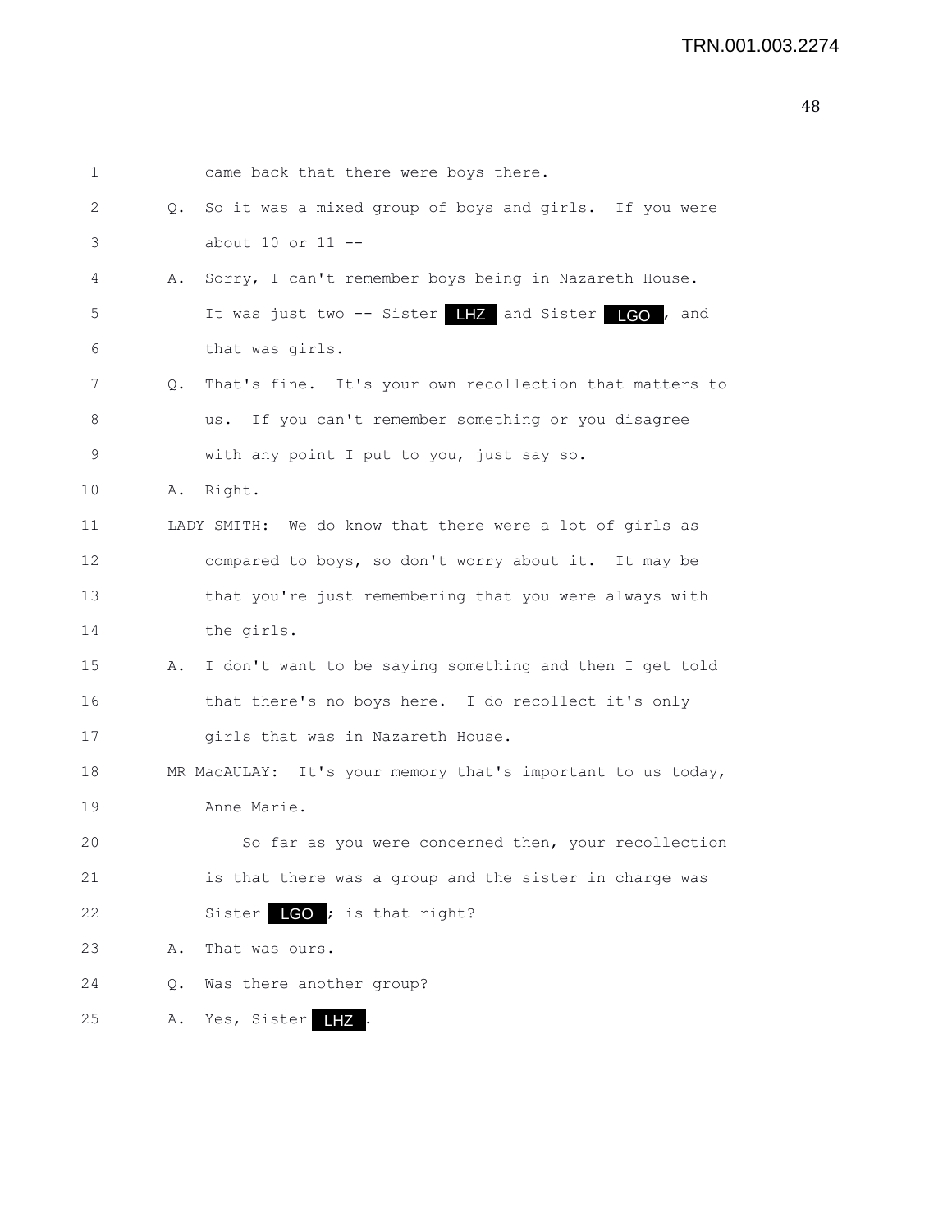1 came back that there were boys there.

2 Q. So it was a mixed group of boys and girls. If you were

3 about 10 or 11 --

4 A. Sorry, I can't remember boys being in Nazareth House.

5 It was just two -- Sister LHZ and Sister LGO, and

6 that was girls.

7 Q. That's fine. It's your own recollection that matters to

8 us. If you can't remember something or you disagree

9 with any point I put to you, just say so.

10 A. Right.

11 LADY SMITH: We do know that there were a lot of girls as

12 compared to boys, so don't worry about it. It may be

13 that you're just remembering that you were always with

14 the girls.

15 A. I don't want to be saying something and then I get told

16 that there's no boys here. I do recollect it's only

17 girls that was in Nazareth House.

18 MR MacAULAY: It's your memory that's important to us today,

19 Anne Marie.

20 So far as you were concerned then, your recollection

21 is that there was a group and the sister in charge was

22 Sister LGO; is that right?

23 A. That was ours.

24 Q. Was there another group?

25 A. Yes, Sister LHZ.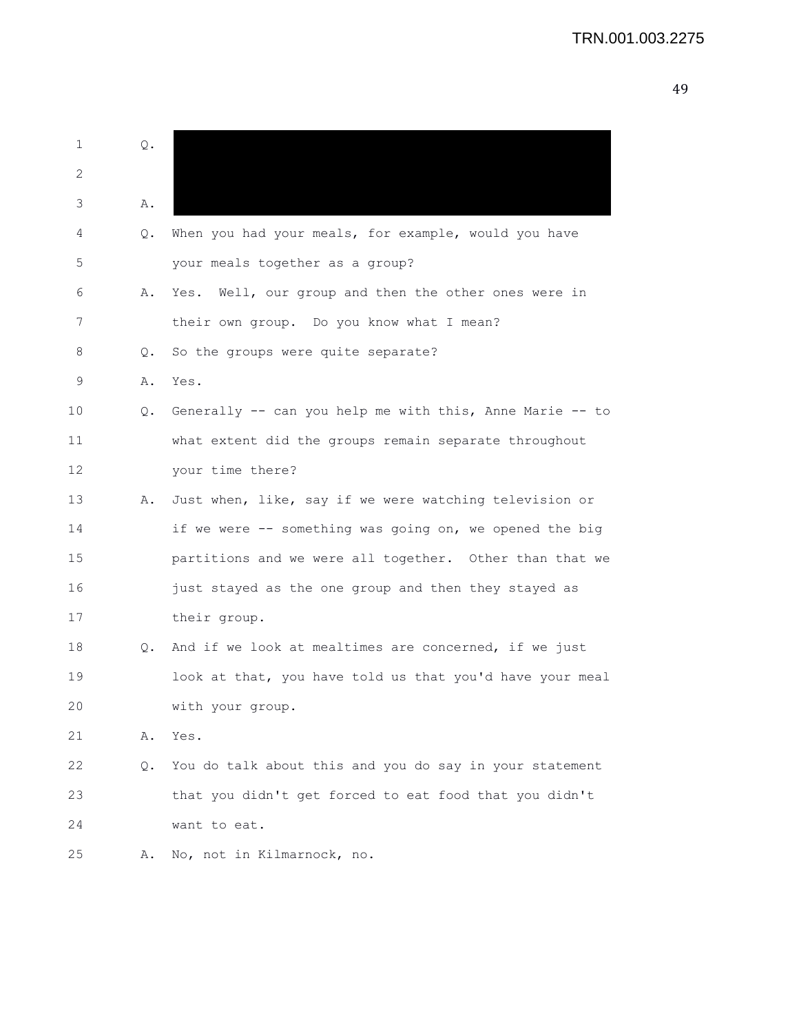1 Q. 
2 
3 A. 
4 Q. When you had your meals, for example, would you have
5 your meals together as a group?
6 A. Yes. Well, our group and then the other ones were in
7 their own group. Do you know what I mean?
8 Q. So the groups were quite separate?
9 A. Yes.
10 Q. Generally -- can you help me with this, Anne Marie -- to
11 what extent did the groups remain separate throughout
12 your time there?
13 A. Just when, like, say if we were watching television or
14 if we were -- something was going on, we opened the big
15 partitions and we were all together. Other than that we
16 just stayed as the one group and then they stayed as
17 their group.
18 Q. And if we look at mealtimes are concerned, if we just
19 look at that, you have told us that you'd have your meal
20 with your group.
21 A. Yes.
22 Q. You do talk about this and you do say in your statement
23 that you didn't get forced to eat food that you didn't
24 want to eat.
25 A. No, not in Kilmarnock, no.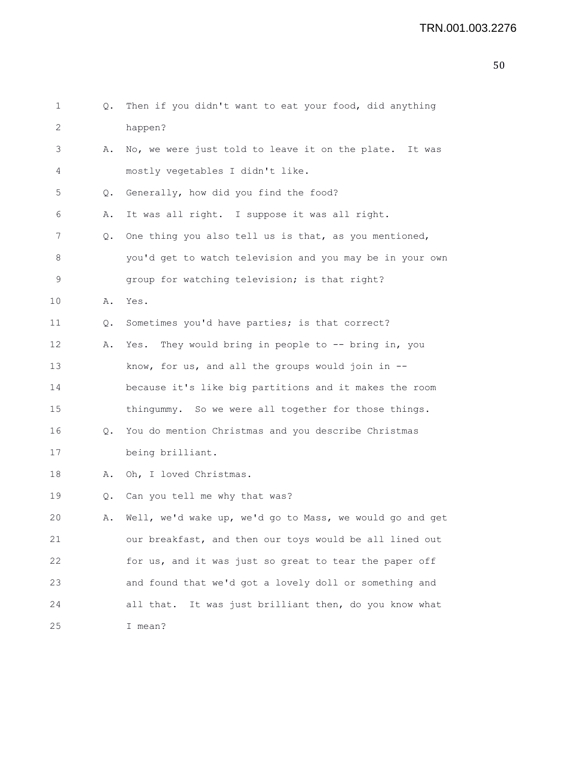Q. Then if you didn't want to eat your food, did anything happen?

A. No, we were just told to leave it on the plate. It was mostly vegetables I didn't like.

Q. Generally, how did you find the food?

A. It was all right. I suppose it was all right.

Q. One thing you also tell us is that, as you mentioned, you'd get to watch television and you may be in your own group for watching television; is that right?

A. Yes.

Q. Sometimes you'd have parties; is that correct?

A. Yes. They would bring in people to -- bring in, you know, for us, and all the groups would join in -- because it's like big partitions and it makes the room thingummy. So we were all together for those things.

Q. You do mention Christmas and you describe Christmas being brilliant.

A. Oh, I loved Christmas.

Q. Can you tell me why that was?

A. Well, we'd wake up, we'd go to Mass, we would go and get our breakfast, and then our toys would be all lined out for us, and it was just so great to tear the paper off and found that we'd got a lovely doll or something and all that. It was just brilliant then, do you know what I mean?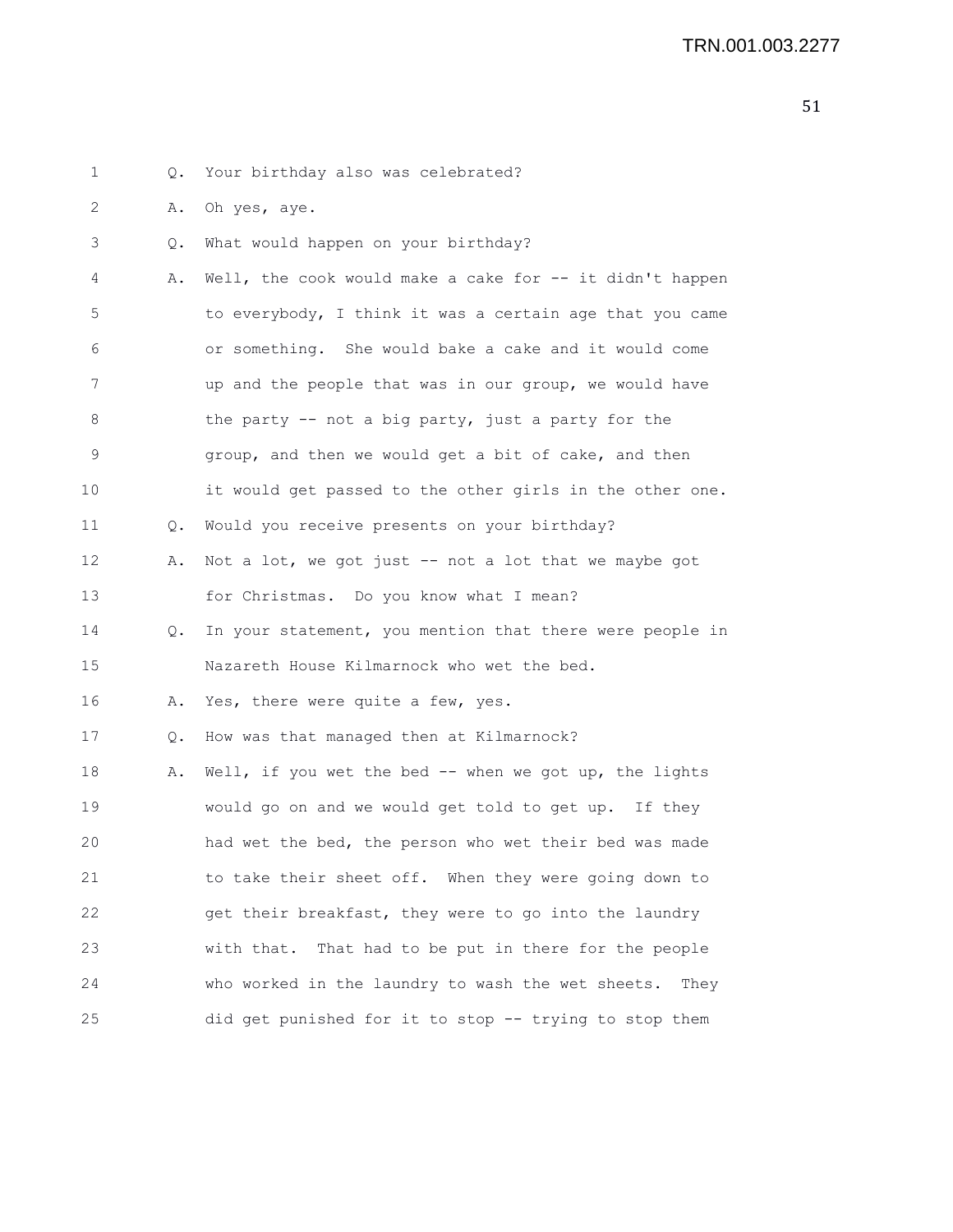Q. Your birthday also was celebrated?

A. Oh yes, aye.

Q. What would happen on your birthday?

A. Well, the cook would make a cake for -- it didn't happen to everybody, I think it was a certain age that you came or something. She would bake a cake and it would come up and the people that was in our group, we would have the party -- not a big party, just a party for the group, and then we would get a bit of cake, and then it would get passed to the other girls in the other one.

Q. Would you receive presents on your birthday?

A. Not a lot, we got just -- not a lot that we maybe got for Christmas. Do you know what I mean?

Q. In your statement, you mention that there were people in Nazareth House Kilmarnock who wet the bed.

A. Yes, there were quite a few, yes.

Q. How was that managed then at Kilmarnock?

A. Well, if you wet the bed -- when we got up, the lights would go on and we would get told to get up. If they had wet the bed, the person who wet their bed was made to take their sheet off. When they were going down to get their breakfast, they were to go into the laundry with that. That had to be put in there for the people who worked in the laundry to wash the wet sheets. They did get punished for it to stop -- trying to stop them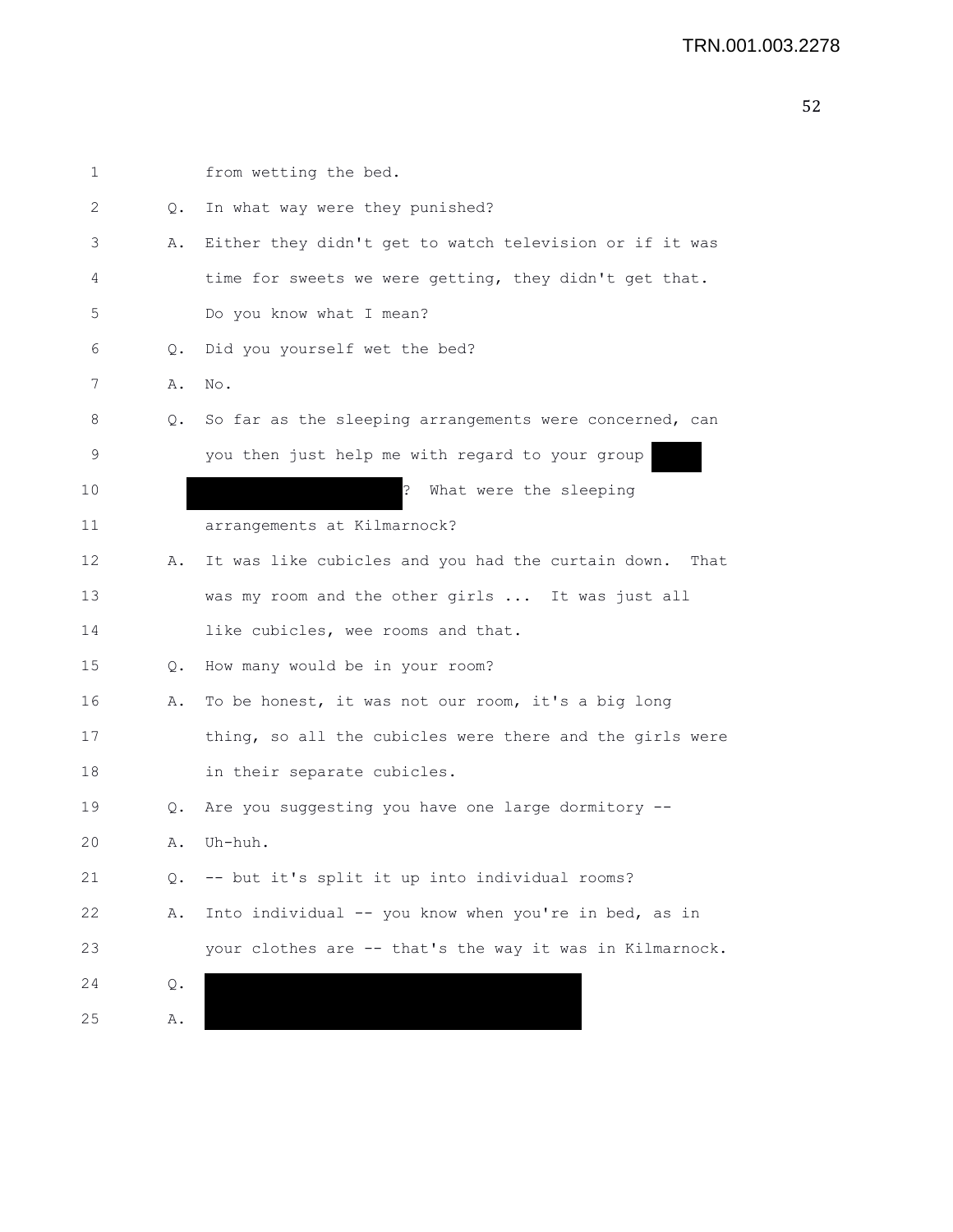1 from wetting the bed.

2 Q. In what way were they punished?

3 A. Either they didn't get to watch television or if it was

4 time for sweets we were getting, they didn't get that.

5 Do you know what I mean?

6 Q. Did you yourself wet the bed?

7 A. No.

8 Q. So far as the sleeping arrangements were concerned, can

9 you then just help me with regard to your group ████

10 ████████████████? What were the sleeping

11 arrangements at Kilmarnock?

12 A. It was like cubicles and you had the curtain down. That

13 was my room and the other girls ... It was just all

14 like cubicles, wee rooms and that.

15 Q. How many would be in your room?

16 A. To be honest, it was not our room, it's a big long

17 thing, so all the cubicles were there and the girls were

18 in their separate cubicles.

19 Q. Are you suggesting you have one large dormitory --

20 A. Uh-huh.

21 Q. -- but it's split it up into individual rooms?

22 A. Into individual -- you know when you're in bed, as in

23 your clothes are -- that's the way it was in Kilmarnock.

24 Q. ████████████████████████████

25 A. ████████████████████████████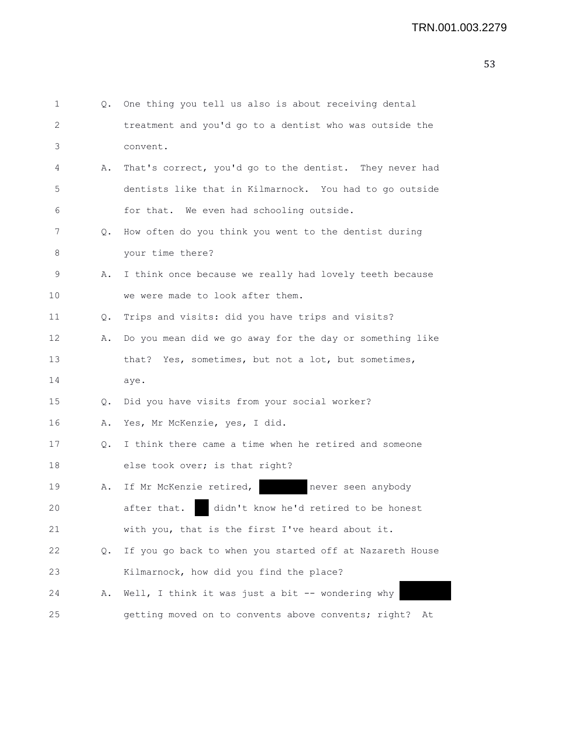1 Q. One thing you tell us also is about receiving dental
2 treatment and you'd go to a dentist who was outside the
3 convent.
4 A. That's correct, you'd go to the dentist. They never had
5 dentists like that in Kilmarnock. You had to go outside
6 for that. We even had schooling outside.
7 Q. How often do you think you went to the dentist during
8 your time there?
9 A. I think once because we really had lovely teeth because
10 we were made to look after them.
11 Q. Trips and visits: did you have trips and visits?
12 A. Do you mean did we go away for the day or something like
13 that? Yes, sometimes, but not a lot, but sometimes,
14 aye.
15 Q. Did you have visits from your social worker?
16 A. Yes, Mr McKenzie, yes, I did.
17 Q. I think there came a time when he retired and someone
18 else took over; is that right?
19 A. If Mr McKenzie retired, [REDACTED] never seen anybody
20 after that. [REDACTED] didn't know he'd retired to be honest
21 with you, that is the first I've heard about it.
22 Q. If you go back to when you started off at Nazareth House
23 Kilmarnock, how did you find the place?
24 A. Well, I think it was just a bit -- wondering why [REDACTED]
25 getting moved on to convents above convents; right? At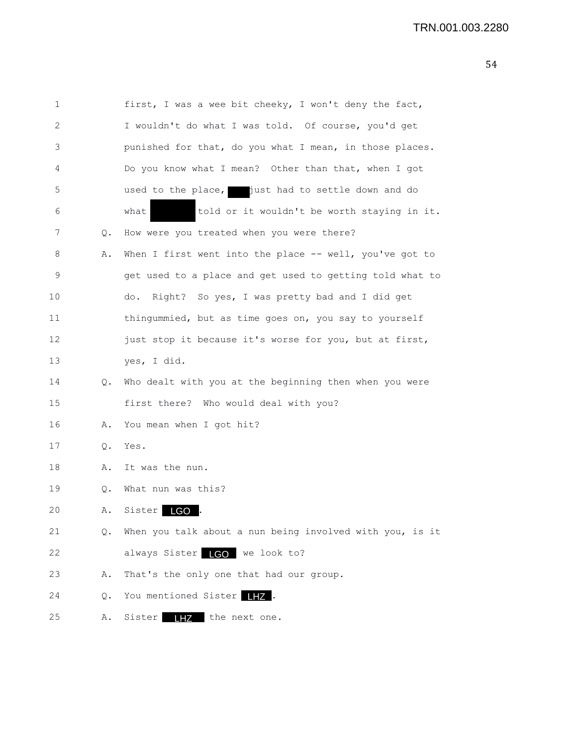1 first, I was a wee bit cheeky, I won't deny the fact,
2 I wouldn't do what I was told. Of course, you'd get
3 punished for that, do you what I mean, in those places.
4 Do you know what I mean? Other than that, when I got
5 used to the place, ███ just had to settle down and do
6 what ██████ told or it wouldn't be worth staying in it.

7 Q. How were you treated when you were there?

8 A. When I first went into the place -- well, you've got to
9 get used to a place and get used to getting told what to
10 do. Right? So yes, I was pretty bad and I did get
11 thingummied, but as time goes on, you say to yourself
12 just stop it because it's worse for you, but at first,
13 yes, I did.

14 Q. Who dealt with you at the beginning then when you were
15 first there? Who would deal with you?

16 A. You mean when I got hit?

17 Q. Yes.

18 A. It was the nun.

19 Q. What nun was this?

20 A. Sister LGO.

21 Q. When you talk about a nun being involved with you, is it
22 always Sister LGO we look to?

23 A. That's the only one that had our group.

24 Q. You mentioned Sister LHZ.

25 A. Sister LHZ the next one.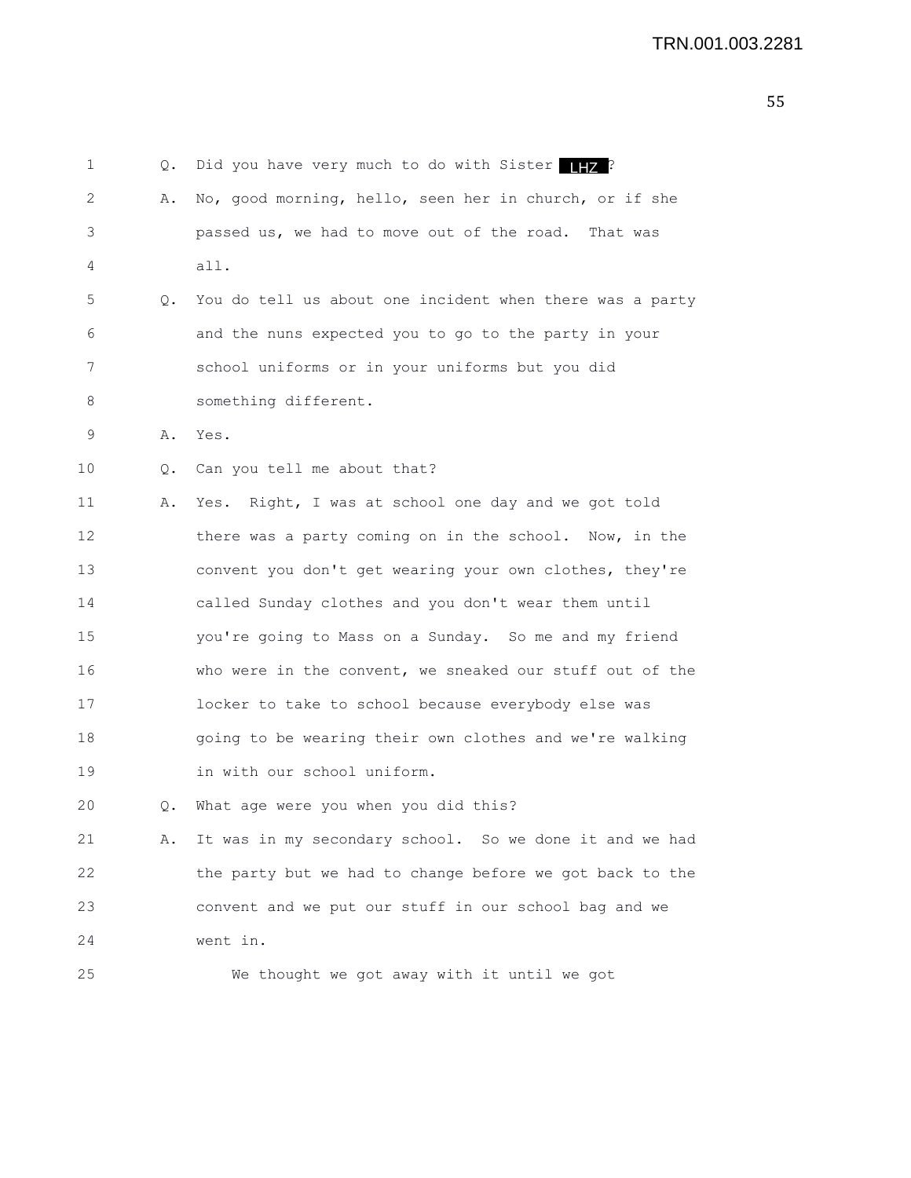1 Q. Did you have very much to do with Sister LHZ ?

2 A. No, good morning, hello, seen her in church, or if she

3 passed us, we had to move out of the road. That was

4 all.

5 Q. You do tell us about one incident when there was a party

6 and the nuns expected you to go to the party in your

7 school uniforms or in your uniforms but you did

8 something different.

9 A. Yes.

10 Q. Can you tell me about that?

11 A. Yes. Right, I was at school one day and we got told

12 there was a party coming on in the school. Now, in the

13 convent you don't get wearing your own clothes, they're

14 called Sunday clothes and you don't wear them until

15 you're going to Mass on a Sunday. So me and my friend

16 who were in the convent, we sneaked our stuff out of the

17 locker to take to school because everybody else was

18 going to be wearing their own clothes and we're walking

19 in with our school uniform.

20 Q. What age were you when you did this?

21 A. It was in my secondary school. So we done it and we had

22 the party but we had to change before we got back to the

23 convent and we put our stuff in our school bag and we

24 went in.

25 We thought we got away with it until we got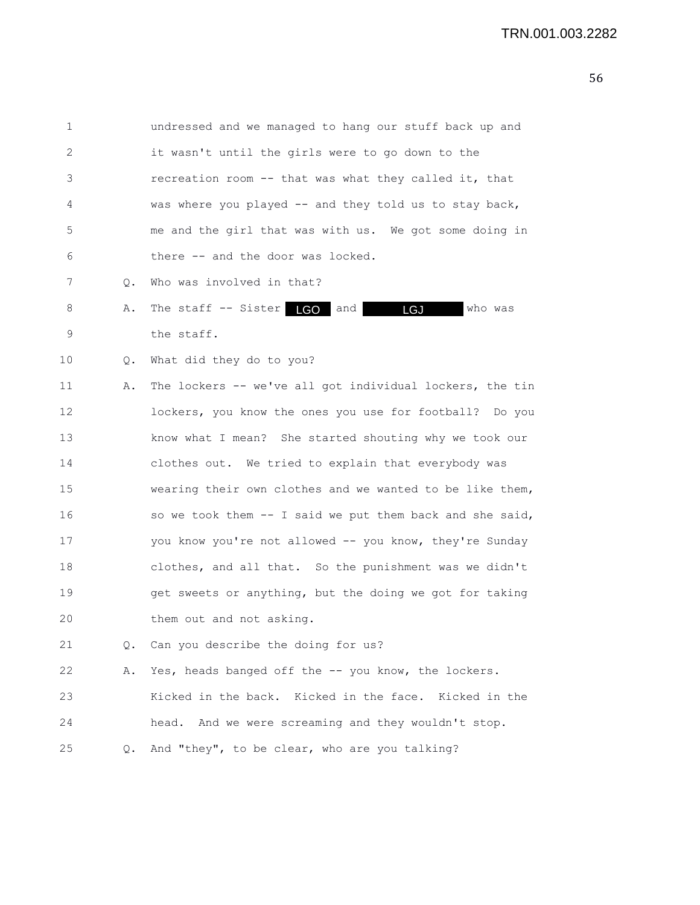1 undressed and we managed to hang our stuff back up and
2 it wasn't until the girls were to go down to the
3 recreation room -- that was what they called it, that
4 was where you played -- and they told us to stay back,
5 me and the girl that was with us. We got some doing in
6 there -- and the door was locked.

7 Q. Who was involved in that?

8 A. The staff -- Sister LGO and LGJ who was
9 the staff.

10 Q. What did they do to you?

11 A. The lockers -- we've all got individual lockers, the tin
12 lockers, you know the ones you use for football? Do you
13 know what I mean? She started shouting why we took our
14 clothes out. We tried to explain that everybody was
15 wearing their own clothes and we wanted to be like them,
16 so we took them -- I said we put them back and she said,
17 you know you're not allowed -- you know, they're Sunday
18 clothes, and all that. So the punishment was we didn't
19 get sweets or anything, but the doing we got for taking
20 them out and not asking.

21 Q. Can you describe the doing for us?

22 A. Yes, heads banged off the -- you know, the lockers.
23 Kicked in the back. Kicked in the face. Kicked in the
24 head. And we were screaming and they wouldn't stop.

25 Q. And "they", to be clear, who are you talking?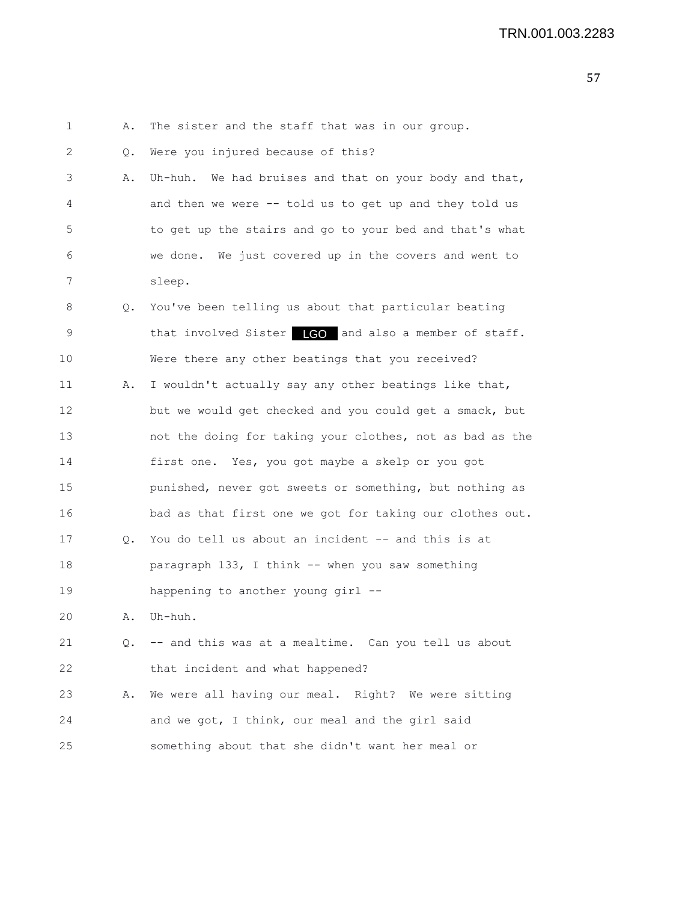1 A. The sister and the staff that was in our group.

2 Q. Were you injured because of this?

3 A. Uh-huh. We had bruises and that on your body and that,
4 and then we were -- told us to get up and they told us
5 to get up the stairs and go to your bed and that's what
6 we done. We just covered up in the covers and went to
7 sleep.

8 Q. You've been telling us about that particular beating
9 that involved Sister LGO and also a member of staff.
10 Were there any other beatings that you received?

11 A. I wouldn't actually say any other beatings like that,
12 but we would get checked and you could get a smack, but
13 not the doing for taking your clothes, not as bad as the
14 first one. Yes, you got maybe a skelp or you got
15 punished, never got sweets or something, but nothing as
16 bad as that first one we got for taking our clothes out.

17 Q. You do tell us about an incident -- and this is at
18 paragraph 133, I think -- when you saw something
19 happening to another young girl --

20 A. Uh-huh.

21 Q. -- and this was at a mealtime. Can you tell us about
22 that incident and what happened?

23 A. We were all having our meal. Right? We were sitting
24 and we got, I think, our meal and the girl said
25 something about that she didn't want her meal or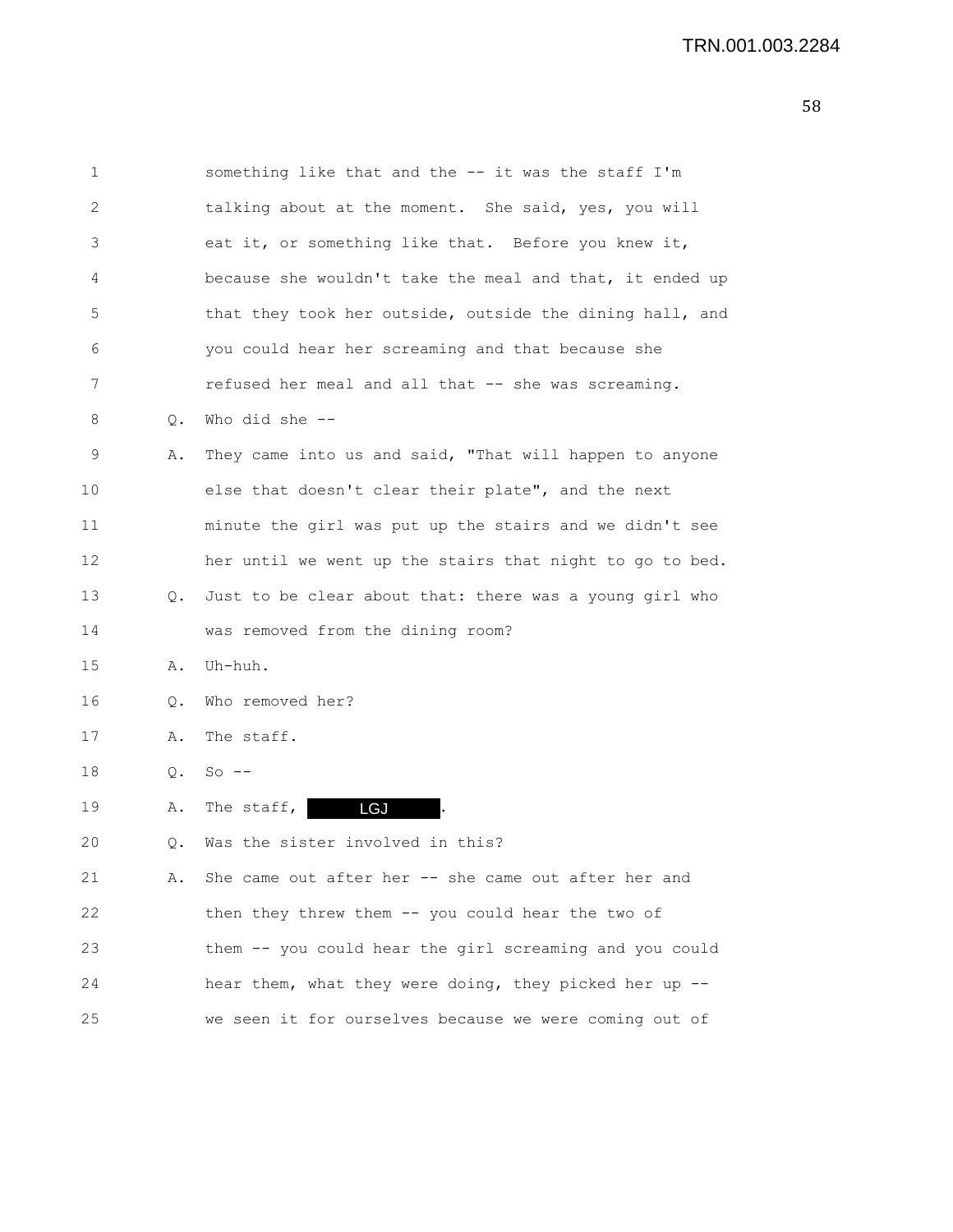1 something like that and the -- it was the staff I'm

2 talking about at the moment. She said, yes, you will

3 eat it, or something like that. Before you knew it,

4 because she wouldn't take the meal and that, it ended up

5 that they took her outside, outside the dining hall, and

6 you could hear her screaming and that because she

7 refused her meal and all that -- she was screaming.

8 Q. Who did she --

9 A. They came into us and said, "That will happen to anyone

10 else that doesn't clear their plate", and the next

11 minute the girl was put up the stairs and we didn't see

12 her until we went up the stairs that night to go to bed.

13 Q. Just to be clear about that: there was a young girl who

14 was removed from the dining room?

15 A. Uh-huh.

16 Q. Who removed her?

17 A. The staff.

18 Q. So --

19 A. The staff, LGJ .

20 Q. Was the sister involved in this?

21 A. She came out after her -- she came out after her and

22 then they threw them -- you could hear the two of

23 them -- you could hear the girl screaming and you could

24 hear them, what they were doing, they picked her up --

25 we seen it for ourselves because we were coming out of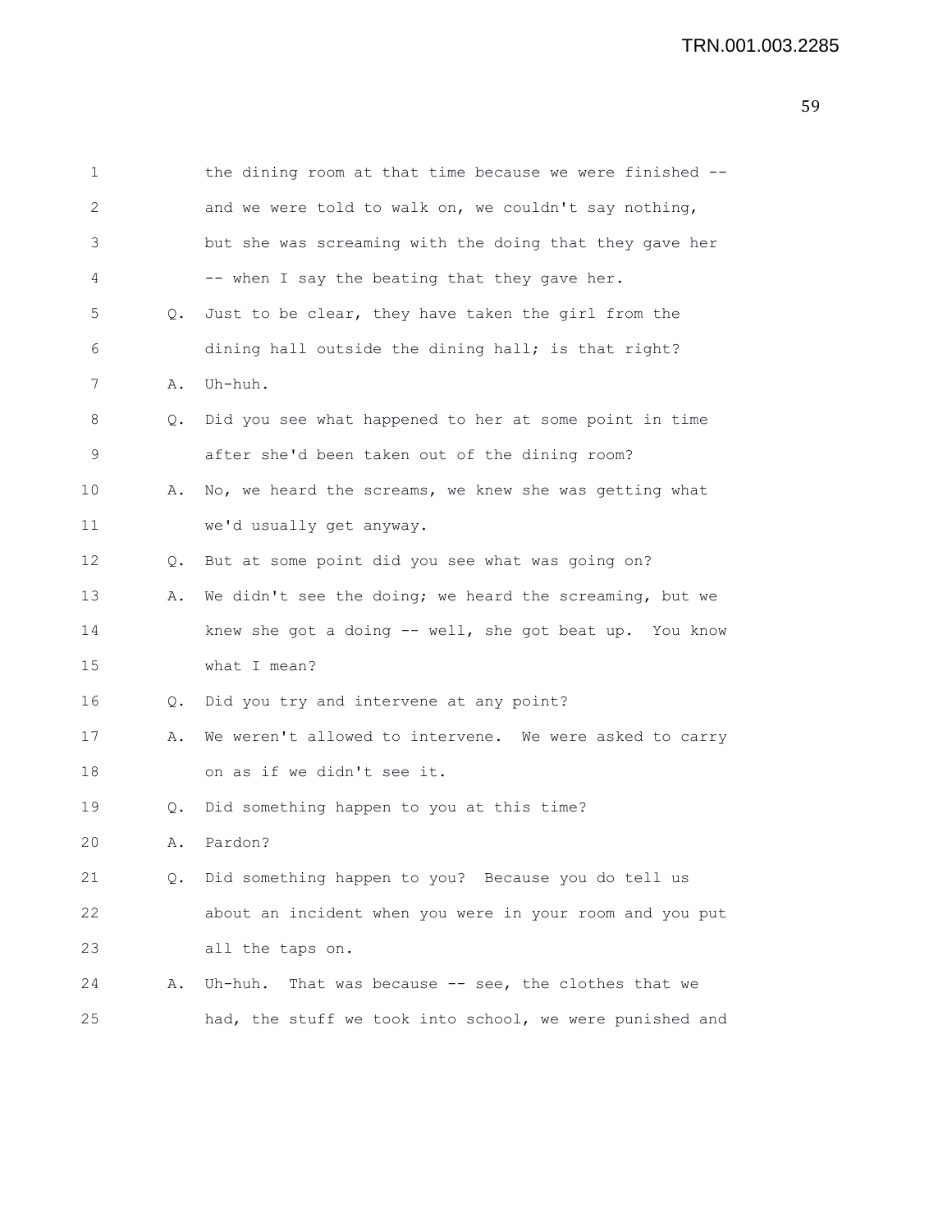1 the dining room at that time because we were finished --
2 and we were told to walk on, we couldn't say nothing,
3 but she was screaming with the doing that they gave her
4 -- when I say the beating that they gave her.
5 Q. Just to be clear, they have taken the girl from the
6 dining hall outside the dining hall; is that right?
7 A. Uh-huh.
8 Q. Did you see what happened to her at some point in time
9 after she'd been taken out of the dining room?
10 A. No, we heard the screams, we knew she was getting what
11 we'd usually get anyway.
12 Q. But at some point did you see what was going on?
13 A. We didn't see the doing; we heard the screaming, but we
14 knew she got a doing -- well, she got beat up. You know
15 what I mean?
16 Q. Did you try and intervene at any point?
17 A. We weren't allowed to intervene. We were asked to carry
18 on as if we didn't see it.
19 Q. Did something happen to you at this time?
20 A. Pardon?
21 Q. Did something happen to you? Because you do tell us
22 about an incident when you were in your room and you put
23 all the taps on.
24 A. Uh-huh. That was because -- see, the clothes that we
25 had, the stuff we took into school, we were punished and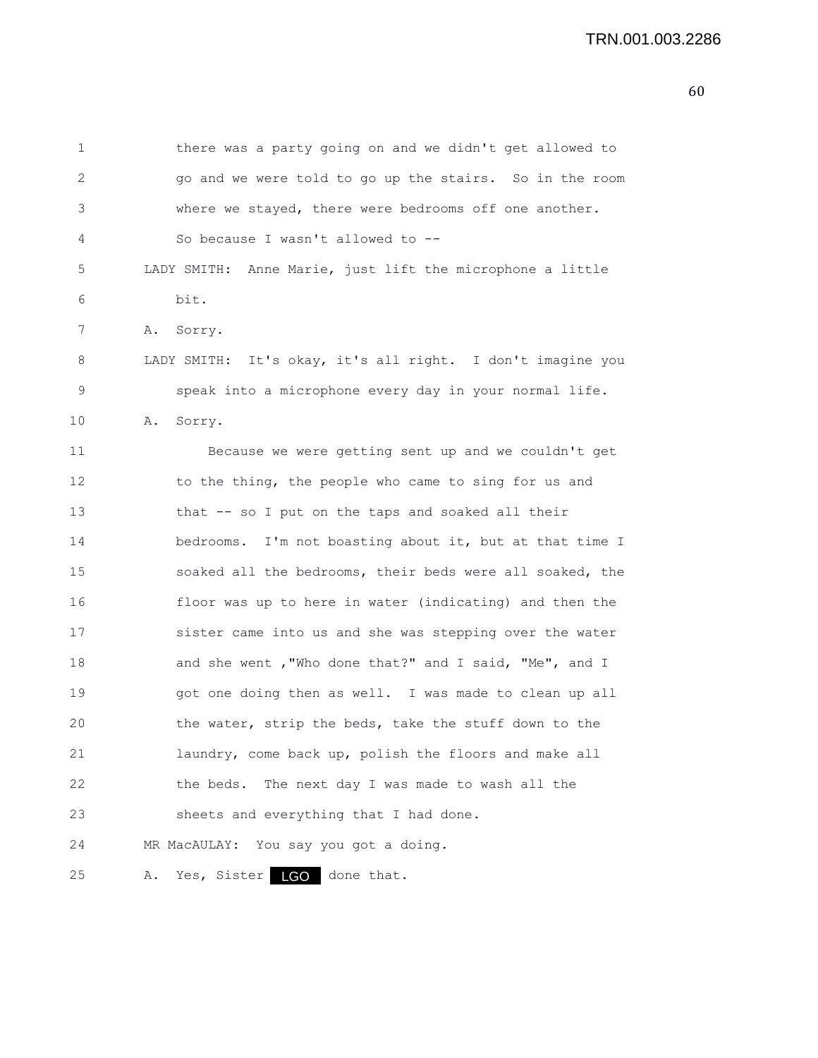there was a party going on and we didn't get allowed to go and we were told to go up the stairs. So in the room where we stayed, there were bedrooms off one another. So because I wasn't allowed to --

LADY SMITH: Anne Marie, just lift the microphone a little bit.

A. Sorry.

LADY SMITH: It's okay, it's all right. I don't imagine you speak into a microphone every day in your normal life.

A. Sorry.

Because we were getting sent up and we couldn't get to the thing, the people who came to sing for us and that -- so I put on the taps and soaked all their bedrooms. I'm not boasting about it, but at that time I soaked all the bedrooms, their beds were all soaked, the floor was up to here in water (indicating) and then the sister came into us and she was stepping over the water and she went ,"Who done that?" and I said, "Me", and I got one doing then as well. I was made to clean up all the water, strip the beds, take the stuff down to the laundry, come back up, polish the floors and make all the beds. The next day I was made to wash all the sheets and everything that I had done.

MR MacAULAY: You say you got a doing.

A. Yes, Sister LGO done that.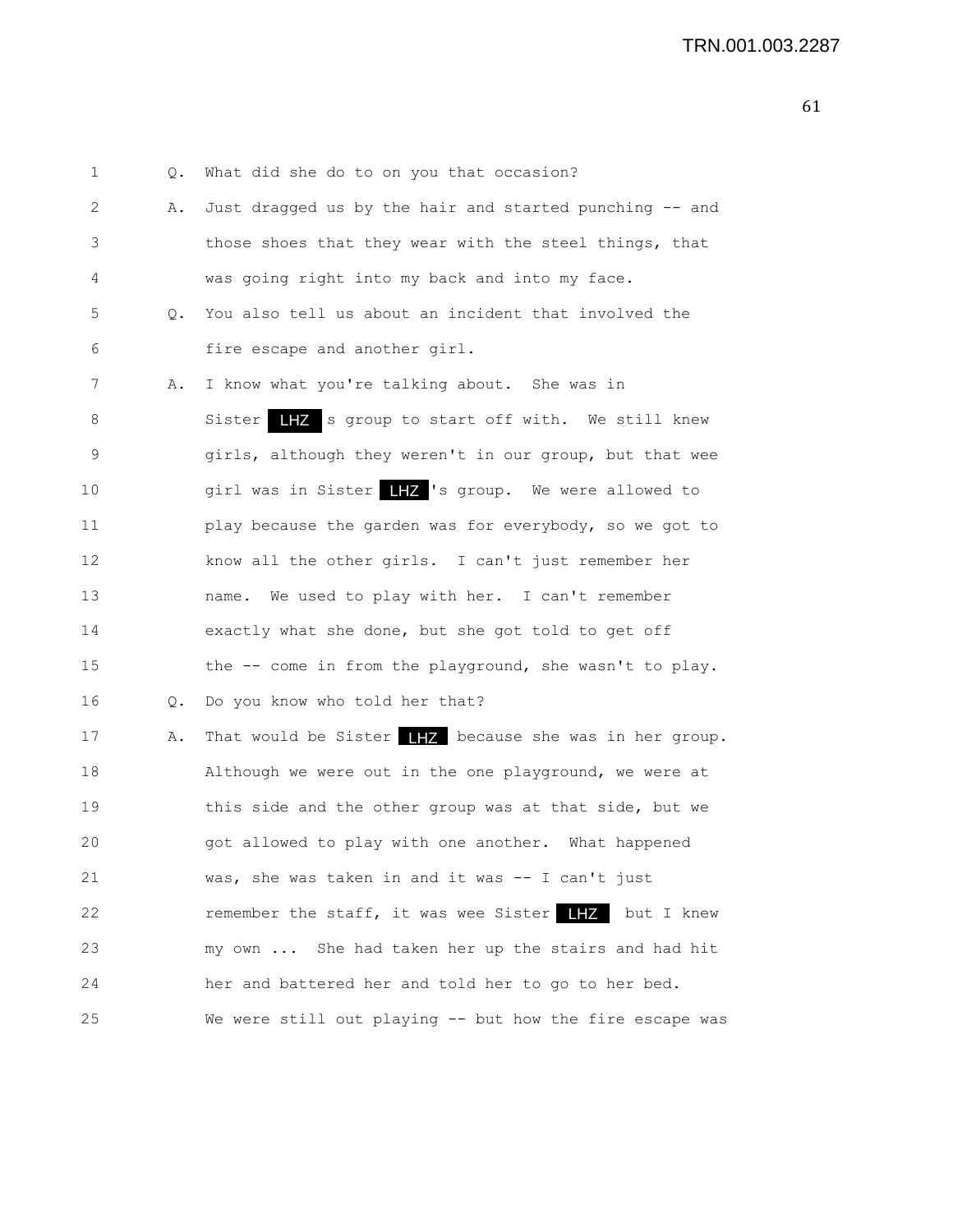1 Q. What did she do to on you that occasion?

2 A. Just dragged us by the hair and started punching -- and

3 those shoes that they wear with the steel things, that

4 was going right into my back and into my face.

5 Q. You also tell us about an incident that involved the

6 fire escape and another girl.

7 A. I know what you're talking about. She was in

8 Sister LHZ s group to start off with. We still knew

9 girls, although they weren't in our group, but that wee

10 girl was in Sister LHZ 's group. We were allowed to

11 play because the garden was for everybody, so we got to

12 know all the other girls. I can't just remember her

13 name. We used to play with her. I can't remember

14 exactly what she done, but she got told to get off

15 the -- come in from the playground, she wasn't to play.

16 Q. Do you know who told her that?

17 A. That would be Sister LHZ because she was in her group.

18 Although we were out in the one playground, we were at

19 this side and the other group was at that side, but we

20 got allowed to play with one another. What happened

21 was, she was taken in and it was -- I can't just

22 remember the staff, it was wee Sister LHZ but I knew

23 my own ... She had taken her up the stairs and had hit

24 her and battered her and told her to go to her bed.

25 We were still out playing -- but how the fire escape was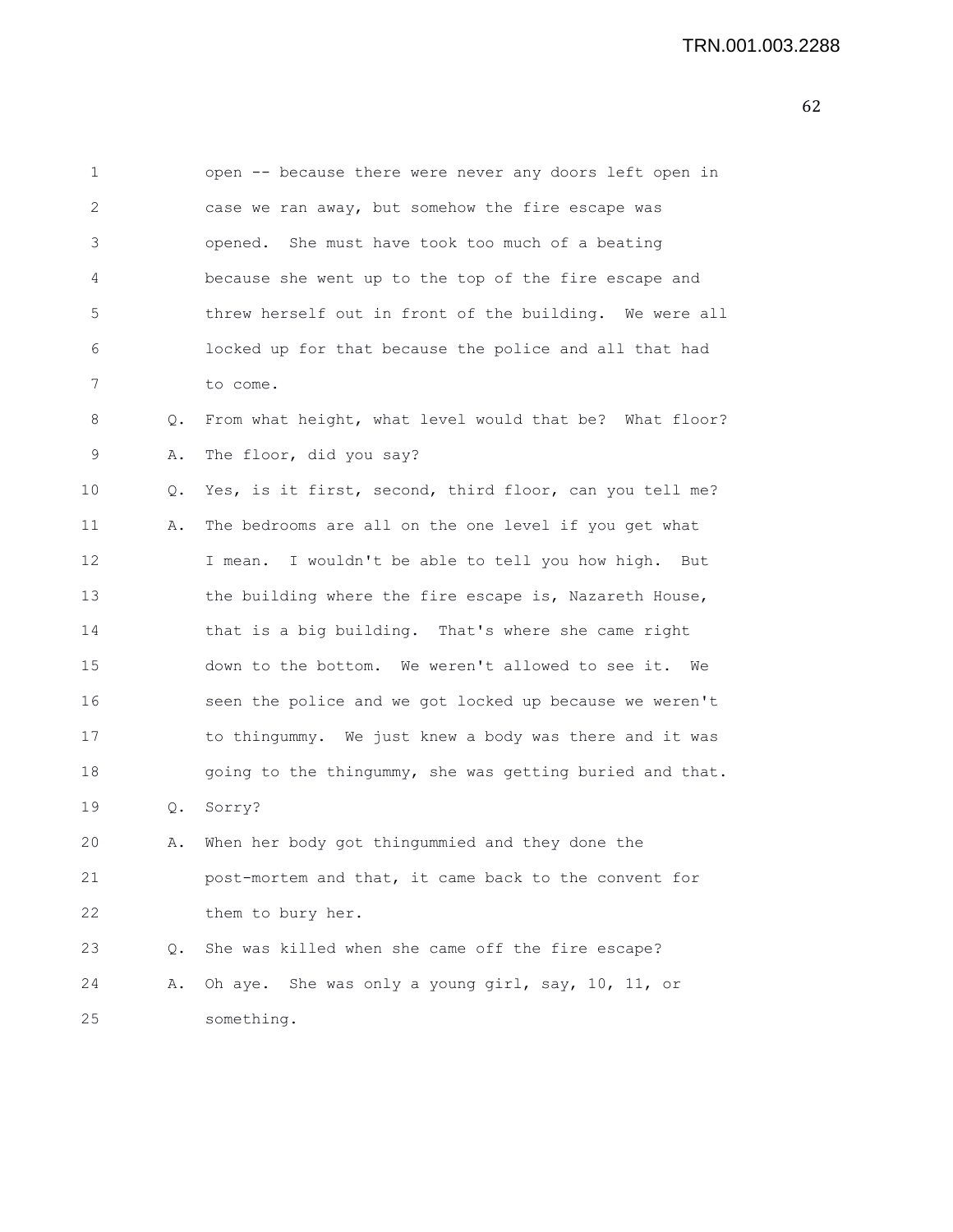open -- because there were never any doors left open in case we ran away, but somehow the fire escape was opened. She must have took too much of a beating because she went up to the top of the fire escape and threw herself out in front of the building. We were all locked up for that because the police and all that had to come.

Q. From what height, what level would that be? What floor?

A. The floor, did you say?

Q. Yes, is it first, second, third floor, can you tell me?

A. The bedrooms are all on the one level if you get what I mean. I wouldn't be able to tell you how high. But the building where the fire escape is, Nazareth House, that is a big building. That's where she came right down to the bottom. We weren't allowed to see it. We seen the police and we got locked up because we weren't to thingummy. We just knew a body was there and it was going to the thingummy, she was getting buried and that.

Q. Sorry?

A. When her body got thingummied and they done the post-mortem and that, it came back to the convent for them to bury her.

Q. She was killed when she came off the fire escape?

A. Oh aye. She was only a young girl, say, 10, 11, or something.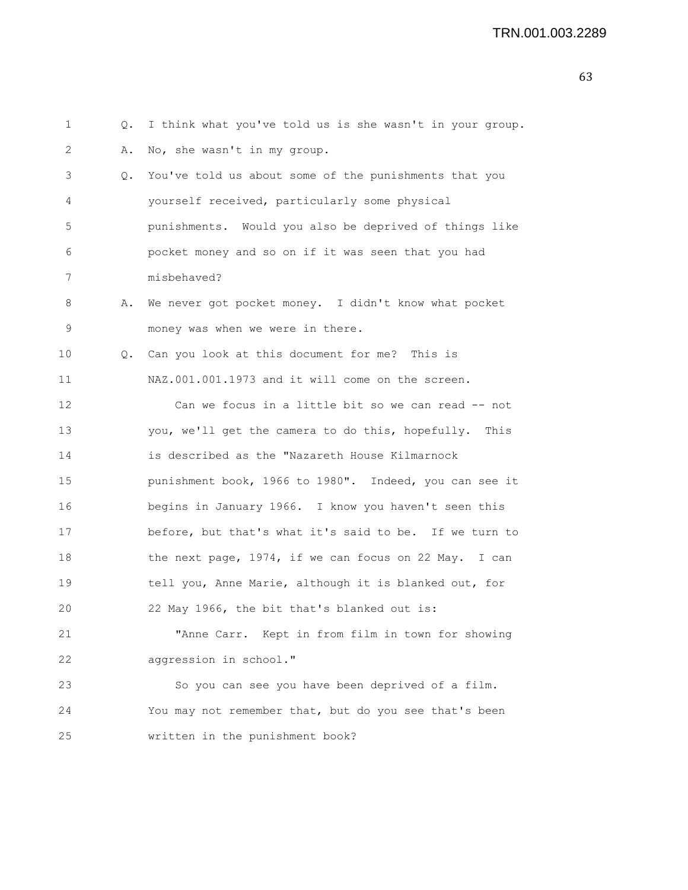Q. I think what you've told us is she wasn't in your group.

A. No, she wasn't in my group.

Q. You've told us about some of the punishments that you yourself received, particularly some physical punishments. Would you also be deprived of things like pocket money and so on if it was seen that you had misbehaved?

A. We never got pocket money. I didn't know what pocket money was when we were in there.

Q. Can you look at this document for me? This is NAZ.001.001.1973 and it will come on the screen.

Can we focus in a little bit so we can read -- not you, we'll get the camera to do this, hopefully. This is described as the "Nazareth House Kilmarnock punishment book, 1966 to 1980". Indeed, you can see it begins in January 1966. I know you haven't seen this before, but that's what it's said to be. If we turn to the next page, 1974, if we can focus on 22 May. I can tell you, Anne Marie, although it is blanked out, for 22 May 1966, the bit that's blanked out is:

"Anne Carr. Kept in from film in town for showing aggression in school."

So you can see you have been deprived of a film. You may not remember that, but do you see that's been written in the punishment book?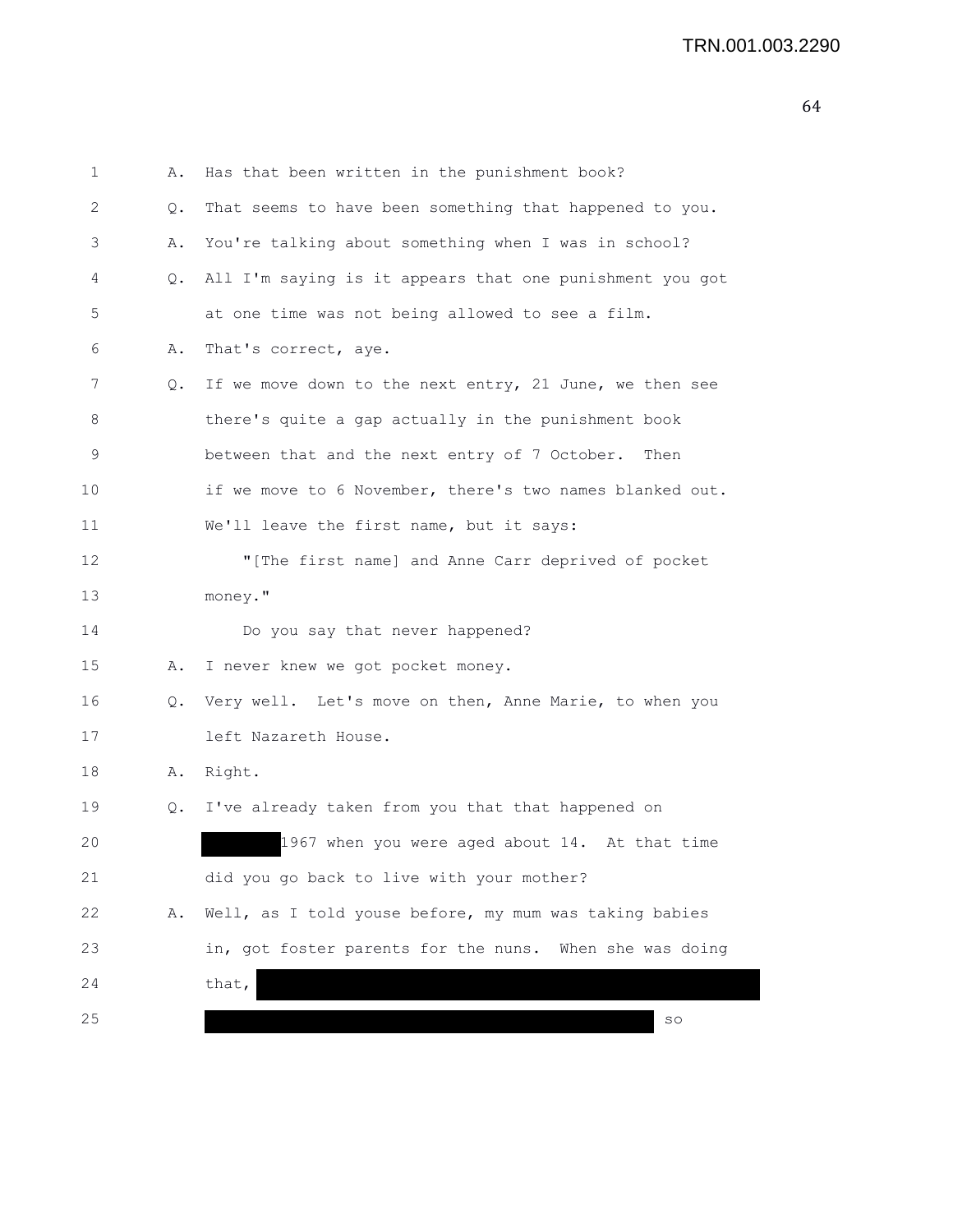1 A. Has that been written in the punishment book?

2 Q. That seems to have been something that happened to you.

3 A. You're talking about something when I was in school?

4 Q. All I'm saying is it appears that one punishment you got

5 at one time was not being allowed to see a film.

6 A. That's correct, aye.

7 Q. If we move down to the next entry, 21 June, we then see

8 there's quite a gap actually in the punishment book

9 between that and the next entry of 7 October. Then

10 if we move to 6 November, there's two names blanked out.

11 We'll leave the first name, but it says:

12 "[The first name] and Anne Carr deprived of pocket

13 money."

14 Do you say that never happened?

15 A. I never knew we got pocket money.

16 Q. Very well. Let's move on then, Anne Marie, to when you

17 left Nazareth House.

18 A. Right.

19 Q. I've already taken from you that that happened on

20 ████████ 1967 when you were aged about 14. At that time

21 did you go back to live with your mother?

22 A. Well, as I told youse before, my mum was taking babies

23 in, got foster parents for the nuns. When she was doing

24 that, ████████████████████████████████████████

25 ████████████████████████████████████ so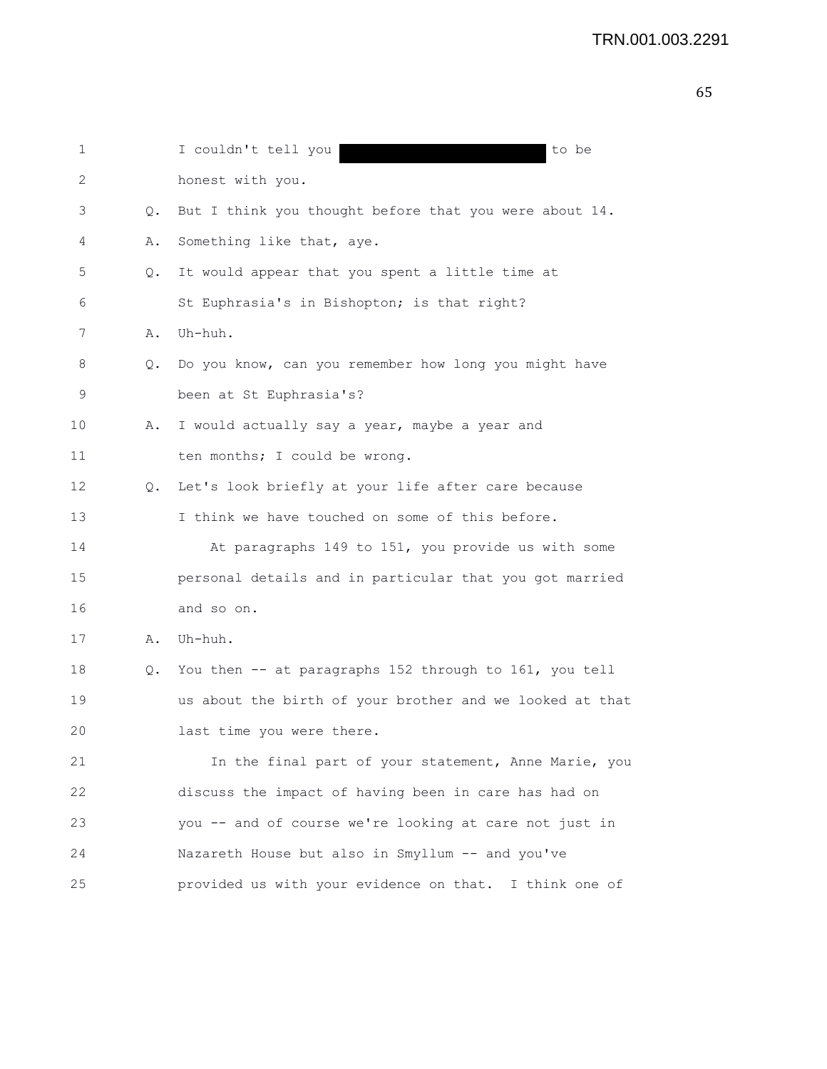1 I couldn't tell you [REDACTED] to be

2 honest with you.

3 Q. But I think you thought before that you were about 14.

4 A. Something like that, aye.

5 Q. It would appear that you spent a little time at

6 St Euphrasia's in Bishopton; is that right?

7 A. Uh-huh.

8 Q. Do you know, can you remember how long you might have

9 been at St Euphrasia's?

10 A. I would actually say a year, maybe a year and

11 ten months; I could be wrong.

12 Q. Let's look briefly at your life after care because

13 I think we have touched on some of this before.

14 At paragraphs 149 to 151, you provide us with some

15 personal details and in particular that you got married

16 and so on.

17 A. Uh-huh.

18 Q. You then -- at paragraphs 152 through to 161, you tell

19 us about the birth of your brother and we looked at that

20 last time you were there.

21 In the final part of your statement, Anne Marie, you

22 discuss the impact of having been in care has had on

23 you -- and of course we're looking at care not just in

24 Nazareth House but also in Smyllum -- and you've

25 provided us with your evidence on that. I think one of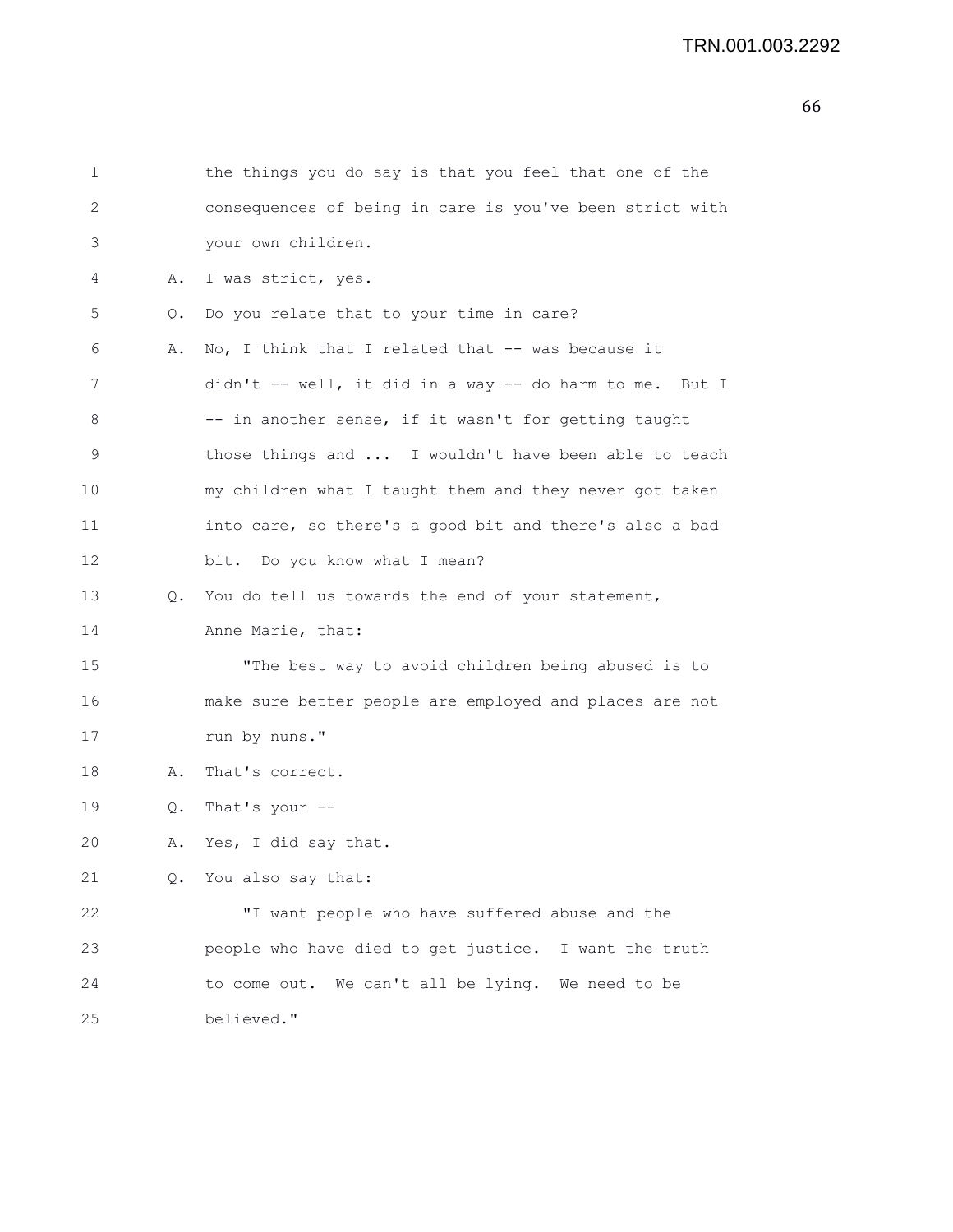the things you do say is that you feel that one of the consequences of being in care is you've been strict with your own children.

A. I was strict, yes.

Q. Do you relate that to your time in care?

A. No, I think that I related that -- was because it didn't -- well, it did in a way -- do harm to me. But I -- in another sense, if it wasn't for getting taught those things and ... I wouldn't have been able to teach my children what I taught them and they never got taken into care, so there's a good bit and there's also a bad bit. Do you know what I mean?

Q. You do tell us towards the end of your statement, Anne Marie, that:

"The best way to avoid children being abused is to make sure better people are employed and places are not run by nuns."

A. That's correct.

Q. That's your --

A. Yes, I did say that.

Q. You also say that:

"I want people who have suffered abuse and the people who have died to get justice. I want the truth to come out. We can't all be lying. We need to be believed."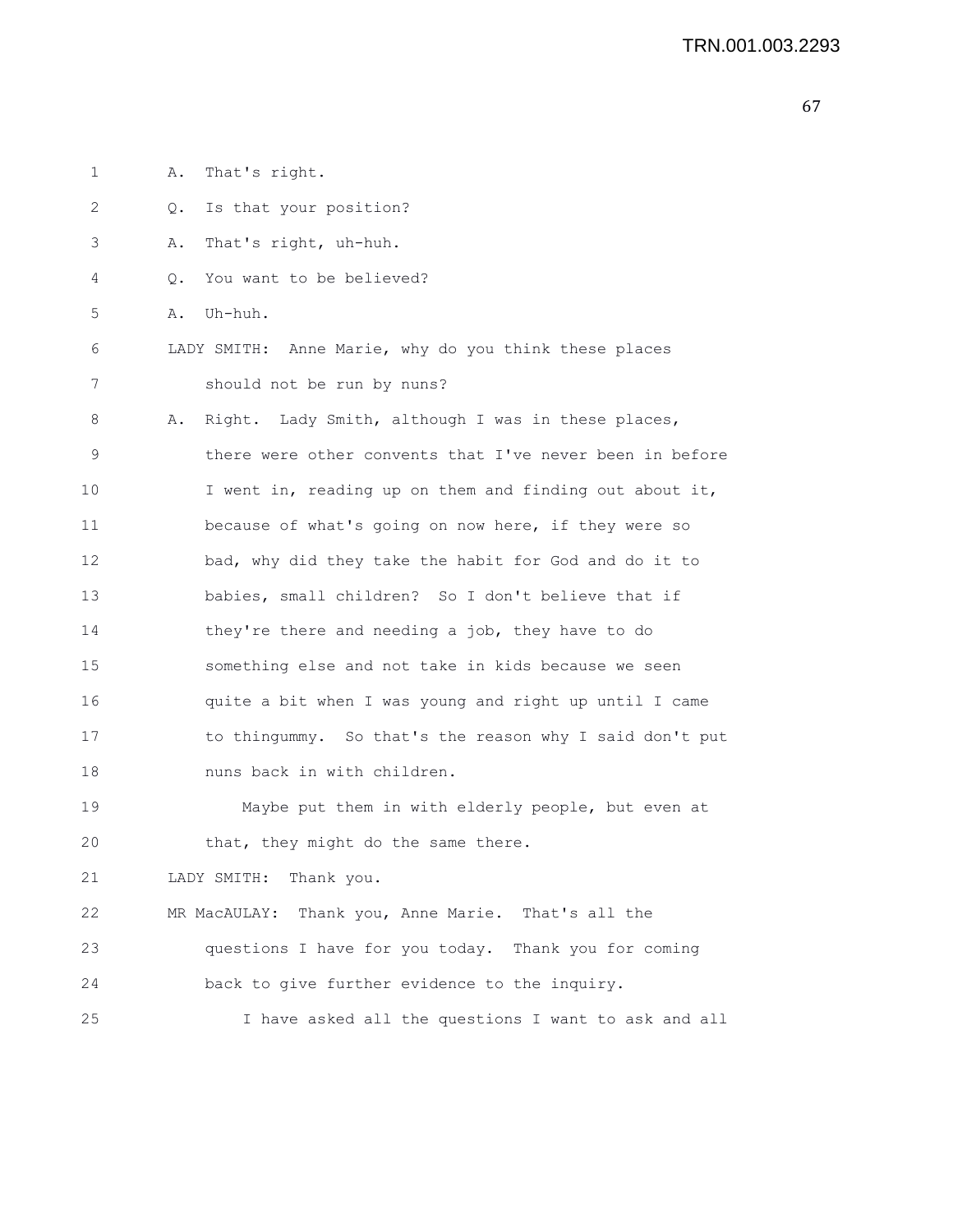A. That's right.

Q. Is that your position?

A. That's right, uh-huh.

Q. You want to be believed?

A. Uh-huh.

LADY SMITH: Anne Marie, why do you think these places should not be run by nuns?

A. Right. Lady Smith, although I was in these places, there were other convents that I've never been in before I went in, reading up on them and finding out about it, because of what's going on now here, if they were so bad, why did they take the habit for God and do it to babies, small children? So I don't believe that if they're there and needing a job, they have to do something else and not take in kids because we seen quite a bit when I was young and right up until I came to thingummy. So that's the reason why I said don't put nuns back in with children.

Maybe put them in with elderly people, but even at that, they might do the same there.

LADY SMITH: Thank you.

MR MacAULAY: Thank you, Anne Marie. That's all the questions I have for you today. Thank you for coming back to give further evidence to the inquiry.

I have asked all the questions I want to ask and all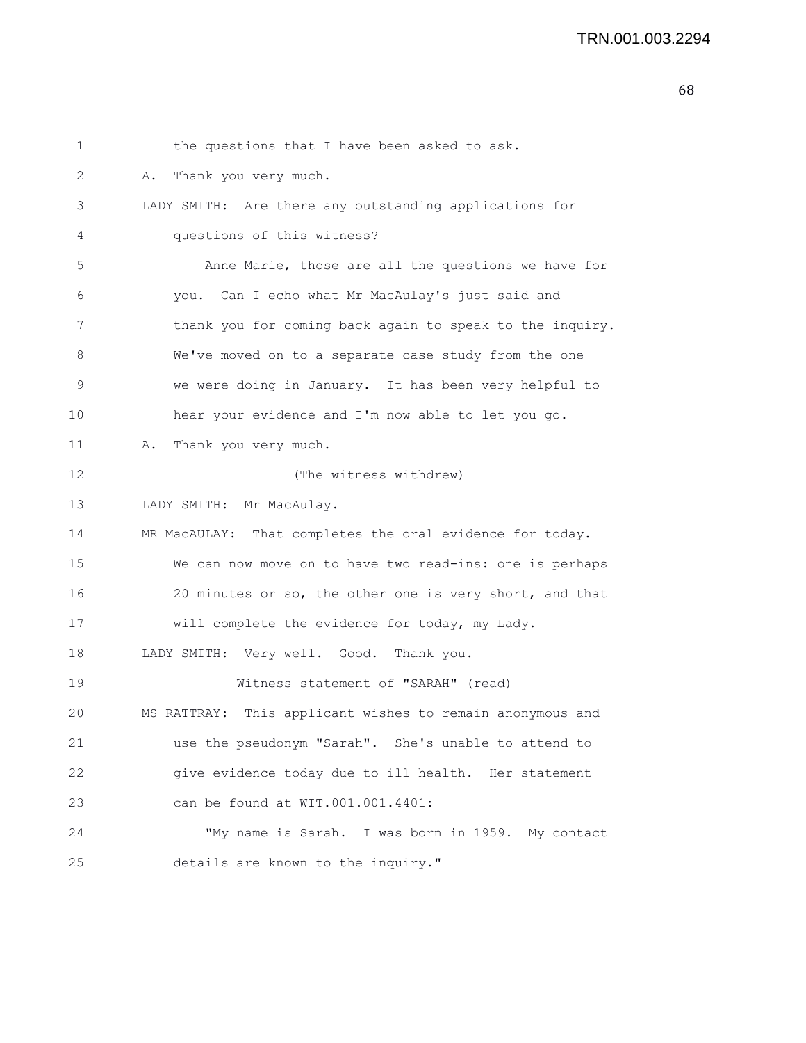the questions that I have been asked to ask.

A. Thank you very much.

LADY SMITH: Are there any outstanding applications for questions of this witness?

Anne Marie, those are all the questions we have for you. Can I echo what Mr MacAulay's just said and thank you for coming back again to speak to the inquiry. We've moved on to a separate case study from the one we were doing in January. It has been very helpful to hear your evidence and I'm now able to let you go.

A. Thank you very much.

(The witness withdrew)

LADY SMITH: Mr MacAulay.

MR MacAULAY: That completes the oral evidence for today. We can now move on to have two read-ins: one is perhaps 20 minutes or so, the other one is very short, and that will complete the evidence for today, my Lady.

LADY SMITH: Very well. Good. Thank you.

Witness statement of "SARAH" (read)

MS RATTRAY: This applicant wishes to remain anonymous and use the pseudonym "Sarah". She's unable to attend to give evidence today due to ill health. Her statement can be found at WIT.001.001.4401:

"My name is Sarah. I was born in 1959. My contact details are known to the inquiry."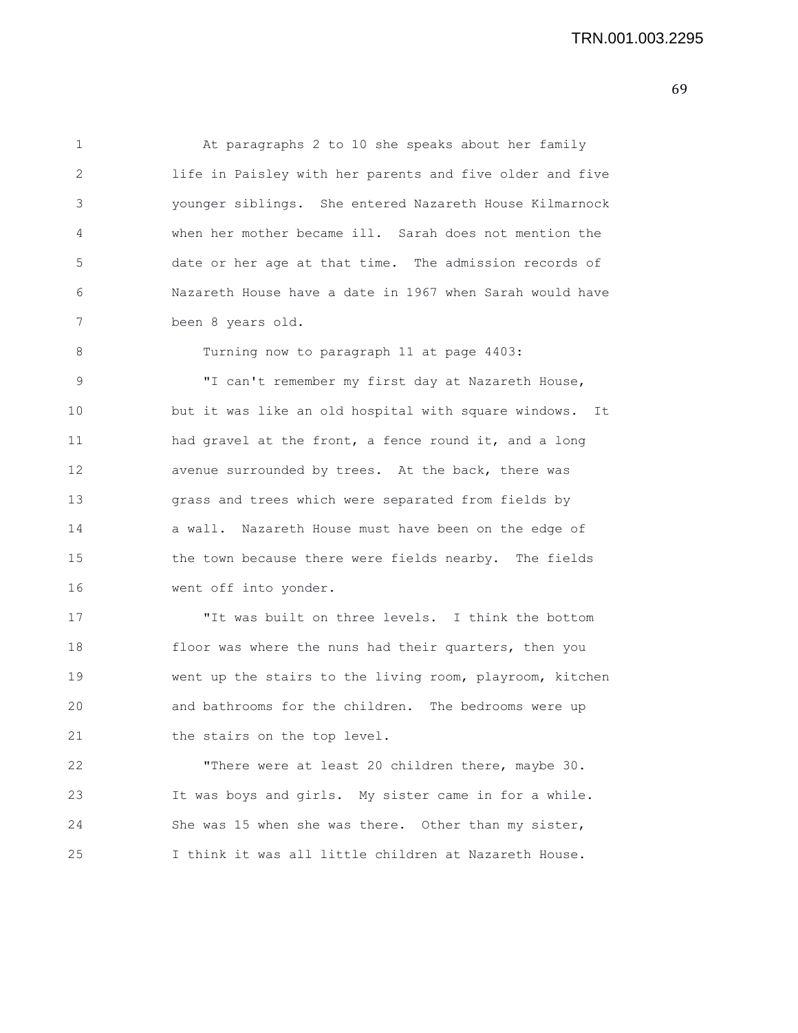At paragraphs 2 to 10 she speaks about her family life in Paisley with her parents and five older and five younger siblings. She entered Nazareth House Kilmarnock when her mother became ill. Sarah does not mention the date or her age at that time. The admission records of Nazareth House have a date in 1967 when Sarah would have been 8 years old.

Turning now to paragraph 11 at page 4403:

"I can't remember my first day at Nazareth House, but it was like an old hospital with square windows. It had gravel at the front, a fence round it, and a long avenue surrounded by trees. At the back, there was grass and trees which were separated from fields by a wall. Nazareth House must have been on the edge of the town because there were fields nearby. The fields went off into yonder.

"It was built on three levels. I think the bottom floor was where the nuns had their quarters, then you went up the stairs to the living room, playroom, kitchen and bathrooms for the children. The bedrooms were up the stairs on the top level.

"There were at least 20 children there, maybe 30. It was boys and girls. My sister came in for a while. She was 15 when she was there. Other than my sister, I think it was all little children at Nazareth House.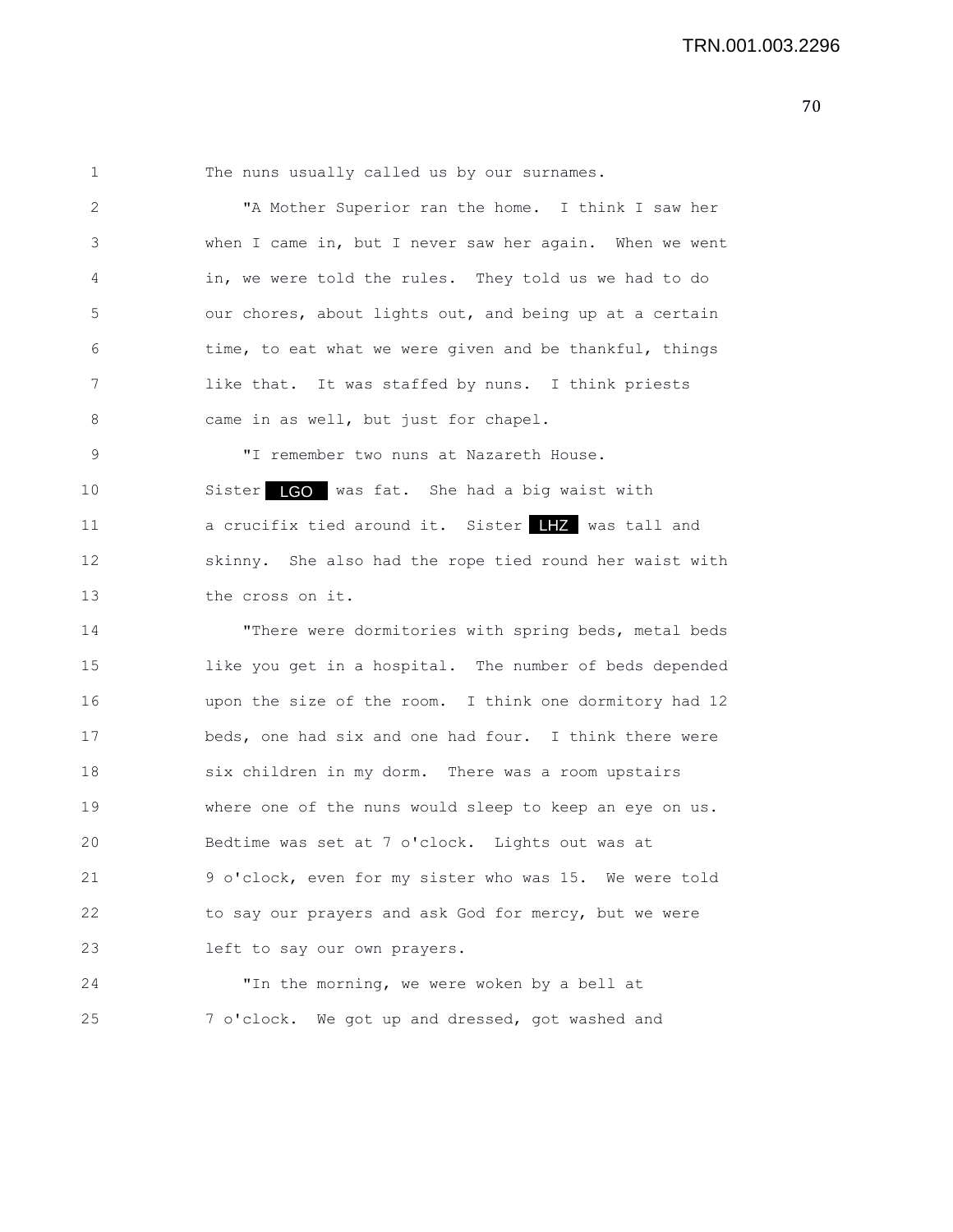The nuns usually called us by our surnames.

"A Mother Superior ran the home. I think I saw her when I came in, but I never saw her again. When we went in, we were told the rules. They told us we had to do our chores, about lights out, and being up at a certain time, to eat what we were given and be thankful, things like that. It was staffed by nuns. I think priests came in as well, but just for chapel.

"I remember two nuns at Nazareth House. Sister LGO was fat. She had a big waist with a crucifix tied around it. Sister LHZ was tall and skinny. She also had the rope tied round her waist with the cross on it.

"There were dormitories with spring beds, metal beds like you get in a hospital. The number of beds depended upon the size of the room. I think one dormitory had 12 beds, one had six and one had four. I think there were six children in my dorm. There was a room upstairs where one of the nuns would sleep to keep an eye on us. Bedtime was set at 7 o'clock. Lights out was at 9 o'clock, even for my sister who was 15. We were told to say our prayers and ask God for mercy, but we were left to say our own prayers.

"In the morning, we were woken by a bell at 7 o'clock. We got up and dressed, got washed and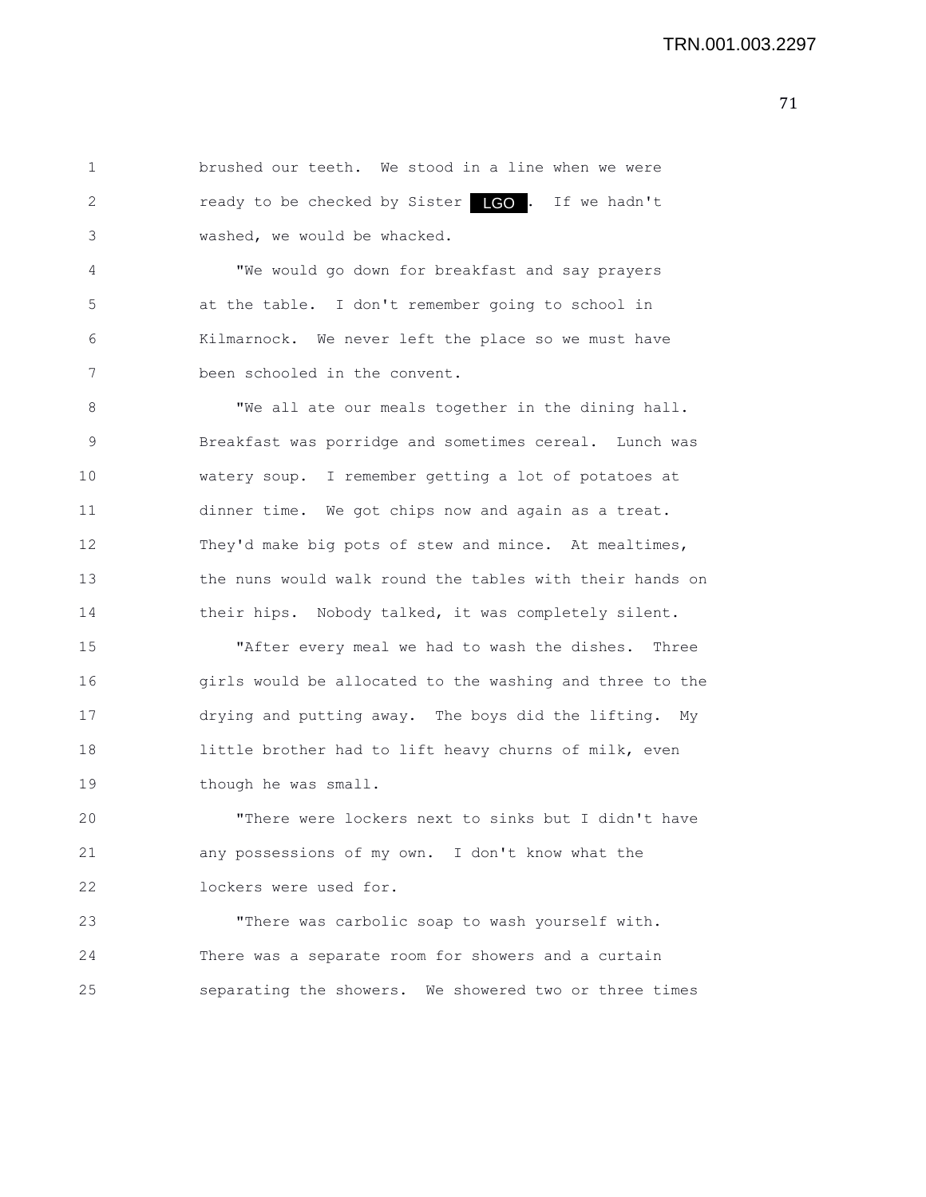brushed our teeth. We stood in a line when we were ready to be checked by Sister LGO. If we hadn't washed, we would be whacked.

"We would go down for breakfast and say prayers at the table. I don't remember going to school in Kilmarnock. We never left the place so we must have been schooled in the convent.

"We all ate our meals together in the dining hall. Breakfast was porridge and sometimes cereal. Lunch was watery soup. I remember getting a lot of potatoes at dinner time. We got chips now and again as a treat. They'd make big pots of stew and mince. At mealtimes, the nuns would walk round the tables with their hands on their hips. Nobody talked, it was completely silent.

"After every meal we had to wash the dishes. Three girls would be allocated to the washing and three to the drying and putting away. The boys did the lifting. My little brother had to lift heavy churns of milk, even though he was small.

"There were lockers next to sinks but I didn't have any possessions of my own. I don't know what the lockers were used for.

"There was carbolic soap to wash yourself with. There was a separate room for showers and a curtain separating the showers. We showered two or three times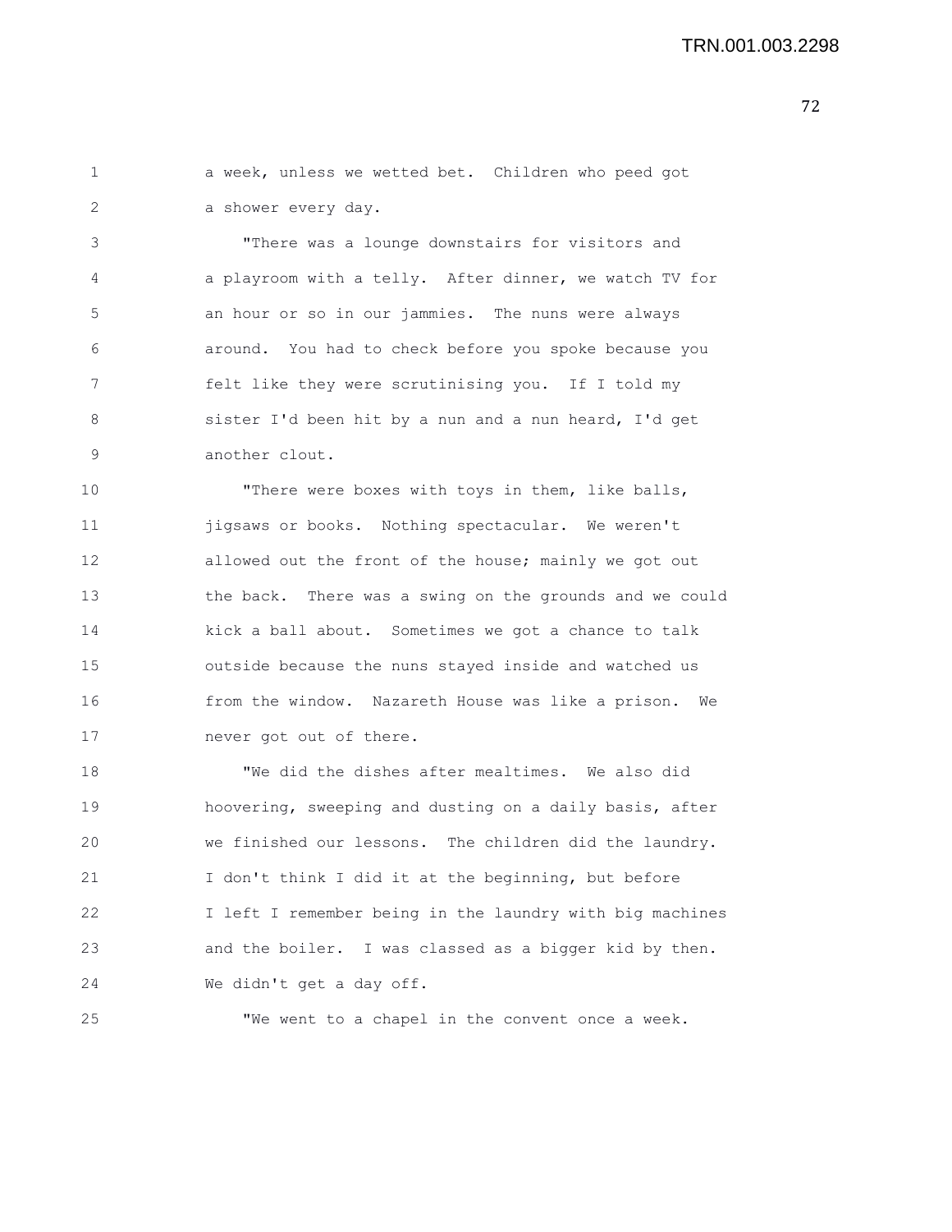a week, unless we wetted bet. Children who peed got a shower every day.

"There was a lounge downstairs for visitors and a playroom with a telly. After dinner, we watch TV for an hour or so in our jammies. The nuns were always around. You had to check before you spoke because you felt like they were scrutinising you. If I told my sister I'd been hit by a nun and a nun heard, I'd get another clout.

"There were boxes with toys in them, like balls, jigsaws or books. Nothing spectacular. We weren't allowed out the front of the house; mainly we got out the back. There was a swing on the grounds and we could kick a ball about. Sometimes we got a chance to talk outside because the nuns stayed inside and watched us from the window. Nazareth House was like a prison. We never got out of there.

"We did the dishes after mealtimes. We also did hoovering, sweeping and dusting on a daily basis, after we finished our lessons. The children did the laundry. I don't think I did it at the beginning, but before I left I remember being in the laundry with big machines and the boiler. I was classed as a bigger kid by then. We didn't get a day off.

"We went to a chapel in the convent once a week.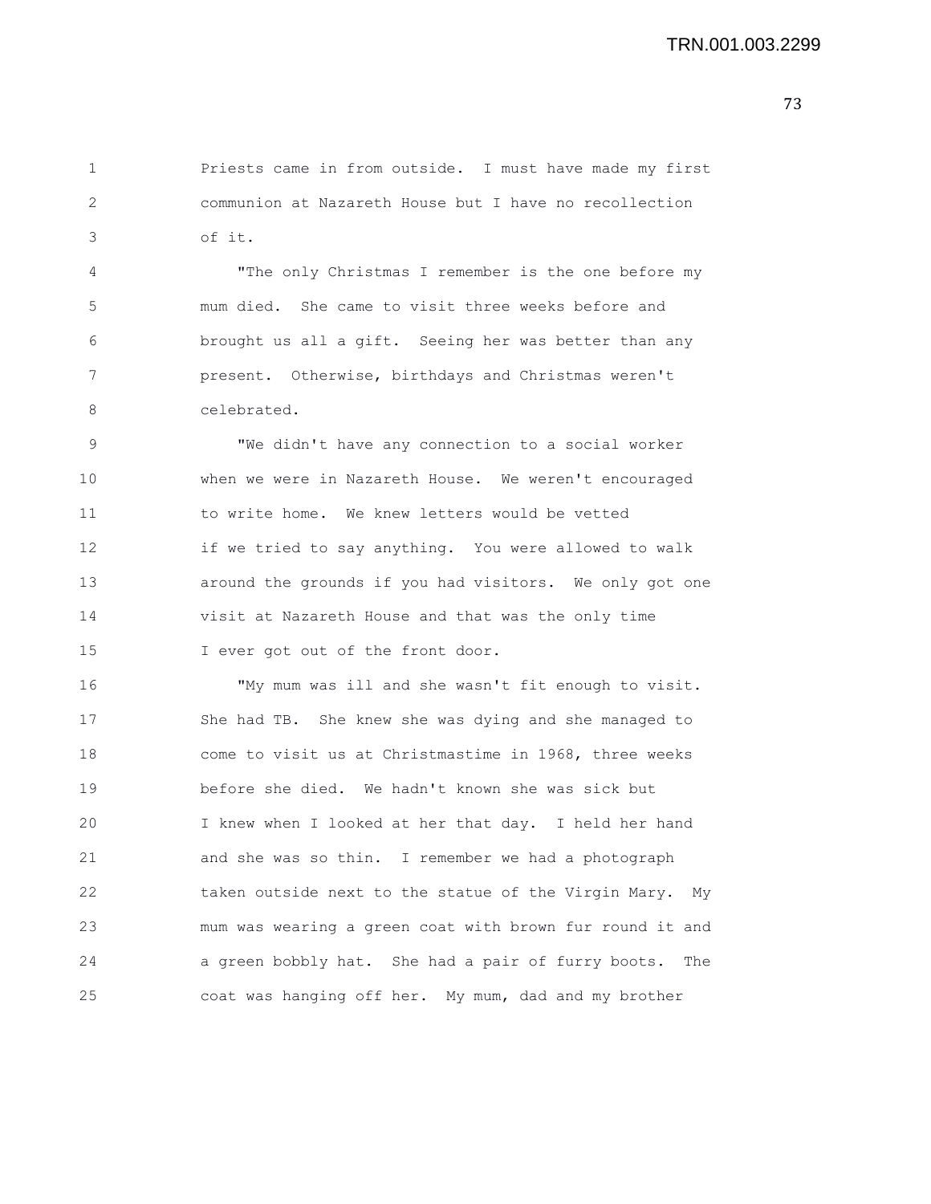Priests came in from outside. I must have made my first communion at Nazareth House but I have no recollection of it.

"The only Christmas I remember is the one before my mum died. She came to visit three weeks before and brought us all a gift. Seeing her was better than any present. Otherwise, birthdays and Christmas weren't celebrated.

"We didn't have any connection to a social worker when we were in Nazareth House. We weren't encouraged to write home. We knew letters would be vetted if we tried to say anything. You were allowed to walk around the grounds if you had visitors. We only got one visit at Nazareth House and that was the only time I ever got out of the front door.

"My mum was ill and she wasn't fit enough to visit. She had TB. She knew she was dying and she managed to come to visit us at Christmastime in 1968, three weeks before she died. We hadn't known she was sick but I knew when I looked at her that day. I held her hand and she was so thin. I remember we had a photograph taken outside next to the statue of the Virgin Mary. My mum was wearing a green coat with brown fur round it and a green bobbly hat. She had a pair of furry boots. The coat was hanging off her. My mum, dad and my brother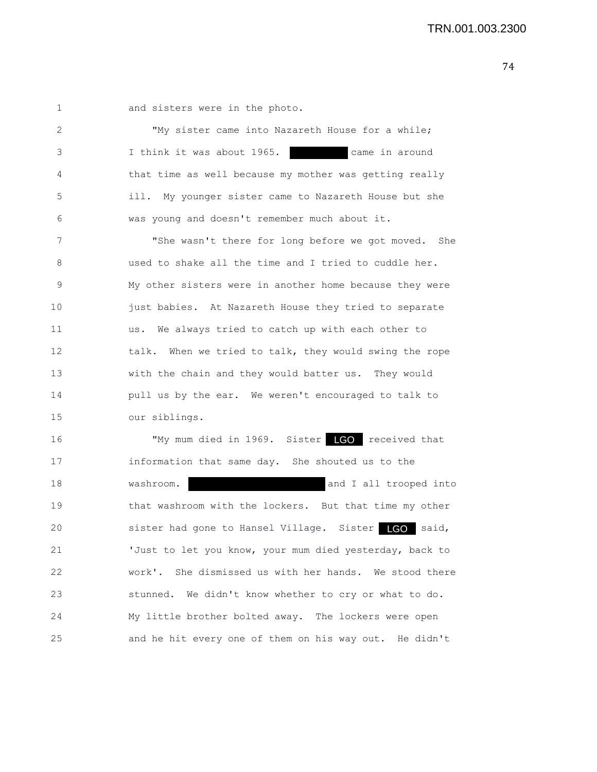and sisters were in the photo.

"My sister came into Nazareth House for a while; I think it was about 1965. ████████ came in around that time as well because my mother was getting really ill. My younger sister came to Nazareth House but she was young and doesn't remember much about it.

"She wasn't there for long before we got moved. She used to shake all the time and I tried to cuddle her. My other sisters were in another home because they were just babies. At Nazareth House they tried to separate us. We always tried to catch up with each other to talk. When we tried to talk, they would swing the rope with the chain and they would batter us. They would pull us by the ear. We weren't encouraged to talk to our siblings.

"My mum died in 1969. Sister LGO received that information that same day. She shouted us to the washroom. ████████████████ and I all trooped into that washroom with the lockers. But that time my other sister had gone to Hansel Village. Sister LGO said, 'Just to let you know, your mum died yesterday, back to work'. She dismissed us with her hands. We stood there stunned. We didn't know whether to cry or what to do. My little brother bolted away. The lockers were open and he hit every one of them on his way out. He didn't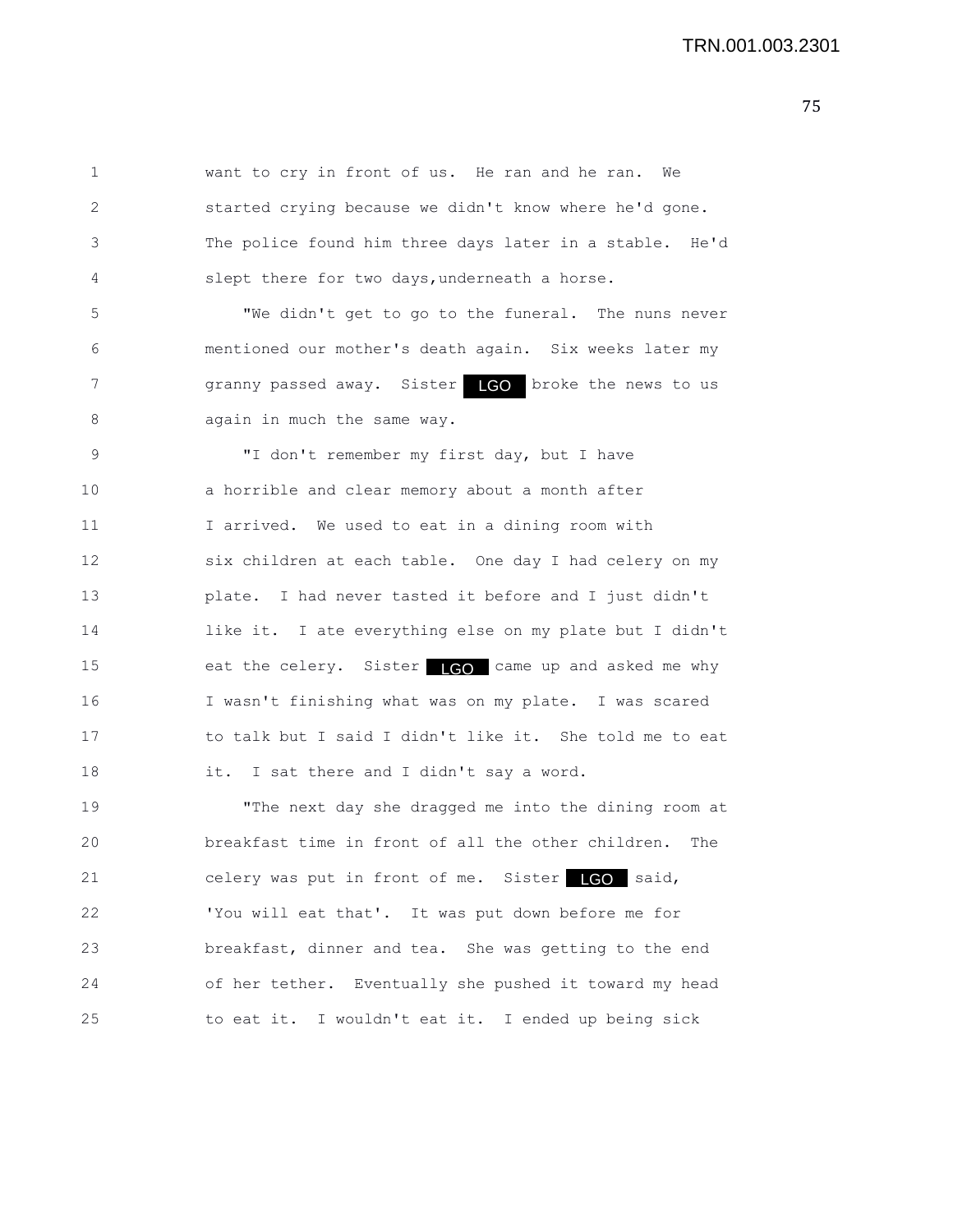want to cry in front of us. He ran and he ran. We started crying because we didn't know where he'd gone. The police found him three days later in a stable. He'd slept there for two days,underneath a horse.

"We didn't get to go to the funeral. The nuns never mentioned our mother's death again. Six weeks later my granny passed away. Sister LGO broke the news to us again in much the same way.

"I don't remember my first day, but I have a horrible and clear memory about a month after I arrived. We used to eat in a dining room with six children at each table. One day I had celery on my plate. I had never tasted it before and I just didn't like it. I ate everything else on my plate but I didn't eat the celery. Sister LGO came up and asked me why I wasn't finishing what was on my plate. I was scared to talk but I said I didn't like it. She told me to eat it. I sat there and I didn't say a word.

"The next day she dragged me into the dining room at breakfast time in front of all the other children. The celery was put in front of me. Sister LGO said, 'You will eat that'. It was put down before me for breakfast, dinner and tea. She was getting to the end of her tether. Eventually she pushed it toward my head to eat it. I wouldn't eat it. I ended up being sick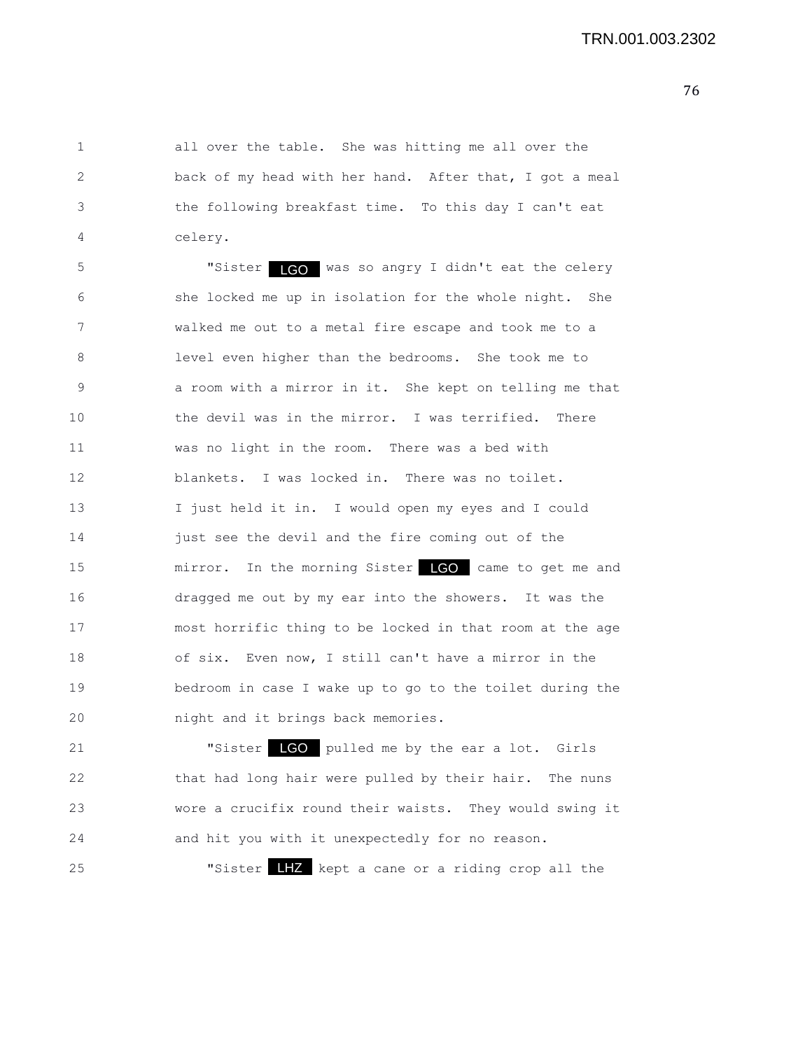all over the table. She was hitting me all over the back of my head with her hand. After that, I got a meal the following breakfast time. To this day I can't eat celery.

"Sister LGO was so angry I didn't eat the celery she locked me up in isolation for the whole night. She walked me out to a metal fire escape and took me to a level even higher than the bedrooms. She took me to a room with a mirror in it. She kept on telling me that the devil was in the mirror. I was terrified. There was no light in the room. There was a bed with blankets. I was locked in. There was no toilet. I just held it in. I would open my eyes and I could just see the devil and the fire coming out of the mirror. In the morning Sister LGO came to get me and dragged me out by my ear into the showers. It was the most horrific thing to be locked in that room at the age of six. Even now, I still can't have a mirror in the bedroom in case I wake up to go to the toilet during the night and it brings back memories.

"Sister LGO pulled me by the ear a lot. Girls that had long hair were pulled by their hair. The nuns wore a crucifix round their waists. They would swing it and hit you with it unexpectedly for no reason.

"Sister LHZ kept a cane or a riding crop all the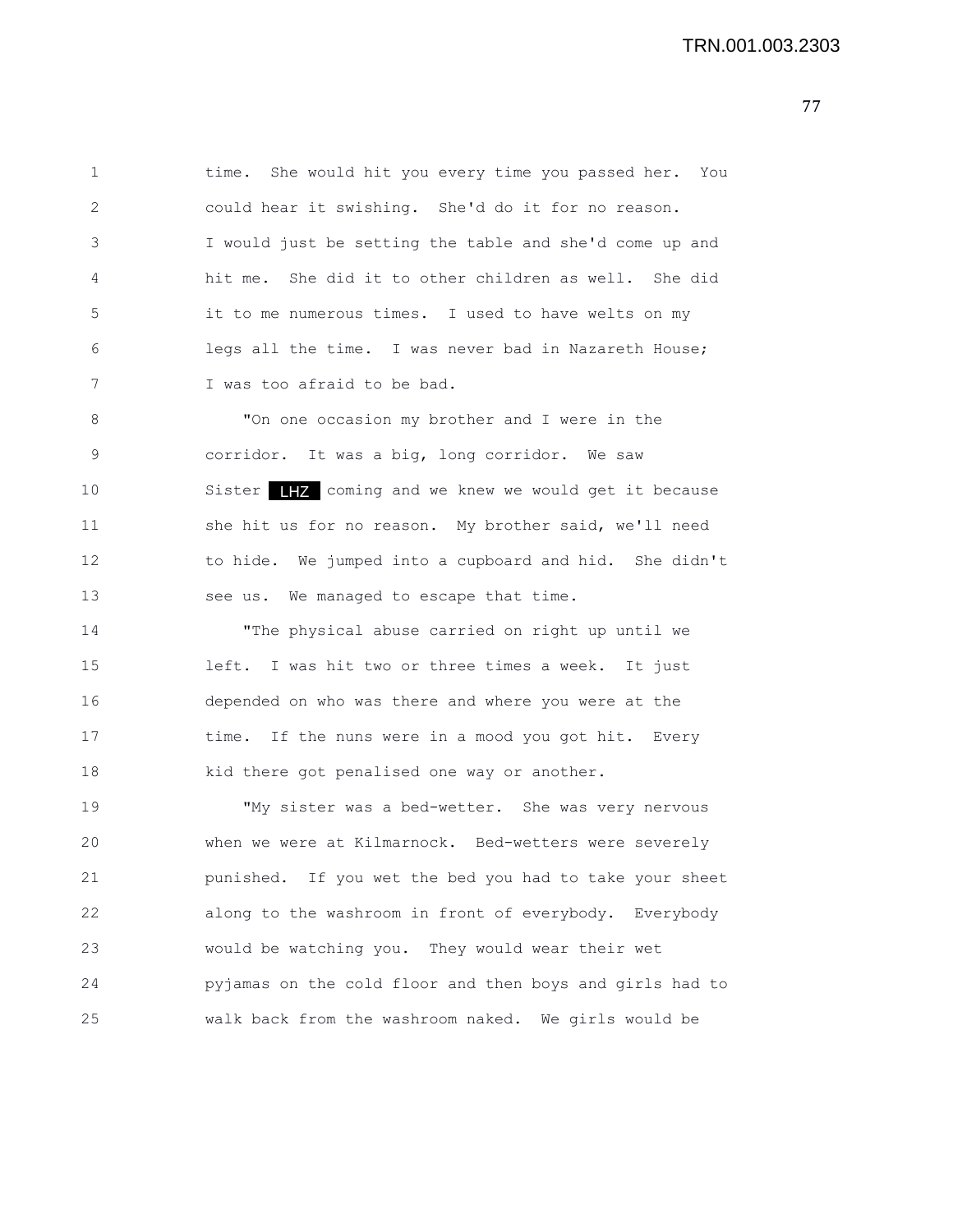time. She would hit you every time you passed her. You could hear it swishing. She'd do it for no reason. I would just be setting the table and she'd come up and hit me. She did it to other children as well. She did it to me numerous times. I used to have welts on my legs all the time. I was never bad in Nazareth House; I was too afraid to be bad.

"On one occasion my brother and I were in the corridor. It was a big, long corridor. We saw Sister LHZ coming and we knew we would get it because she hit us for no reason. My brother said, we'll need to hide. We jumped into a cupboard and hid. She didn't see us. We managed to escape that time.

"The physical abuse carried on right up until we left. I was hit two or three times a week. It just depended on who was there and where you were at the time. If the nuns were in a mood you got hit. Every kid there got penalised one way or another.

"My sister was a bed-wetter. She was very nervous when we were at Kilmarnock. Bed-wetters were severely punished. If you wet the bed you had to take your sheet along to the washroom in front of everybody. Everybody would be watching you. They would wear their wet pyjamas on the cold floor and then boys and girls had to walk back from the washroom naked. We girls would be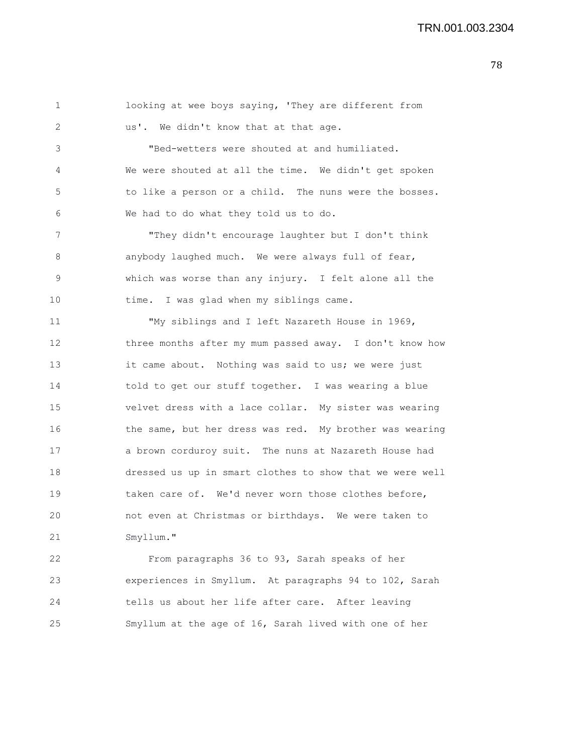looking at wee boys saying, 'They are different from us'. We didn't know that at that age.

"Bed-wetters were shouted at and humiliated. We were shouted at all the time. We didn't get spoken to like a person or a child. The nuns were the bosses. We had to do what they told us to do.

"They didn't encourage laughter but I don't think anybody laughed much. We were always full of fear, which was worse than any injury. I felt alone all the time. I was glad when my siblings came.

"My siblings and I left Nazareth House in 1969, three months after my mum passed away. I don't know how it came about. Nothing was said to us; we were just told to get our stuff together. I was wearing a blue velvet dress with a lace collar. My sister was wearing the same, but her dress was red. My brother was wearing a brown corduroy suit. The nuns at Nazareth House had dressed us up in smart clothes to show that we were well taken care of. We'd never worn those clothes before, not even at Christmas or birthdays. We were taken to Smyllum."

From paragraphs 36 to 93, Sarah speaks of her experiences in Smyllum. At paragraphs 94 to 102, Sarah tells us about her life after care. After leaving Smyllum at the age of 16, Sarah lived with one of her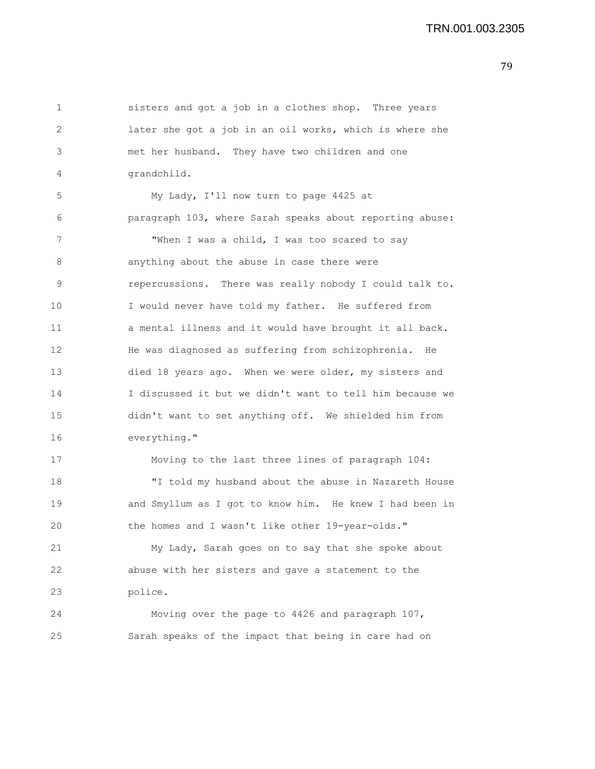sisters and got a job in a clothes shop. Three years later she got a job in an oil works, which is where she met her husband. They have two children and one grandchild.

My Lady, I'll now turn to page 4425 at paragraph 103, where Sarah speaks about reporting abuse:

"When I was a child, I was too scared to say anything about the abuse in case there were repercussions. There was really nobody I could talk to. I would never have told my father. He suffered from a mental illness and it would have brought it all back. He was diagnosed as suffering from schizophrenia. He died 18 years ago. When we were older, my sisters and I discussed it but we didn't want to tell him because we didn't want to set anything off. We shielded him from everything."

Moving to the last three lines of paragraph 104:

"I told my husband about the abuse in Nazareth House and Smyllum as I got to know him. He knew I had been in the homes and I wasn't like other 19-year-olds."

My Lady, Sarah goes on to say that she spoke about abuse with her sisters and gave a statement to the police.

Moving over the page to 4426 and paragraph 107, Sarah speaks of the impact that being in care had on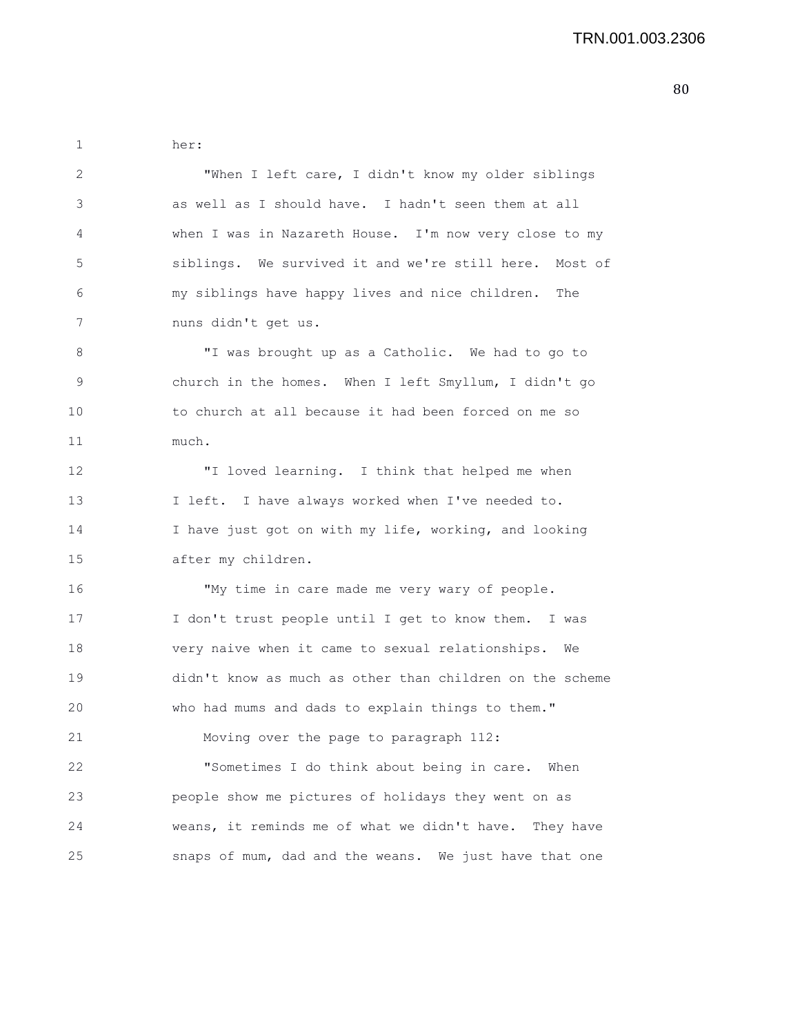her:

"When I left care, I didn't know my older siblings as well as I should have. I hadn't seen them at all when I was in Nazareth House. I'm now very close to my siblings. We survived it and we're still here. Most of my siblings have happy lives and nice children. The nuns didn't get us.

"I was brought up as a Catholic. We had to go to church in the homes. When I left Smyllum, I didn't go to church at all because it had been forced on me so much.

"I loved learning. I think that helped me when I left. I have always worked when I've needed to. I have just got on with my life, working, and looking after my children.

"My time in care made me very wary of people. I don't trust people until I get to know them. I was very naive when it came to sexual relationships. We didn't know as much as other than children on the scheme who had mums and dads to explain things to them."

Moving over the page to paragraph 112:

"Sometimes I do think about being in care. When people show me pictures of holidays they went on as weans, it reminds me of what we didn't have. They have snaps of mum, dad and the weans. We just have that one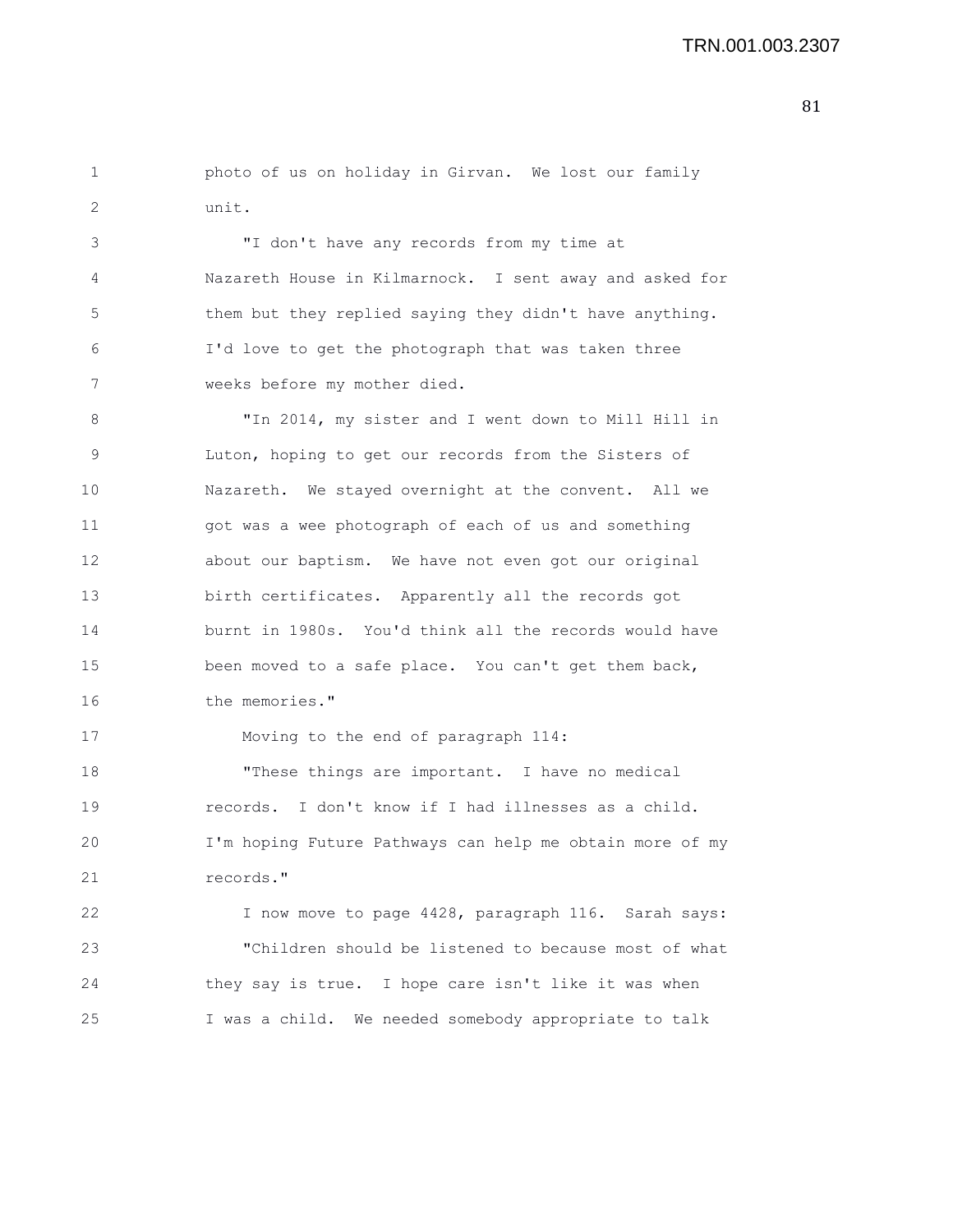photo of us on holiday in Girvan. We lost our family unit.

"I don't have any records from my time at Nazareth House in Kilmarnock. I sent away and asked for them but they replied saying they didn't have anything. I'd love to get the photograph that was taken three weeks before my mother died.

"In 2014, my sister and I went down to Mill Hill in Luton, hoping to get our records from the Sisters of Nazareth. We stayed overnight at the convent. All we got was a wee photograph of each of us and something about our baptism. We have not even got our original birth certificates. Apparently all the records got burnt in 1980s. You'd think all the records would have been moved to a safe place. You can't get them back, the memories."

Moving to the end of paragraph 114:

"These things are important. I have no medical records. I don't know if I had illnesses as a child. I'm hoping Future Pathways can help me obtain more of my records."

I now move to page 4428, paragraph 116. Sarah says:

"Children should be listened to because most of what they say is true. I hope care isn't like it was when I was a child. We needed somebody appropriate to talk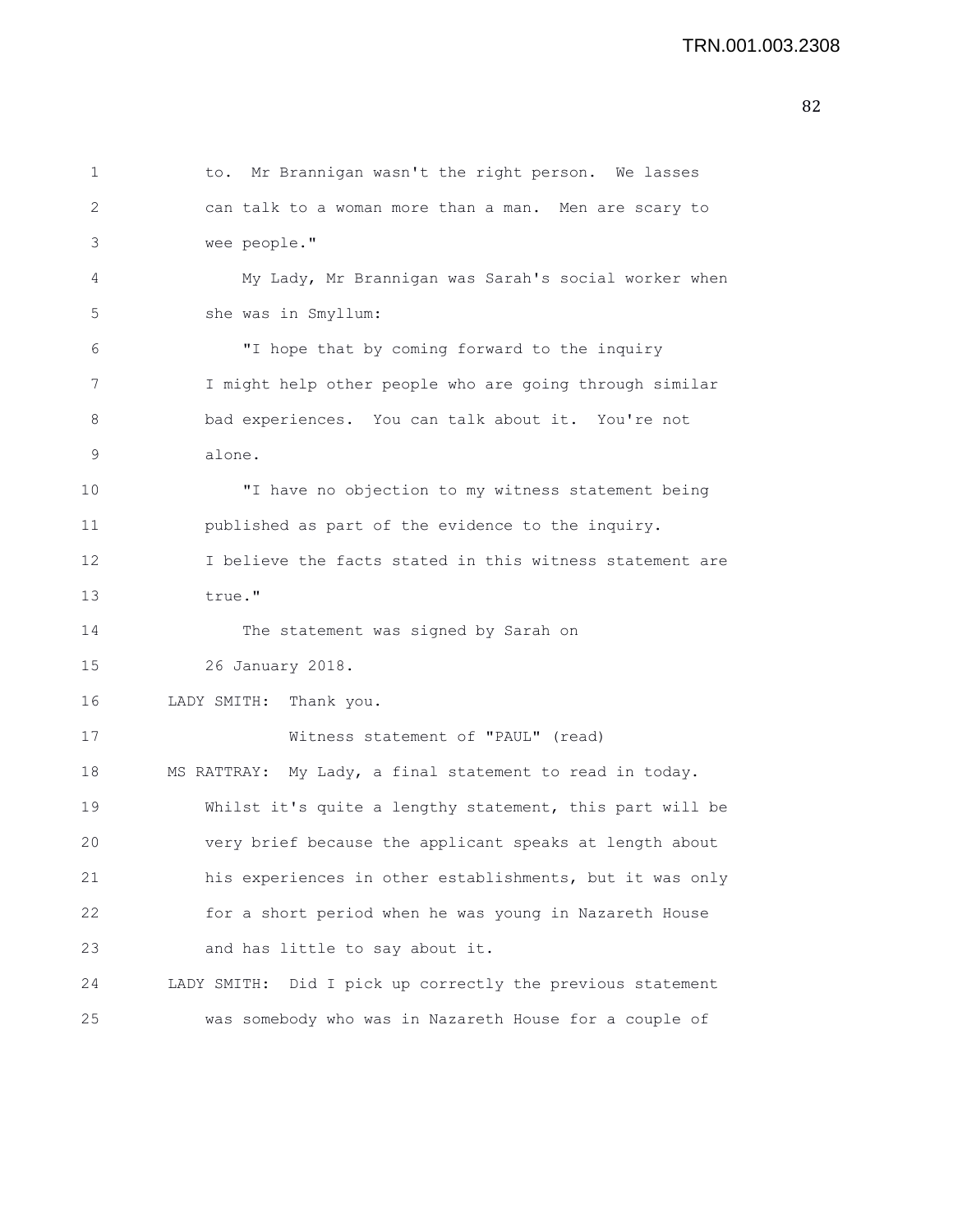to. Mr Brannigan wasn't the right person. We lasses can talk to a woman more than a man. Men are scary to wee people."

My Lady, Mr Brannigan was Sarah's social worker when she was in Smyllum:

"I hope that by coming forward to the inquiry I might help other people who are going through similar bad experiences. You can talk about it. You're not alone.

"I have no objection to my witness statement being published as part of the evidence to the inquiry. I believe the facts stated in this witness statement are true."

The statement was signed by Sarah on 26 January 2018.

LADY SMITH: Thank you.

Witness statement of "PAUL" (read)

MS RATTRAY: My Lady, a final statement to read in today. Whilst it's quite a lengthy statement, this part will be very brief because the applicant speaks at length about his experiences in other establishments, but it was only for a short period when he was young in Nazareth House and has little to say about it.

LADY SMITH: Did I pick up correctly the previous statement was somebody who was in Nazareth House for a couple of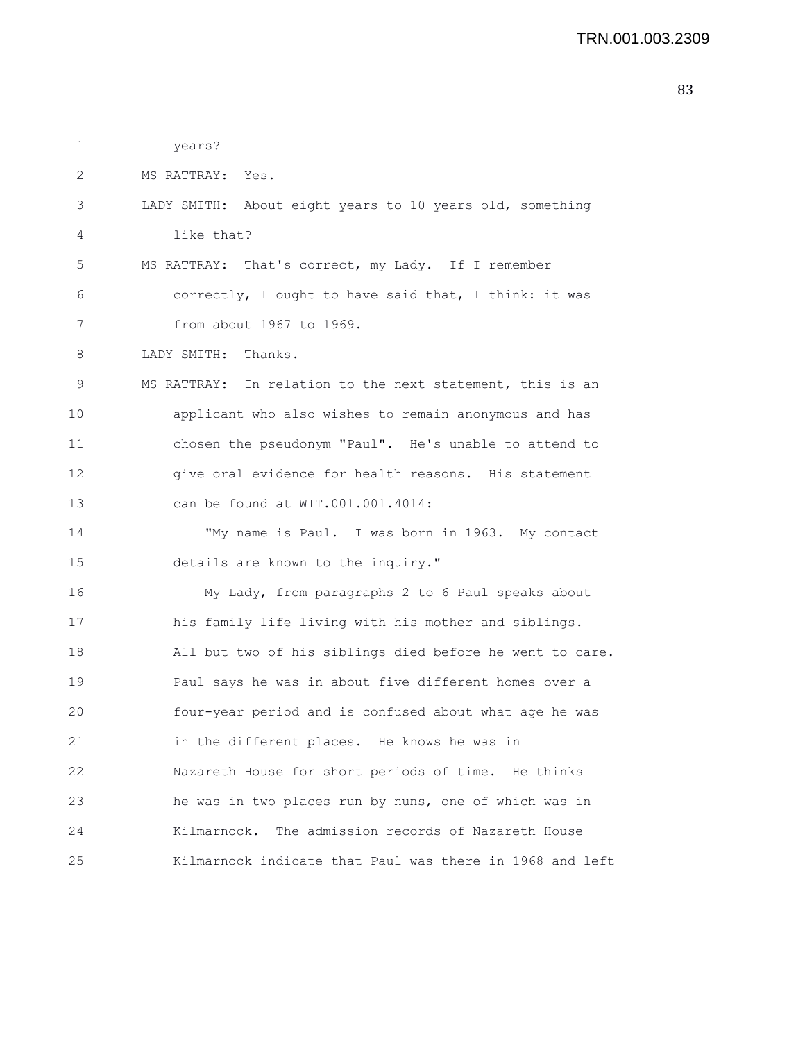1 years?

2 MS RATTRAY: Yes.

3 LADY SMITH: About eight years to 10 years old, something

4 like that?

5 MS RATTRAY: That's correct, my Lady. If I remember

6 correctly, I ought to have said that, I think: it was

7 from about 1967 to 1969.

8 LADY SMITH: Thanks.

9 MS RATTRAY: In relation to the next statement, this is an

10 applicant who also wishes to remain anonymous and has

11 chosen the pseudonym "Paul". He's unable to attend to

12 give oral evidence for health reasons. His statement

13 can be found at WIT.001.001.4014:

14 "My name is Paul. I was born in 1963. My contact

15 details are known to the inquiry."

16 My Lady, from paragraphs 2 to 6 Paul speaks about

17 his family life living with his mother and siblings.

18 All but two of his siblings died before he went to care.

19 Paul says he was in about five different homes over a

20 four-year period and is confused about what age he was

21 in the different places. He knows he was in

22 Nazareth House for short periods of time. He thinks

23 he was in two places run by nuns, one of which was in

24 Kilmarnock. The admission records of Nazareth House

25 Kilmarnock indicate that Paul was there in 1968 and left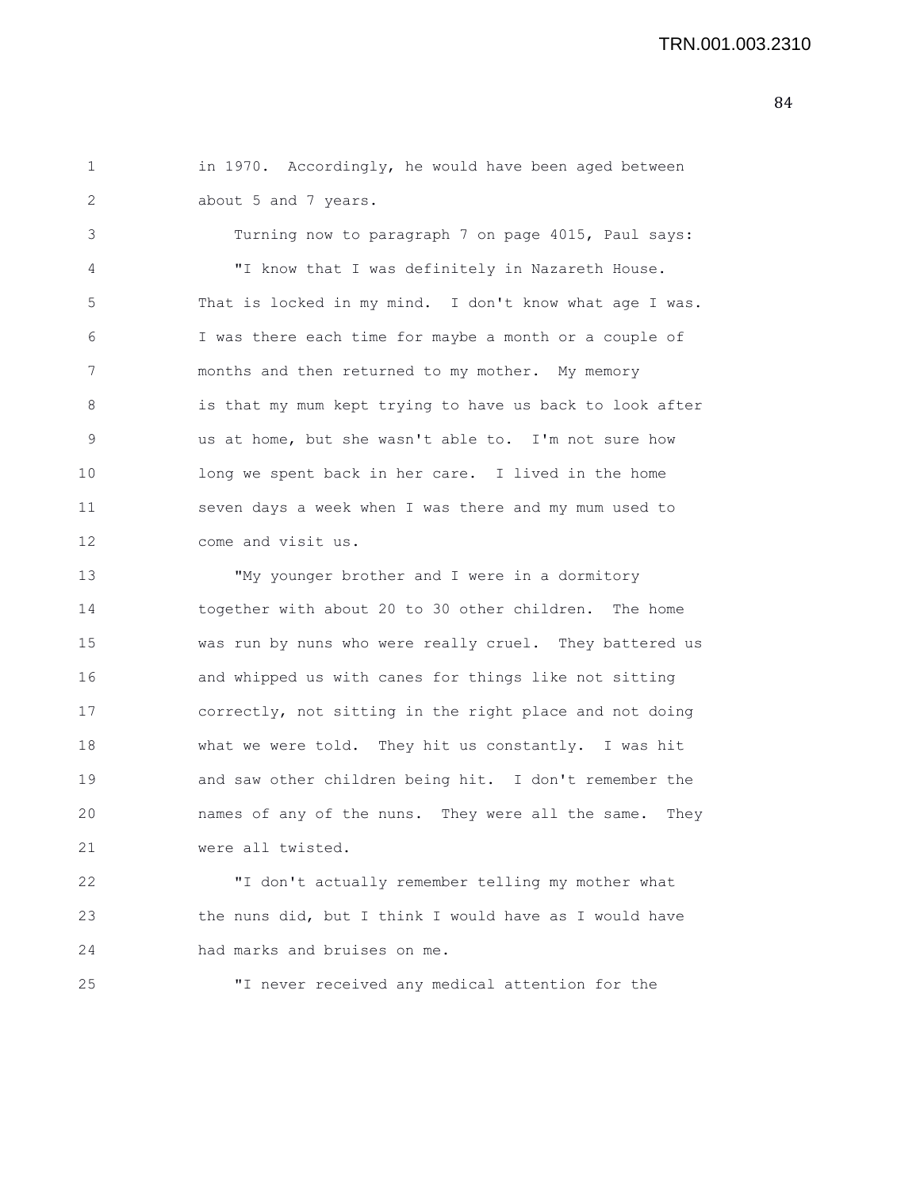in 1970. Accordingly, he would have been aged between about 5 and 7 years.

Turning now to paragraph 7 on page 4015, Paul says:

"I know that I was definitely in Nazareth House. That is locked in my mind. I don't know what age I was. I was there each time for maybe a month or a couple of months and then returned to my mother. My memory is that my mum kept trying to have us back to look after us at home, but she wasn't able to. I'm not sure how long we spent back in her care. I lived in the home seven days a week when I was there and my mum used to come and visit us.

"My younger brother and I were in a dormitory together with about 20 to 30 other children. The home was run by nuns who were really cruel. They battered us and whipped us with canes for things like not sitting correctly, not sitting in the right place and not doing what we were told. They hit us constantly. I was hit and saw other children being hit. I don't remember the names of any of the nuns. They were all the same. They were all twisted.

"I don't actually remember telling my mother what the nuns did, but I think I would have as I would have had marks and bruises on me.

"I never received any medical attention for the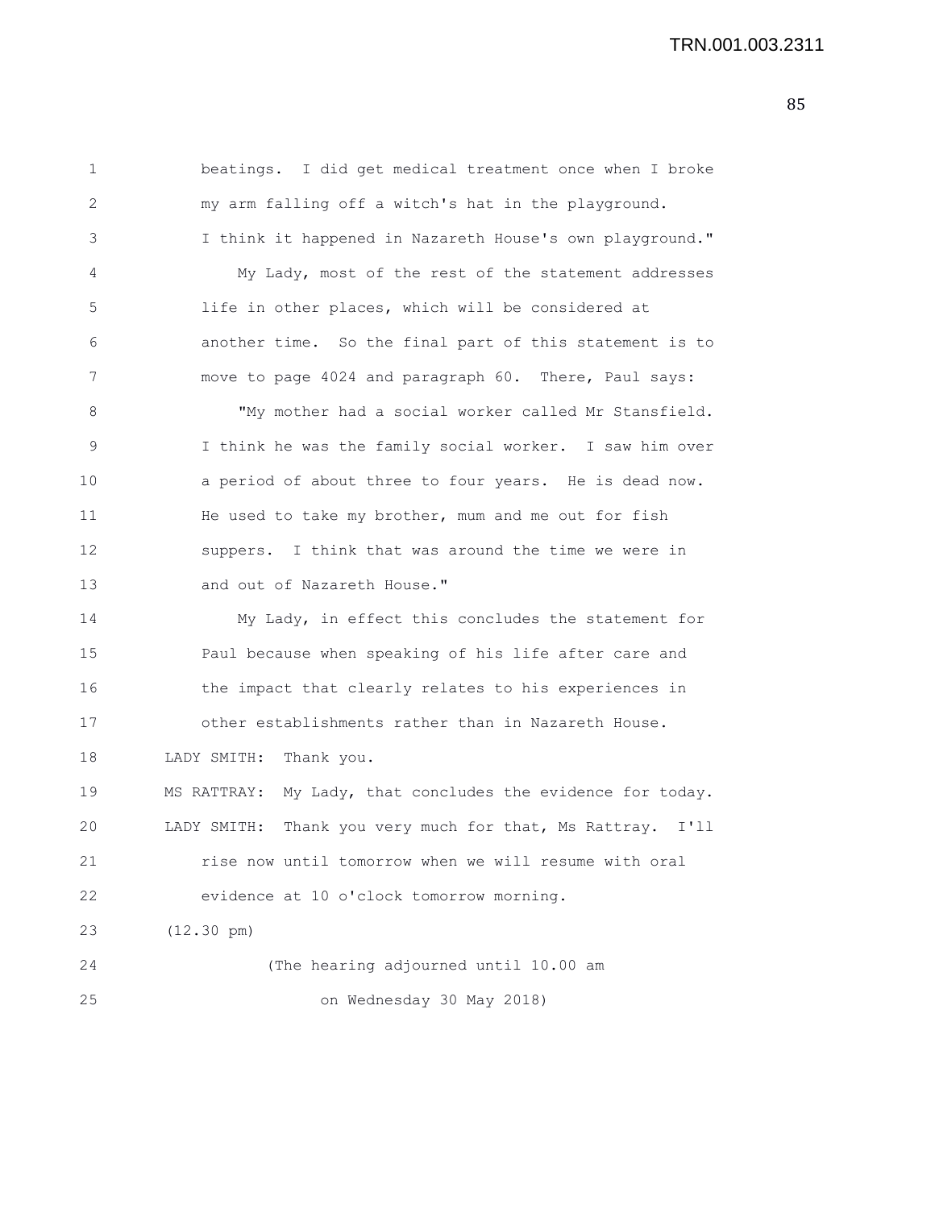beatings. I did get medical treatment once when I broke my arm falling off a witch's hat in the playground. I think it happened in Nazareth House's own playground."

My Lady, most of the rest of the statement addresses life in other places, which will be considered at another time. So the final part of this statement is to move to page 4024 and paragraph 60. There, Paul says:

"My mother had a social worker called Mr Stansfield. I think he was the family social worker. I saw him over a period of about three to four years. He is dead now. He used to take my brother, mum and me out for fish suppers. I think that was around the time we were in and out of Nazareth House."

My Lady, in effect this concludes the statement for Paul because when speaking of his life after care and the impact that clearly relates to his experiences in other establishments rather than in Nazareth House.

LADY SMITH: Thank you.

MS RATTRAY: My Lady, that concludes the evidence for today.

LADY SMITH: Thank you very much for that, Ms Rattray. I'll rise now until tomorrow when we will resume with oral evidence at 10 o'clock tomorrow morning.

(12.30 pm)

(The hearing adjourned until 10.00 am on Wednesday 30 May 2018)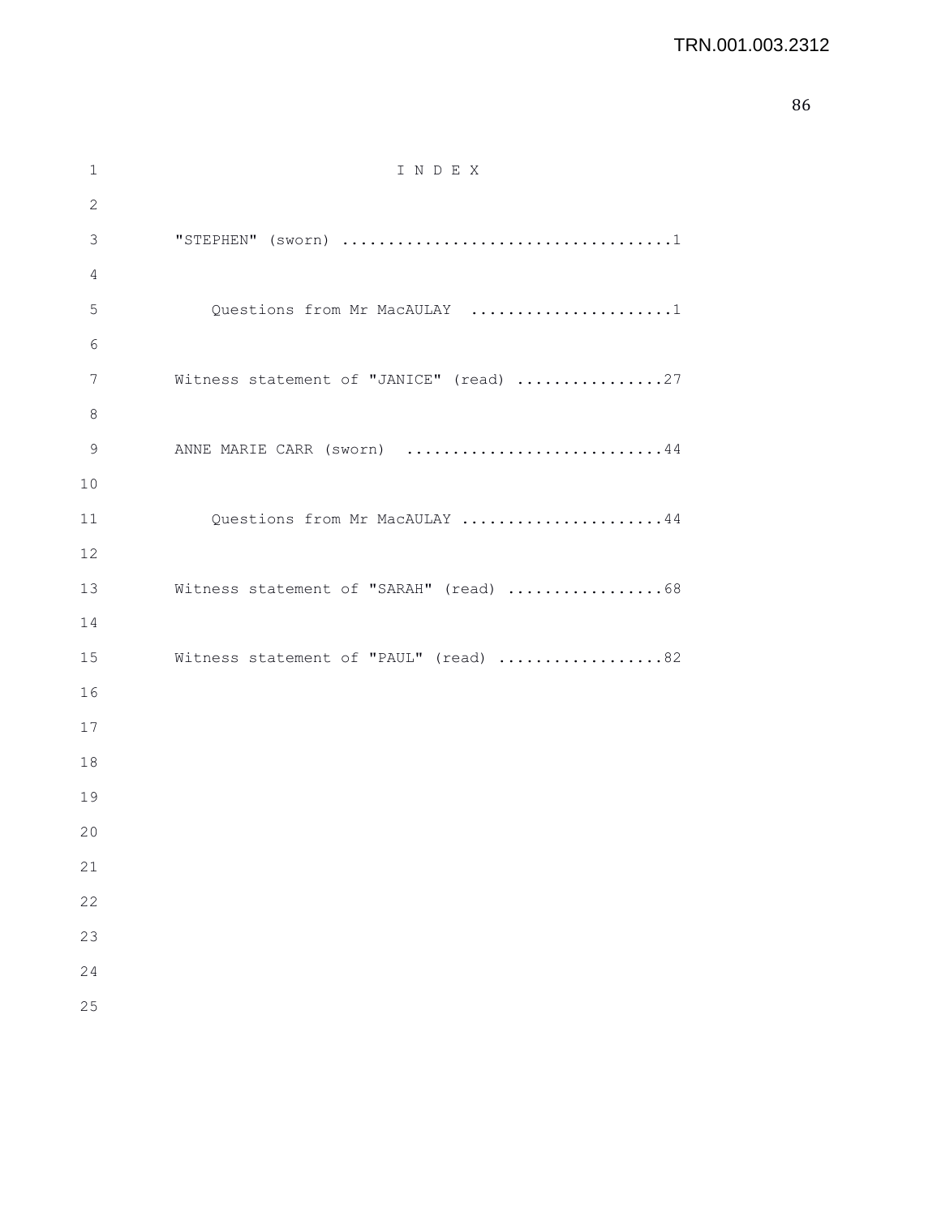# I N D E X

"STEPHEN" (sworn) ....................................1

Questions from Mr MacAULAY ......................1

Witness statement of "JANICE" (read) ................27

ANNE MARIE CARR (sworn) ............................44

Questions from Mr MacAULAY ......................44

Witness statement of "SARAH" (read) .................68

Witness statement of "PAUL" (read) ..................82